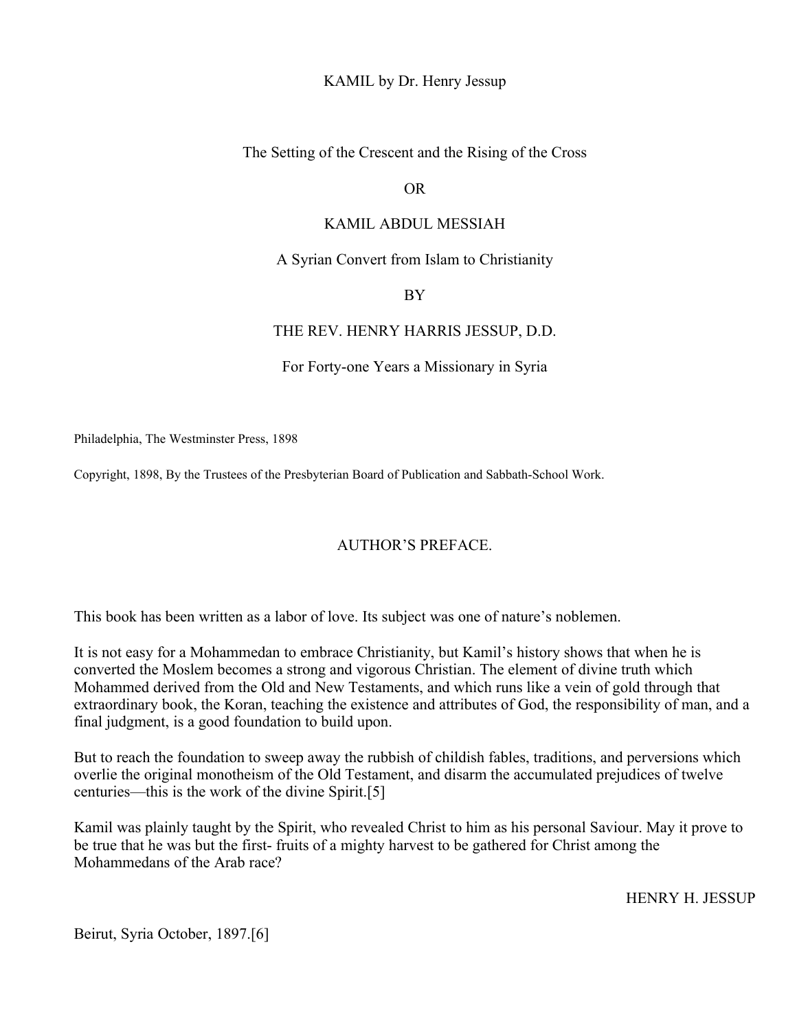KAMIL by Dr. Henry Jessup

# The Setting of the Crescent and the Rising of the Cross

OR

# KAMIL ABDUL MESSIAH

## A Syrian Convert from Islam to Christianity

BY

THE REV. HENRY HARRIS JESSUP, D.D.

For Forty-one Years a Missionary in Syria

Philadelphia, The Westminster Press, 1898

Copyright, 1898, By the Trustees of the Presbyterian Board of Publication and Sabbath-School Work.

## AUTHOR'S PREFACE.

This book has been written as a labor of love. Its subject was one of nature's noblemen.

It is not easy for a Mohammedan to embrace Christianity, but Kamil's history shows that when he is converted the Moslem becomes a strong and vigorous Christian. The element of divine truth which Mohammed derived from the Old and New Testaments, and which runs like a vein of gold through that extraordinary book, the Koran, teaching the existence and attributes of God, the responsibility of man, and a final judgment, is a good foundation to build upon.

But to reach the foundation to sweep away the rubbish of childish fables, traditions, and perversions which overlie the original monotheism of the Old Testament, and disarm the accumulated prejudices of twelve centuries—this is the work of the divine Spirit.[5]

Kamil was plainly taught by the Spirit, who revealed Christ to him as his personal Saviour. May it prove to be true that he was but the first- fruits of a mighty harvest to be gathered for Christ among the Mohammedans of the Arab race?

HENRY H. JESSUP

Beirut, Syria October, 1897.[6]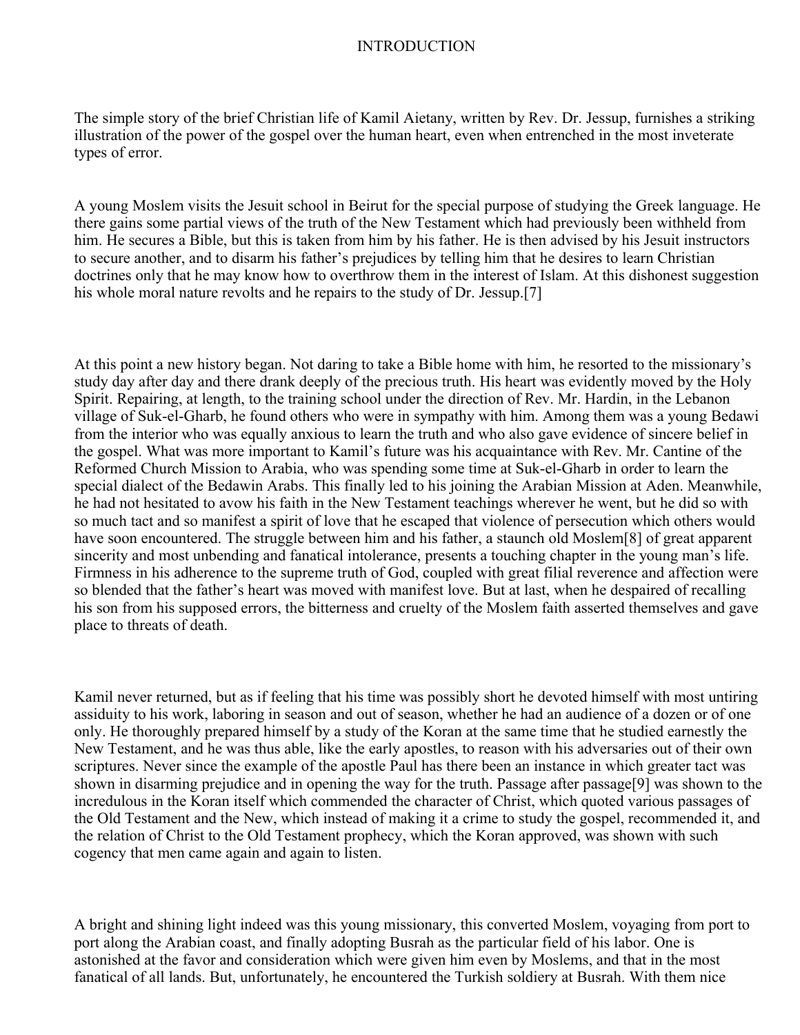# INTRODUCTION

The simple story of the brief Christian life of Kamil Aietany, written by Rev. Dr. Jessup, furnishes a striking illustration of the power of the gospel over the human heart, even when entrenched in the most inveterate types of error.

A young Moslem visits the Jesuit school in Beirut for the special purpose of studying the Greek language. He there gains some partial views of the truth of the New Testament which had previously been withheld from him. He secures a Bible, but this is taken from him by his father. He is then advised by his Jesuit instructors to secure another, and to disarm his father's prejudices by telling him that he desires to learn Christian doctrines only that he may know how to overthrow them in the interest of Islam. At this dishonest suggestion his whole moral nature revolts and he repairs to the study of Dr. Jessup.[7]

At this point a new history began. Not daring to take a Bible home with him, he resorted to the missionary's study day after day and there drank deeply of the precious truth. His heart was evidently moved by the Holy Spirit. Repairing, at length, to the training school under the direction of Rev. Mr. Hardin, in the Lebanon village of Suk-el-Gharb, he found others who were in sympathy with him. Among them was a young Bedawi from the interior who was equally anxious to learn the truth and who also gave evidence of sincere belief in the gospel. What was more important to Kamil's future was his acquaintance with Rev. Mr. Cantine of the Reformed Church Mission to Arabia, who was spending some time at Suk-el-Gharb in order to learn the special dialect of the Bedawin Arabs. This finally led to his joining the Arabian Mission at Aden. Meanwhile, he had not hesitated to avow his faith in the New Testament teachings wherever he went, but he did so with so much tact and so manifest a spirit of love that he escaped that violence of persecution which others would have soon encountered. The struggle between him and his father, a staunch old Moslem[8] of great apparent sincerity and most unbending and fanatical intolerance, presents a touching chapter in the young man's life. Firmness in his adherence to the supreme truth of God, coupled with great filial reverence and affection were so blended that the father's heart was moved with manifest love. But at last, when he despaired of recalling his son from his supposed errors, the bitterness and cruelty of the Moslem faith asserted themselves and gave place to threats of death.

Kamil never returned, but as if feeling that his time was possibly short he devoted himself with most untiring assiduity to his work, laboring in season and out of season, whether he had an audience of a dozen or of one only. He thoroughly prepared himself by a study of the Koran at the same time that he studied earnestly the New Testament, and he was thus able, like the early apostles, to reason with his adversaries out of their own scriptures. Never since the example of the apostle Paul has there been an instance in which greater tact was shown in disarming prejudice and in opening the way for the truth. Passage after passage[9] was shown to the incredulous in the Koran itself which commended the character of Christ, which quoted various passages of the Old Testament and the New, which instead of making it a crime to study the gospel, recommended it, and the relation of Christ to the Old Testament prophecy, which the Koran approved, was shown with such cogency that men came again and again to listen.

A bright and shining light indeed was this young missionary, this converted Moslem, voyaging from port to port along the Arabian coast, and finally adopting Busrah as the particular field of his labor. One is astonished at the favor and consideration which were given him even by Moslems, and that in the most fanatical of all lands. But, unfortunately, he encountered the Turkish soldiery at Busrah. With them nice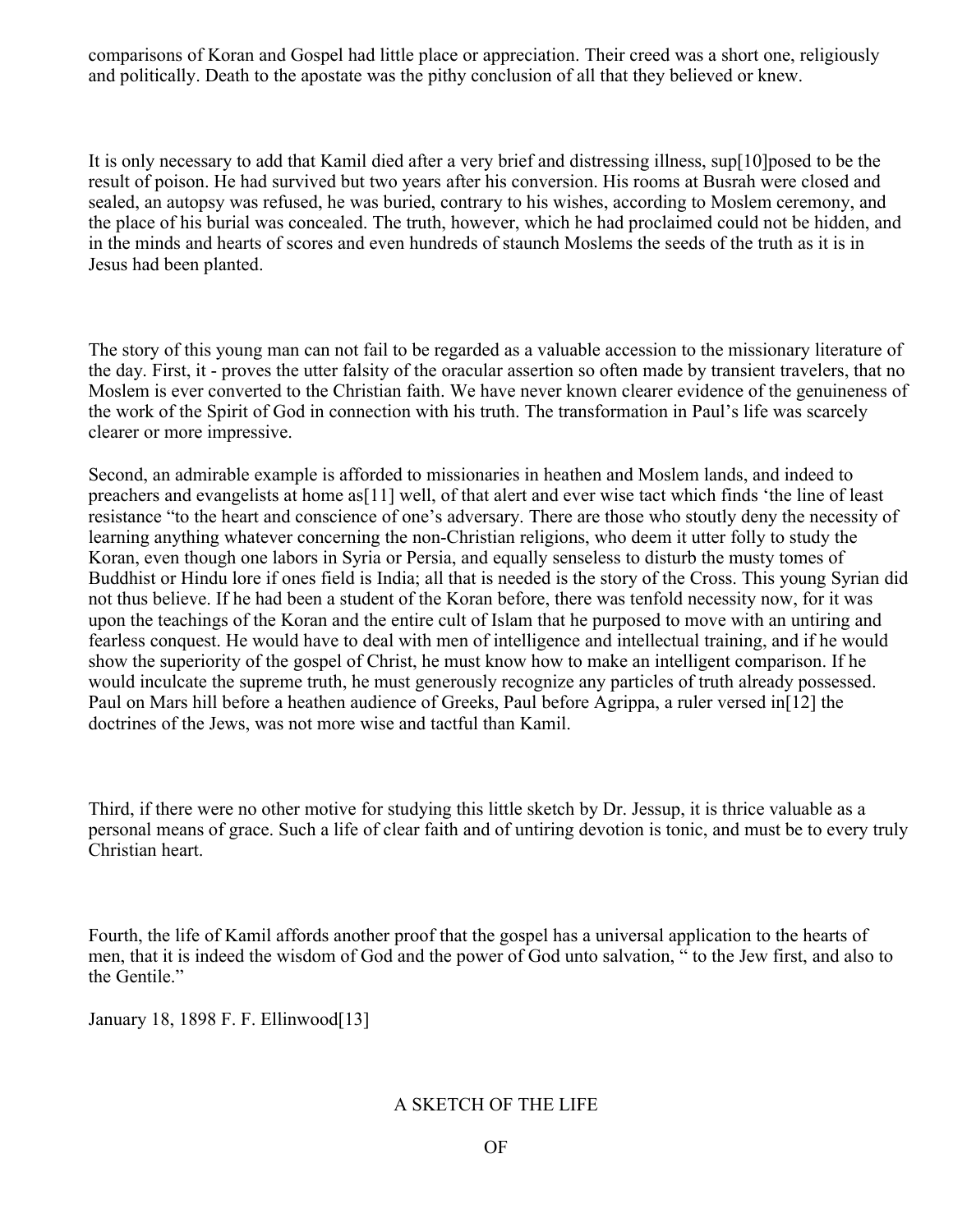comparisons of Koran and Gospel had little place or appreciation. Their creed was a short one, religiously and politically. Death to the apostate was the pithy conclusion of all that they believed or knew.

It is only necessary to add that Kamil died after a very brief and distressing illness, sup[10]posed to be the result of poison. He had survived but two years after his conversion. His rooms at Busrah were closed and sealed, an autopsy was refused, he was buried, contrary to his wishes, according to Moslem ceremony, and the place of his burial was concealed. The truth, however, which he had proclaimed could not be hidden, and in the minds and hearts of scores and even hundreds of staunch Moslems the seeds of the truth as it is in Jesus had been planted.

The story of this young man can not fail to be regarded as a valuable accession to the missionary literature of the day. First, it - proves the utter falsity of the oracular assertion so often made by transient travelers, that no Moslem is ever converted to the Christian faith. We have never known clearer evidence of the genuineness of the work of the Spirit of God in connection with his truth. The transformation in Paul's life was scarcely clearer or more impressive.

Second, an admirable example is afforded to missionaries in heathen and Moslem lands, and indeed to preachers and evangelists at home as[11] well, of that alert and ever wise tact which finds 'the line of least resistance "to the heart and conscience of one's adversary. There are those who stoutly deny the necessity of learning anything whatever concerning the non-Christian religions, who deem it utter folly to study the Koran, even though one labors in Syria or Persia, and equally senseless to disturb the musty tomes of Buddhist or Hindu lore if ones field is India; all that is needed is the story of the Cross. This young Syrian did not thus believe. If he had been a student of the Koran before, there was tenfold necessity now, for it was upon the teachings of the Koran and the entire cult of Islam that he purposed to move with an untiring and fearless conquest. He would have to deal with men of intelligence and intellectual training, and if he would show the superiority of the gospel of Christ, he must know how to make an intelligent comparison. If he would inculcate the supreme truth, he must generously recognize any particles of truth already possessed. Paul on Mars hill before a heathen audience of Greeks, Paul before Agrippa, a ruler versed in[12] the doctrines of the Jews, was not more wise and tactful than Kamil.

Third, if there were no other motive for studying this little sketch by Dr. Jessup, it is thrice valuable as a personal means of grace. Such a life of clear faith and of untiring devotion is tonic, and must be to every truly Christian heart.

Fourth, the life of Kamil affords another proof that the gospel has a universal application to the hearts of men, that it is indeed the wisdom of God and the power of God unto salvation, " to the Jew first, and also to the Gentile."

January 18, 1898 F. F. Ellinwood[13]

A SKETCH OF THE LIFE

OF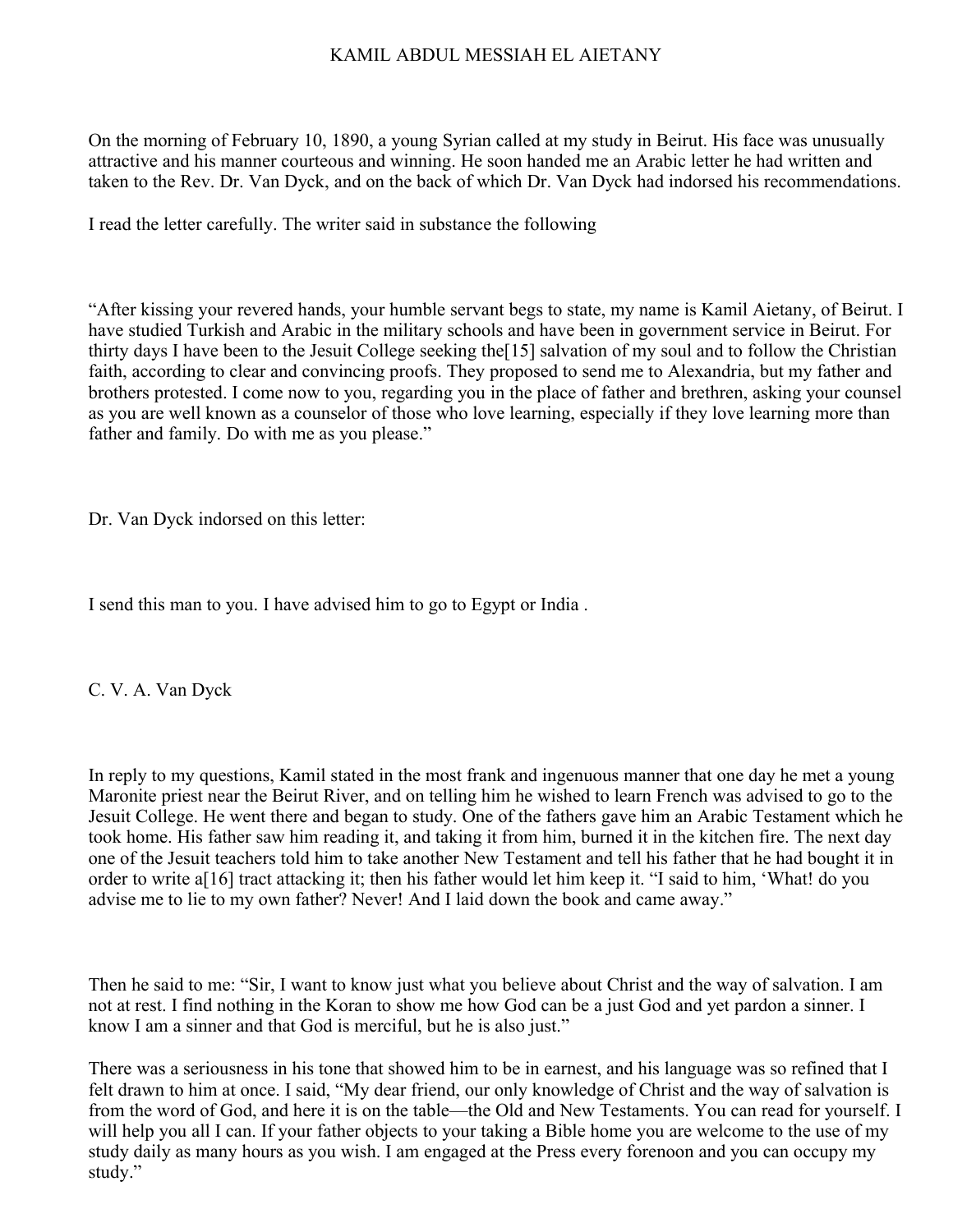# KAMIL ABDUL MESSIAH EL AIETANY

On the morning of February 10, 1890, a young Syrian called at my study in Beirut. His face was unusually attractive and his manner courteous and winning. He soon handed me an Arabic letter he had written and taken to the Rev. Dr. Van Dyck, and on the back of which Dr. Van Dyck had indorsed his recommendations.

I read the letter carefully. The writer said in substance the following

"After kissing your revered hands, your humble servant begs to state, my name is Kamil Aietany, of Beirut. I have studied Turkish and Arabic in the military schools and have been in government service in Beirut. For thirty days I have been to the Jesuit College seeking the[15] salvation of my soul and to follow the Christian faith, according to clear and convincing proofs. They proposed to send me to Alexandria, but my father and brothers protested. I come now to you, regarding you in the place of father and brethren, asking your counsel as you are well known as a counselor of those who love learning, especially if they love learning more than father and family. Do with me as you please."

Dr. Van Dyck indorsed on this letter:

I send this man to you. I have advised him to go to Egypt or India .

C. V. A. Van Dyck

In reply to my questions, Kamil stated in the most frank and ingenuous manner that one day he met a young Maronite priest near the Beirut River, and on telling him he wished to learn French was advised to go to the Jesuit College. He went there and began to study. One of the fathers gave him an Arabic Testament which he took home. His father saw him reading it, and taking it from him, burned it in the kitchen fire. The next day one of the Jesuit teachers told him to take another New Testament and tell his father that he had bought it in order to write a[16] tract attacking it; then his father would let him keep it. "I said to him, 'What! do you advise me to lie to my own father? Never! And I laid down the book and came away."

Then he said to me: "Sir, I want to know just what you believe about Christ and the way of salvation. I am not at rest. I find nothing in the Koran to show me how God can be a just God and yet pardon a sinner. I know I am a sinner and that God is merciful, but he is also just."

There was a seriousness in his tone that showed him to be in earnest, and his language was so refined that I felt drawn to him at once. I said, "My dear friend, our only knowledge of Christ and the way of salvation is from the word of God, and here it is on the table—the Old and New Testaments. You can read for yourself. I will help you all I can. If your father objects to your taking a Bible home you are welcome to the use of my study daily as many hours as you wish. I am engaged at the Press every forenoon and you can occupy my study."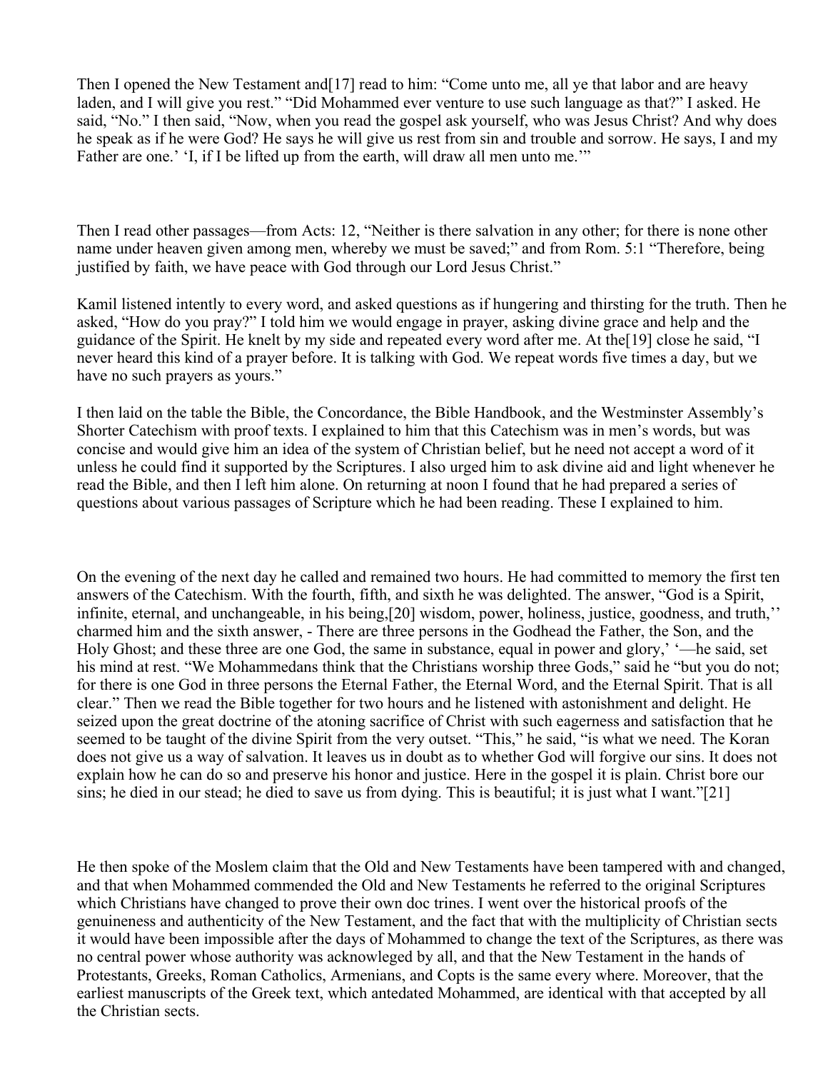Then I opened the New Testament and[17] read to him: “Come unto me, all ye that labor and are heavy laden, and I will give you rest.” “Did Mohammed ever venture to use such language as that?” I asked. He said, “No.” I then said, “Now, when you read the gospel ask yourself, who was Jesus Christ? And why does he speak as if he were God? He says he will give us rest from sin and trouble and sorrow. He says, I and my Father are one.’ ‘I, if I be lifted up from the earth, will draw all men unto me.’”

Then I read other passages—from Acts: 12, “Neither is there salvation in any other; for there is none other name under heaven given among men, whereby we must be saved;” and from Rom. 5:1 “Therefore, being justified by faith, we have peace with God through our Lord Jesus Christ.”

Kamil listened intently to every word, and asked questions as if hungering and thirsting for the truth. Then he asked, “How do you pray?” I told him we would engage in prayer, asking divine grace and help and the guidance of the Spirit. He knelt by my side and repeated every word after me. At the[19] close he said, “I never heard this kind of a prayer before. It is talking with God. We repeat words five times a day, but we have no such prayers as yours.”

I then laid on the table the Bible, the Concordance, the Bible Handbook, and the Westminster Assembly’s Shorter Catechism with proof texts. I explained to him that this Catechism was in men’s words, but was concise and would give him an idea of the system of Christian belief, but he need not accept a word of it unless he could find it supported by the Scriptures. I also urged him to ask divine aid and light whenever he read the Bible, and then I left him alone. On returning at noon I found that he had prepared a series of questions about various passages of Scripture which he had been reading. These I explained to him.

On the evening of the next day he called and remained two hours. He had committed to memory the first ten answers of the Catechism. With the fourth, fifth, and sixth he was delighted. The answer, “God is a Spirit, infinite, eternal, and unchangeable, in his being,[20] wisdom, power, holiness, justice, goodness, and truth,’’ charmed him and the sixth answer, - There are three persons in the Godhead the Father, the Son, and the Holy Ghost; and these three are one God, the same in substance, equal in power and glory,’ ‘—he said, set his mind at rest. “We Mohammedans think that the Christians worship three Gods,” said he “but you do not; for there is one God in three persons the Eternal Father, the Eternal Word, and the Eternal Spirit. That is all clear.” Then we read the Bible together for two hours and he listened with astonishment and delight. He seized upon the great doctrine of the atoning sacrifice of Christ with such eagerness and satisfaction that he seemed to be taught of the divine Spirit from the very outset. “This,” he said, “is what we need. The Koran does not give us a way of salvation. It leaves us in doubt as to whether God will forgive our sins. It does not explain how he can do so and preserve his honor and justice. Here in the gospel it is plain. Christ bore our sins; he died in our stead; he died to save us from dying. This is beautiful; it is just what I want.”[21]

He then spoke of the Moslem claim that the Old and New Testaments have been tampered with and changed, and that when Mohammed commended the Old and New Testaments he referred to the original Scriptures which Christians have changed to prove their own doc trines. I went over the historical proofs of the genuineness and authenticity of the New Testament, and the fact that with the multiplicity of Christian sects it would have been impossible after the days of Mohammed to change the text of the Scriptures, as there was no central power whose authority was acknowleged by all, and that the New Testament in the hands of Protestants, Greeks, Roman Catholics, Armenians, and Copts is the same every where. Moreover, that the earliest manuscripts of the Greek text, which antedated Mohammed, are identical with that accepted by all the Christian sects.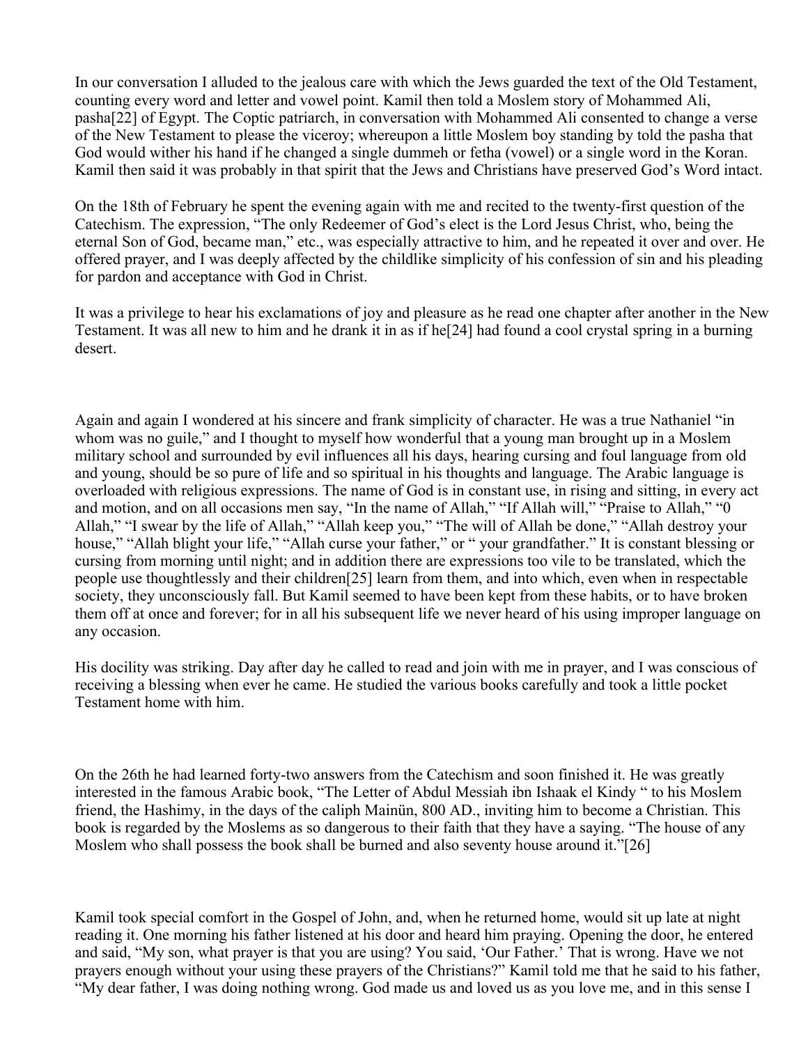In our conversation I alluded to the jealous care with which the Jews guarded the text of the Old Testament, counting every word and letter and vowel point. Kamil then told a Moslem story of Mohammed Ali, pasha[22] of Egypt. The Coptic patriarch, in conversation with Mohammed Ali consented to change a verse of the New Testament to please the viceroy; whereupon a little Moslem boy standing by told the pasha that God would wither his hand if he changed a single dummeh or fetha (vowel) or a single word in the Koran. Kamil then said it was probably in that spirit that the Jews and Christians have preserved God's Word intact.

On the 18th of February he spent the evening again with me and recited to the twenty-first question of the Catechism. The expression, "The only Redeemer of God's elect is the Lord Jesus Christ, who, being the eternal Son of God, became man," etc., was especially attractive to him, and he repeated it over and over. He offered prayer, and I was deeply affected by the childlike simplicity of his confession of sin and his pleading for pardon and acceptance with God in Christ.

It was a privilege to hear his exclamations of joy and pleasure as he read one chapter after another in the New Testament. It was all new to him and he drank it in as if he[24] had found a cool crystal spring in a burning desert.

Again and again I wondered at his sincere and frank simplicity of character. He was a true Nathaniel "in whom was no guile," and I thought to myself how wonderful that a young man brought up in a Moslem military school and surrounded by evil influences all his days, hearing cursing and foul language from old and young, should be so pure of life and so spiritual in his thoughts and language. The Arabic language is overloaded with religious expressions. The name of God is in constant use, in rising and sitting, in every act and motion, and on all occasions men say, "In the name of Allah," "If Allah will," "Praise to Allah," "0 Allah," "I swear by the life of Allah," "Allah keep you," "The will of Allah be done," "Allah destroy your house," "Allah blight your life," "Allah curse your father," or " your grandfather." It is constant blessing or cursing from morning until night; and in addition there are expressions too vile to be translated, which the people use thoughtlessly and their children[25] learn from them, and into which, even when in respectable society, they unconsciously fall. But Kamil seemed to have been kept from these habits, or to have broken them off at once and forever; for in all his subsequent life we never heard of his using improper language on any occasion.

His docility was striking. Day after day he called to read and join with me in prayer, and I was conscious of receiving a blessing when ever he came. He studied the various books carefully and took a little pocket Testament home with him.

On the 26th he had learned forty-two answers from the Catechism and soon finished it. He was greatly interested in the famous Arabic book, "The Letter of Abdul Messiah ibn Ishaak el Kindy " to his Moslem friend, the Hashimy, in the days of the caliph Mainün, 800 AD., inviting him to become a Christian. This book is regarded by the Moslems as so dangerous to their faith that they have a saying. "The house of any Moslem who shall possess the book shall be burned and also seventy house around it."[26]

Kamil took special comfort in the Gospel of John, and, when he returned home, would sit up late at night reading it. One morning his father listened at his door and heard him praying. Opening the door, he entered and said, "My son, what prayer is that you are using? You said, 'Our Father.' That is wrong. Have we not prayers enough without your using these prayers of the Christians?" Kamil told me that he said to his father, "My dear father, I was doing nothing wrong. God made us and loved us as you love me, and in this sense I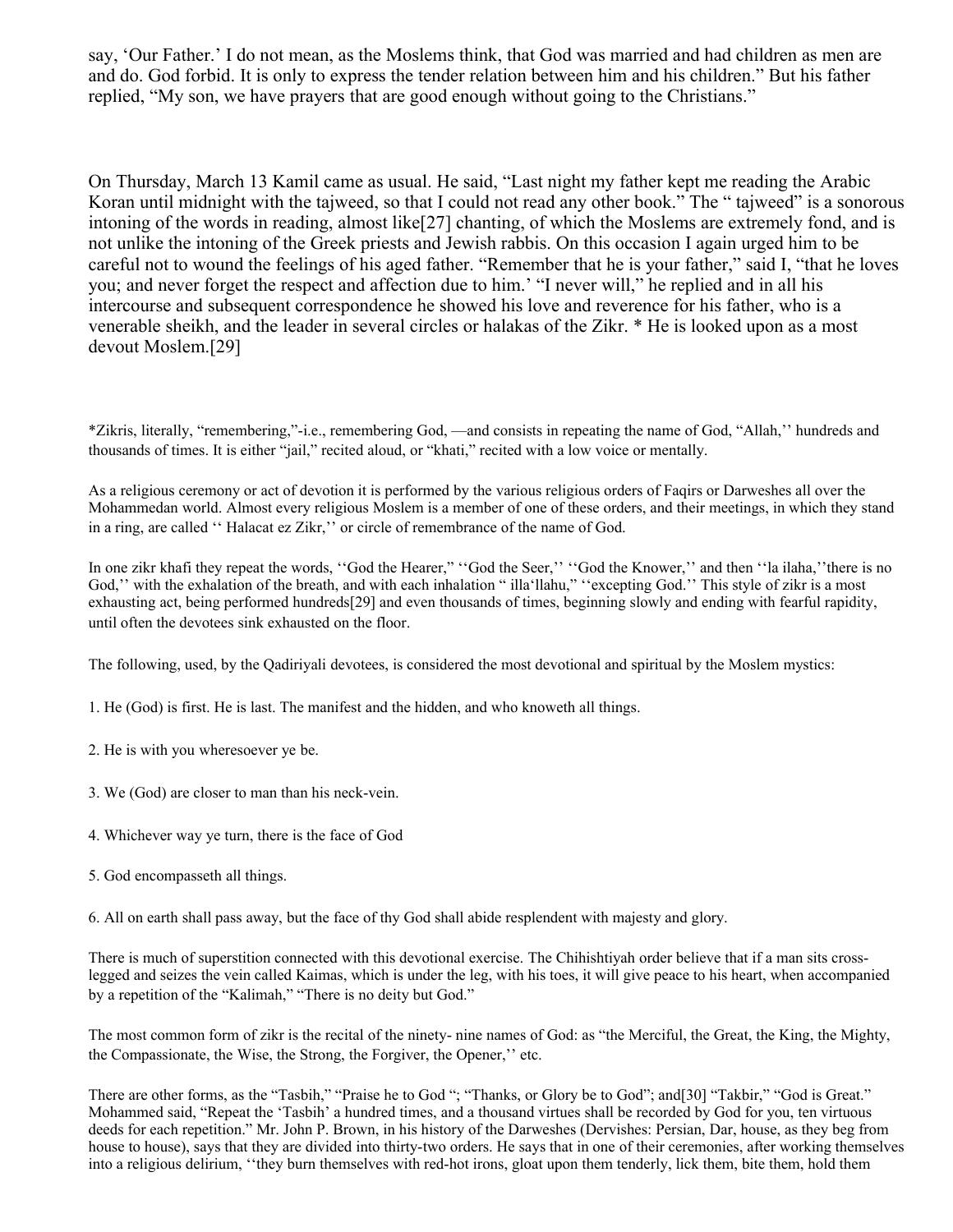say, ‘Our Father.’ I do not mean, as the Moslems think, that God was married and had children as men are and do. God forbid. It is only to express the tender relation between him and his children.” But his father replied, “My son, we have prayers that are good enough without going to the Christians.”

On Thursday, March 13 Kamil came as usual. He said, “Last night my father kept me reading the Arabic Koran until midnight with the tajweed, so that I could not read any other book.” The “ tajweed” is a sonorous intoning of the words in reading, almost like[27] chanting, of which the Moslems are extremely fond, and is not unlike the intoning of the Greek priests and Jewish rabbis. On this occasion I again urged him to be careful not to wound the feelings of his aged father. “Remember that he is your father,” said I, “that he loves you; and never forget the respect and affection due to him.’ “I never will,” he replied and in all his intercourse and subsequent correspondence he showed his love and reverence for his father, who is a venerable sheikh, and the leader in several circles or halakas of the Zikr. * He is looked upon as a most devout Moslem.[29]

*Zikris, literally, “remembering,”-i.e., remembering God, —and consists in repeating the name of God, “Allah,’’ hundreds and thousands of times. It is either “jail,” recited aloud, or “khati,” recited with a low voice or mentally.

As a religious ceremony or act of devotion it is performed by the various religious orders of Faqirs or Darweshes all over the Mohammedan world. Almost every religious Moslem is a member of one of these orders, and their meetings, in which they stand in a ring, are called ‘‘ Halacat ez Zikr,’’ or circle of remembrance of the name of God.

In one zikr khafi they repeat the words, ‘‘God the Hearer,” ‘‘God the Seer,’’ ‘‘God the Knower,’’ and then ‘‘la ilaha,’’there is no God,’’ with the exhalation of the breath, and with each inhalation “ illa‘llahu,” ‘‘excepting God.’’ This style of zikr is a most exhausting act, being performed hundreds[29] and even thousands of times, beginning slowly and ending with fearful rapidity, until often the devotees sink exhausted on the floor.

The following, used, by the Qadiriyali devotees, is considered the most devotional and spiritual by the Moslem mystics:

1. He (God) is first. He is last. The manifest and the hidden, and who knoweth all things.

2. He is with you wheresoever ye be.

3. We (God) are closer to man than his neck-vein.

4. Whichever way ye turn, there is the face of God

5. God encompasseth all things.

6. All on earth shall pass away, but the face of thy God shall abide resplendent with majesty and glory.

There is much of superstition connected with this devotional exercise. The Chihishtiyah order believe that if a man sits cross-legged and seizes the vein called Kaimas, which is under the leg, with his toes, it will give peace to his heart, when accompanied by a repetition of the “Kalimah,” “There is no deity but God.”

The most common form of zikr is the recital of the ninety- nine names of God: as “the Merciful, the Great, the King, the Mighty, the Compassionate, the Wise, the Strong, the Forgiver, the Opener,’’ etc.

There are other forms, as the “Tasbih,” “Praise he to God “; “Thanks, or Glory be to God”; and[30] “Takbir,” “God is Great.” Mohammed said, “Repeat the ‘Tasbih’ a hundred times, and a thousand virtues shall be recorded by God for you, ten virtuous deeds for each repetition.” Mr. John P. Brown, in his history of the Darweshes (Dervishes: Persian, Dar, house, as they beg from house to house), says that they are divided into thirty-two orders. He says that in one of their ceremonies, after working themselves into a religious delirium, ‘‘they burn themselves with red-hot irons, gloat upon them tenderly, lick them, bite them, hold them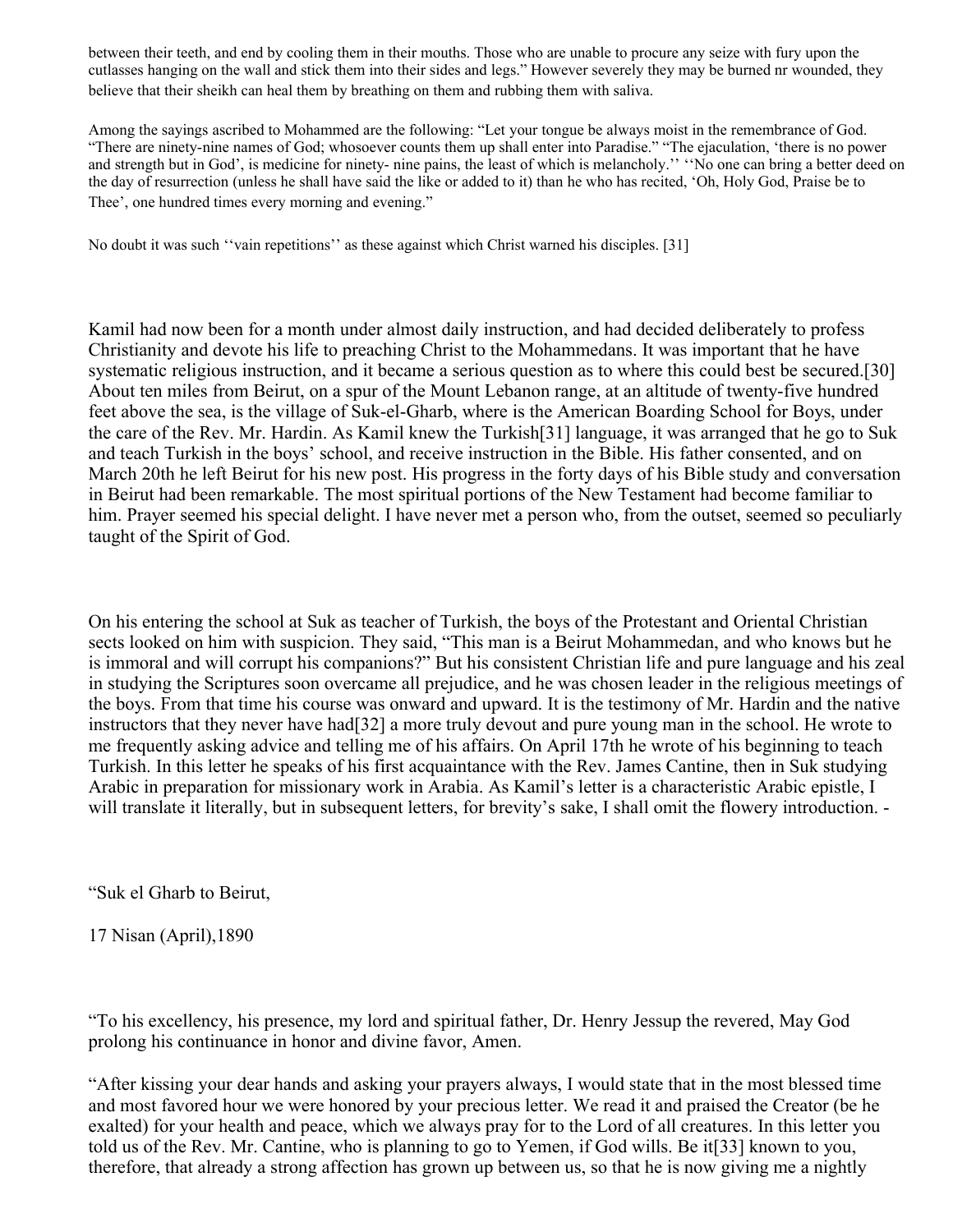between their teeth, and end by cooling them in their mouths. Those who are unable to procure any seize with fury upon the cutlasses hanging on the wall and stick them into their sides and legs." However severely they may be burned nr wounded, they believe that their sheikh can heal them by breathing on them and rubbing them with saliva.

Among the sayings ascribed to Mohammed are the following: "Let your tongue be always moist in the remembrance of God. "There are ninety-nine names of God; whosoever counts them up shall enter into Paradise." "The ejaculation, 'there is no power and strength but in God', is medicine for ninety- nine pains, the least of which is melancholy.'' ''No one can bring a better deed on the day of resurrection (unless he shall have said the like or added to it) than he who has recited, 'Oh, Holy God, Praise be to Thee', one hundred times every morning and evening."

No doubt it was such ''vain repetitions'' as these against which Christ warned his disciples. [31]

Kamil had now been for a month under almost daily instruction, and had decided deliberately to profess Christianity and devote his life to preaching Christ to the Mohammedans. It was important that he have systematic religious instruction, and it became a serious question as to where this could best be secured.[30] About ten miles from Beirut, on a spur of the Mount Lebanon range, at an altitude of twenty-five hundred feet above the sea, is the village of Suk-el-Gharb, where is the American Boarding School for Boys, under the care of the Rev. Mr. Hardin. As Kamil knew the Turkish[31] language, it was arranged that he go to Suk and teach Turkish in the boys' school, and receive instruction in the Bible. His father consented, and on March 20th he left Beirut for his new post. His progress in the forty days of his Bible study and conversation in Beirut had been remarkable. The most spiritual portions of the New Testament had become familiar to him. Prayer seemed his special delight. I have never met a person who, from the outset, seemed so peculiarly taught of the Spirit of God.

On his entering the school at Suk as teacher of Turkish, the boys of the Protestant and Oriental Christian sects looked on him with suspicion. They said, "This man is a Beirut Mohammedan, and who knows but he is immoral and will corrupt his companions?" But his consistent Christian life and pure language and his zeal in studying the Scriptures soon overcame all prejudice, and he was chosen leader in the religious meetings of the boys. From that time his course was onward and upward. It is the testimony of Mr. Hardin and the native instructors that they never have had[32] a more truly devout and pure young man in the school. He wrote to me frequently asking advice and telling me of his affairs. On April 17th he wrote of his beginning to teach Turkish. In this letter he speaks of his first acquaintance with the Rev. James Cantine, then in Suk studying Arabic in preparation for missionary work in Arabia. As Kamil's letter is a characteristic Arabic epistle, I will translate it literally, but in subsequent letters, for brevity's sake, I shall omit the flowery introduction. -

"Suk el Gharb to Beirut,

17 Nisan (April),1890

"To his excellency, his presence, my lord and spiritual father, Dr. Henry Jessup the revered, May God prolong his continuance in honor and divine favor, Amen.

"After kissing your dear hands and asking your prayers always, I would state that in the most blessed time and most favored hour we were honored by your precious letter. We read it and praised the Creator (be he exalted) for your health and peace, which we always pray for to the Lord of all creatures. In this letter you told us of the Rev. Mr. Cantine, who is planning to go to Yemen, if God wills. Be it[33] known to you, therefore, that already a strong affection has grown up between us, so that he is now giving me a nightly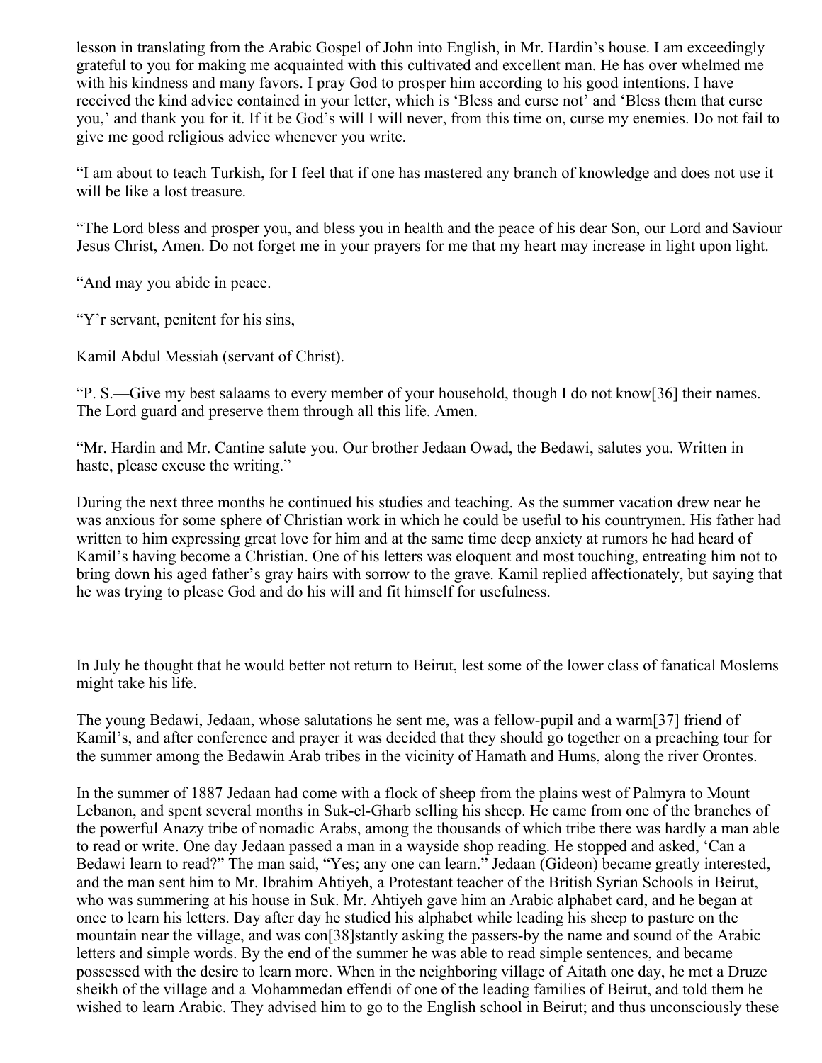lesson in translating from the Arabic Gospel of John into English, in Mr. Hardin's house. I am exceedingly grateful to you for making me acquainted with this cultivated and excellent man. He has over whelmed me with his kindness and many favors. I pray God to prosper him according to his good intentions. I have received the kind advice contained in your letter, which is 'Bless and curse not' and 'Bless them that curse you,' and thank you for it. If it be God's will I will never, from this time on, curse my enemies. Do not fail to give me good religious advice whenever you write.

"I am about to teach Turkish, for I feel that if one has mastered any branch of knowledge and does not use it will be like a lost treasure.

"The Lord bless and prosper you, and bless you in health and the peace of his dear Son, our Lord and Saviour Jesus Christ, Amen. Do not forget me in your prayers for me that my heart may increase in light upon light.

"And may you abide in peace.

"Y'r servant, penitent for his sins,

Kamil Abdul Messiah (servant of Christ).

"P. S.—Give my best salaams to every member of your household, though I do not know[36] their names. The Lord guard and preserve them through all this life. Amen.

"Mr. Hardin and Mr. Cantine salute you. Our brother Jedaan Owad, the Bedawi, salutes you. Written in haste, please excuse the writing."

During the next three months he continued his studies and teaching. As the summer vacation drew near he was anxious for some sphere of Christian work in which he could be useful to his countrymen. His father had written to him expressing great love for him and at the same time deep anxiety at rumors he had heard of Kamil's having become a Christian. One of his letters was eloquent and most touching, entreating him not to bring down his aged father's gray hairs with sorrow to the grave. Kamil replied affectionately, but saying that he was trying to please God and do his will and fit himself for usefulness.

In July he thought that he would better not return to Beirut, lest some of the lower class of fanatical Moslems might take his life.

The young Bedawi, Jedaan, whose salutations he sent me, was a fellow-pupil and a warm[37] friend of Kamil's, and after conference and prayer it was decided that they should go together on a preaching tour for the summer among the Bedawin Arab tribes in the vicinity of Hamath and Hums, along the river Orontes.

In the summer of 1887 Jedaan had come with a flock of sheep from the plains west of Palmyra to Mount Lebanon, and spent several months in Suk-el-Gharb selling his sheep. He came from one of the branches of the powerful Anazy tribe of nomadic Arabs, among the thousands of which tribe there was hardly a man able to read or write. One day Jedaan passed a man in a wayside shop reading. He stopped and asked, 'Can a Bedawi learn to read?" The man said, "Yes; any one can learn." Jedaan (Gideon) became greatly interested, and the man sent him to Mr. Ibrahim Ahtiyeh, a Protestant teacher of the British Syrian Schools in Beirut, who was summering at his house in Suk. Mr. Ahtiyeh gave him an Arabic alphabet card, and he began at once to learn his letters. Day after day he studied his alphabet while leading his sheep to pasture on the mountain near the village, and was con[38]stantly asking the passers-by the name and sound of the Arabic letters and simple words. By the end of the summer he was able to read simple sentences, and became possessed with the desire to learn more. When in the neighboring village of Aitath one day, he met a Druze sheikh of the village and a Mohammedan effendi of one of the leading families of Beirut, and told them he wished to learn Arabic. They advised him to go to the English school in Beirut; and thus unconsciously these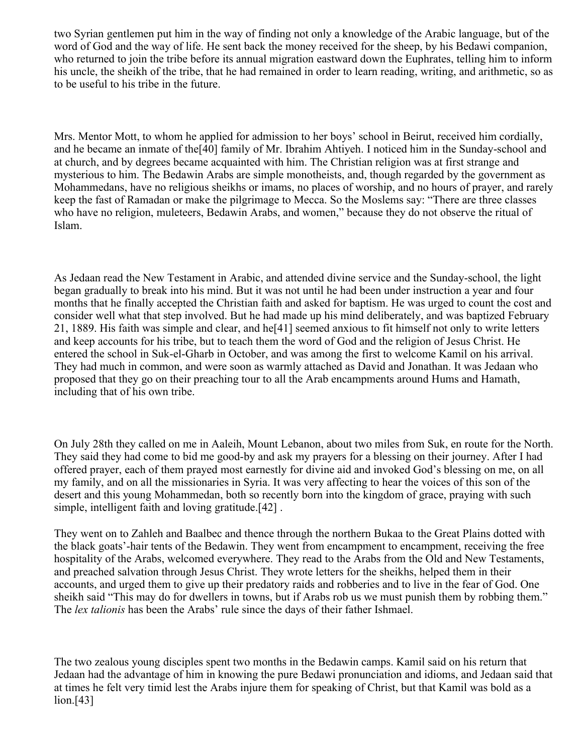two Syrian gentlemen put him in the way of finding not only a knowledge of the Arabic language, but of the word of God and the way of life. He sent back the money received for the sheep, by his Bedawi companion, who returned to join the tribe before its annual migration eastward down the Euphrates, telling him to inform his uncle, the sheikh of the tribe, that he had remained in order to learn reading, writing, and arithmetic, so as to be useful to his tribe in the future.

Mrs. Mentor Mott, to whom he applied for admission to her boys' school in Beirut, received him cordially, and he became an inmate of the[40] family of Mr. Ibrahim Ahtiyeh. I noticed him in the Sunday-school and at church, and by degrees became acquainted with him. The Christian religion was at first strange and mysterious to him. The Bedawin Arabs are simple monotheists, and, though regarded by the government as Mohammedans, have no religious sheikhs or imams, no places of worship, and no hours of prayer, and rarely keep the fast of Ramadan or make the pilgrimage to Mecca. So the Moslems say: "There are three classes who have no religion, muleteers, Bedawin Arabs, and women," because they do not observe the ritual of Islam.

As Jedaan read the New Testament in Arabic, and attended divine service and the Sunday-school, the light began gradually to break into his mind. But it was not until he had been under instruction a year and four months that he finally accepted the Christian faith and asked for baptism. He was urged to count the cost and consider well what that step involved. But he had made up his mind deliberately, and was baptized February 21, 1889. His faith was simple and clear, and he[41] seemed anxious to fit himself not only to write letters and keep accounts for his tribe, but to teach them the word of God and the religion of Jesus Christ. He entered the school in Suk-el-Gharb in October, and was among the first to welcome Kamil on his arrival. They had much in common, and were soon as warmly attached as David and Jonathan. It was Jedaan who proposed that they go on their preaching tour to all the Arab encampments around Hums and Hamath, including that of his own tribe.

On July 28th they called on me in Aaleih, Mount Lebanon, about two miles from Suk, en route for the North. They said they had come to bid me good-by and ask my prayers for a blessing on their journey. After I had offered prayer, each of them prayed most earnestly for divine aid and invoked God's blessing on me, on all my family, and on all the missionaries in Syria. It was very affecting to hear the voices of this son of the desert and this young Mohammedan, both so recently born into the kingdom of grace, praying with such simple, intelligent faith and loving gratitude.[42] .

They went on to Zahleh and Baalbec and thence through the northern Bukaa to the Great Plains dotted with the black goats'-hair tents of the Bedawin. They went from encampment to encampment, receiving the free hospitality of the Arabs, welcomed everywhere. They read to the Arabs from the Old and New Testaments, and preached salvation through Jesus Christ. They wrote letters for the sheikhs, helped them in their accounts, and urged them to give up their predatory raids and robberies and to live in the fear of God. One sheikh said "This may do for dwellers in towns, but if Arabs rob us we must punish them by robbing them." The *lex talionis* has been the Arabs' rule since the days of their father Ishmael.

The two zealous young disciples spent two months in the Bedawin camps. Kamil said on his return that Jedaan had the advantage of him in knowing the pure Bedawi pronunciation and idioms, and Jedaan said that at times he felt very timid lest the Arabs injure them for speaking of Christ, but that Kamil was bold as a lion.[43]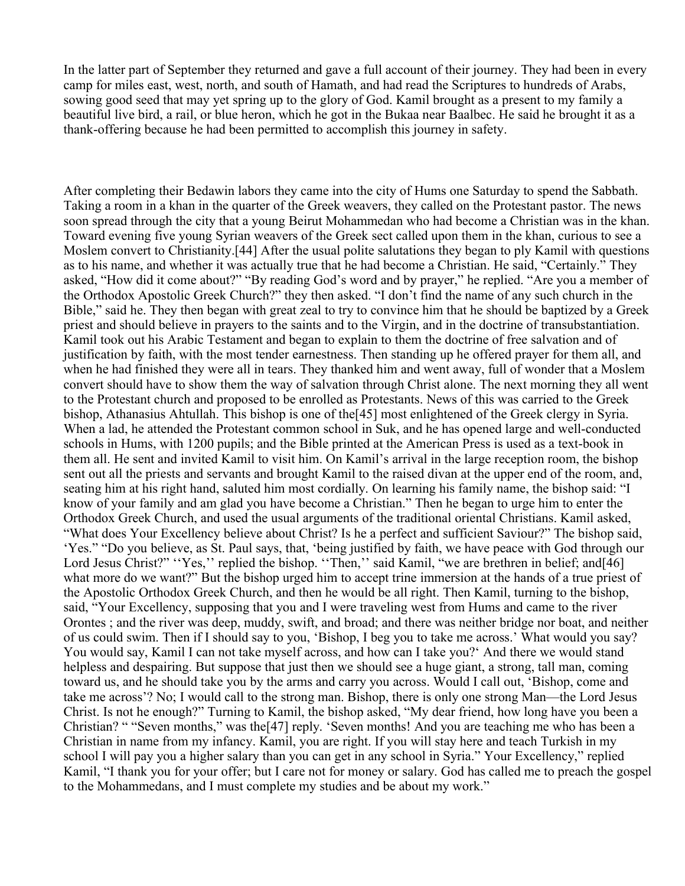In the latter part of September they returned and gave a full account of their journey. They had been in every camp for miles east, west, north, and south of Hamath, and had read the Scriptures to hundreds of Arabs, sowing good seed that may yet spring up to the glory of God. Kamil brought as a present to my family a beautiful live bird, a rail, or blue heron, which he got in the Bukaa near Baalbec. He said he brought it as a thank-offering because he had been permitted to accomplish this journey in safety.

After completing their Bedawin labors they came into the city of Hums one Saturday to spend the Sabbath. Taking a room in a khan in the quarter of the Greek weavers, they called on the Protestant pastor. The news soon spread through the city that a young Beirut Mohammedan who had become a Christian was in the khan. Toward evening five young Syrian weavers of the Greek sect called upon them in the khan, curious to see a Moslem convert to Christianity.[44] After the usual polite salutations they began to ply Kamil with questions as to his name, and whether it was actually true that he had become a Christian. He said, "Certainly." They asked, "How did it come about?" "By reading God's word and by prayer," he replied. "Are you a member of the Orthodox Apostolic Greek Church?" they then asked. "I don't find the name of any such church in the Bible," said he. They then began with great zeal to try to convince him that he should be baptized by a Greek priest and should believe in prayers to the saints and to the Virgin, and in the doctrine of transubstantiation. Kamil took out his Arabic Testament and began to explain to them the doctrine of free salvation and of justification by faith, with the most tender earnestness. Then standing up he offered prayer for them all, and when he had finished they were all in tears. They thanked him and went away, full of wonder that a Moslem convert should have to show them the way of salvation through Christ alone. The next morning they all went to the Protestant church and proposed to be enrolled as Protestants. News of this was carried to the Greek bishop, Athanasius Ahtullah. This bishop is one of the[45] most enlightened of the Greek clergy in Syria. When a lad, he attended the Protestant common school in Suk, and he has opened large and well-conducted schools in Hums, with 1200 pupils; and the Bible printed at the American Press is used as a text-book in them all. He sent and invited Kamil to visit him. On Kamil's arrival in the large reception room, the bishop sent out all the priests and servants and brought Kamil to the raised divan at the upper end of the room, and, seating him at his right hand, saluted him most cordially. On learning his family name, the bishop said: "I know of your family and am glad you have become a Christian." Then he began to urge him to enter the Orthodox Greek Church, and used the usual arguments of the traditional oriental Christians. Kamil asked, "What does Your Excellency believe about Christ? Is he a perfect and sufficient Saviour?" The bishop said, 'Yes." "Do you believe, as St. Paul says, that, 'being justified by faith, we have peace with God through our Lord Jesus Christ?" ''Yes,'' replied the bishop. ''Then,'' said Kamil, "we are brethren in belief; and[46] what more do we want?" But the bishop urged him to accept trine immersion at the hands of a true priest of the Apostolic Orthodox Greek Church, and then he would be all right. Then Kamil, turning to the bishop, said, "Your Excellency, supposing that you and I were traveling west from Hums and came to the river Orontes ; and the river was deep, muddy, swift, and broad; and there was neither bridge nor boat, and neither of us could swim. Then if I should say to you, 'Bishop, I beg you to take me across.' What would you say? You would say, Kamil I can not take myself across, and how can I take you?' And there we would stand helpless and despairing. But suppose that just then we should see a huge giant, a strong, tall man, coming toward us, and he should take you by the arms and carry you across. Would I call out, 'Bishop, come and take me across'? No; I would call to the strong man. Bishop, there is only one strong Man—the Lord Jesus Christ. Is not he enough?" Turning to Kamil, the bishop asked, "My dear friend, how long have you been a Christian? " "Seven months," was the[47] reply. 'Seven months! And you are teaching me who has been a Christian in name from my infancy. Kamil, you are right. If you will stay here and teach Turkish in my school I will pay you a higher salary than you can get in any school in Syria." Your Excellency," replied Kamil, "I thank you for your offer; but I care not for money or salary. God has called me to preach the gospel to the Mohammedans, and I must complete my studies and be about my work."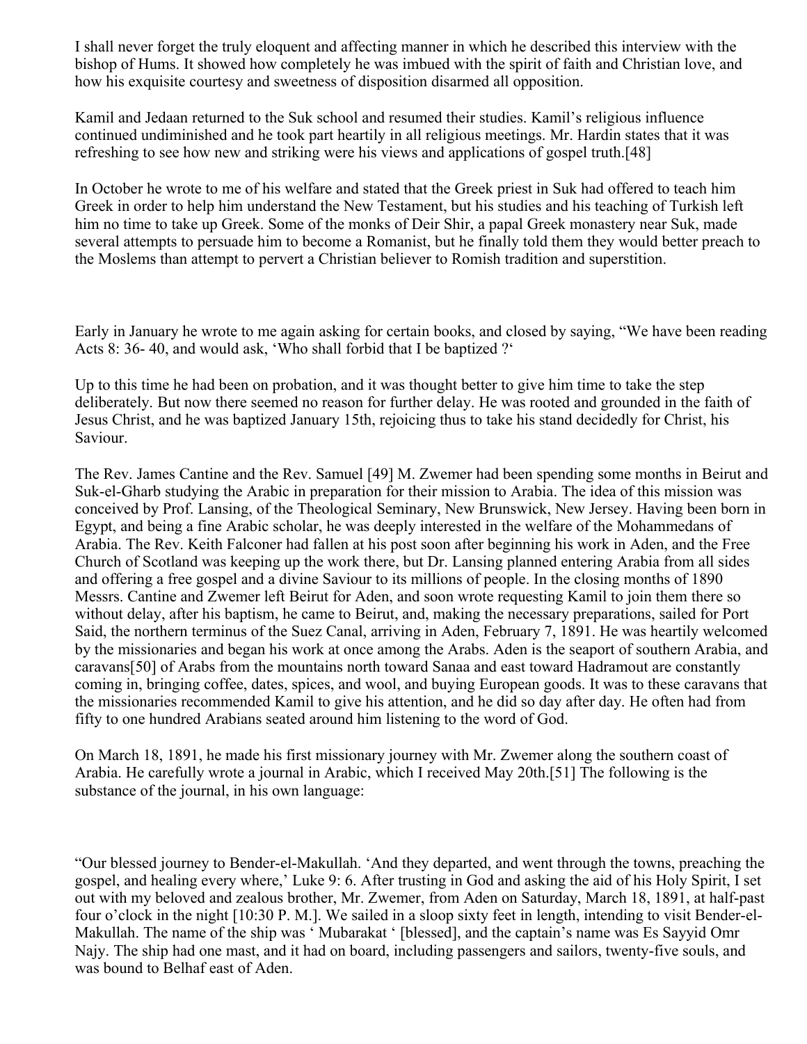I shall never forget the truly eloquent and affecting manner in which he described this interview with the bishop of Hums. It showed how completely he was imbued with the spirit of faith and Christian love, and how his exquisite courtesy and sweetness of disposition disarmed all opposition.

Kamil and Jedaan returned to the Suk school and resumed their studies. Kamil's religious influence continued undiminished and he took part heartily in all religious meetings. Mr. Hardin states that it was refreshing to see how new and striking were his views and applications of gospel truth.[48]

In October he wrote to me of his welfare and stated that the Greek priest in Suk had offered to teach him Greek in order to help him understand the New Testament, but his studies and his teaching of Turkish left him no time to take up Greek. Some of the monks of Deir Shir, a papal Greek monastery near Suk, made several attempts to persuade him to become a Romanist, but he finally told them they would better preach to the Moslems than attempt to pervert a Christian believer to Romish tradition and superstition.

Early in January he wrote to me again asking for certain books, and closed by saying, "We have been reading Acts 8: 36- 40, and would ask, 'Who shall forbid that I be baptized ?'

Up to this time he had been on probation, and it was thought better to give him time to take the step deliberately. But now there seemed no reason for further delay. He was rooted and grounded in the faith of Jesus Christ, and he was baptized January 15th, rejoicing thus to take his stand decidedly for Christ, his Saviour.

The Rev. James Cantine and the Rev. Samuel [49] M. Zwemer had been spending some months in Beirut and Suk-el-Gharb studying the Arabic in preparation for their mission to Arabia. The idea of this mission was conceived by Prof. Lansing, of the Theological Seminary, New Brunswick, New Jersey. Having been born in Egypt, and being a fine Arabic scholar, he was deeply interested in the welfare of the Mohammedans of Arabia. The Rev. Keith Falconer had fallen at his post soon after beginning his work in Aden, and the Free Church of Scotland was keeping up the work there, but Dr. Lansing planned entering Arabia from all sides and offering a free gospel and a divine Saviour to its millions of people. In the closing months of 1890 Messrs. Cantine and Zwemer left Beirut for Aden, and soon wrote requesting Kamil to join them there so without delay, after his baptism, he came to Beirut, and, making the necessary preparations, sailed for Port Said, the northern terminus of the Suez Canal, arriving in Aden, February 7, 1891. He was heartily welcomed by the missionaries and began his work at once among the Arabs. Aden is the seaport of southern Arabia, and caravans[50] of Arabs from the mountains north toward Sanaa and east toward Hadramout are constantly coming in, bringing coffee, dates, spices, and wool, and buying European goods. It was to these caravans that the missionaries recommended Kamil to give his attention, and he did so day after day. He often had from fifty to one hundred Arabians seated around him listening to the word of God.

On March 18, 1891, he made his first missionary journey with Mr. Zwemer along the southern coast of Arabia. He carefully wrote a journal in Arabic, which I received May 20th.[51] The following is the substance of the journal, in his own language:

"Our blessed journey to Bender-el-Makullah. 'And they departed, and went through the towns, preaching the gospel, and healing every where,' Luke 9: 6. After trusting in God and asking the aid of his Holy Spirit, I set out with my beloved and zealous brother, Mr. Zwemer, from Aden on Saturday, March 18, 1891, at half-past four o'clock in the night [10:30 P. M.]. We sailed in a sloop sixty feet in length, intending to visit Bender-el-Makullah. The name of the ship was ' Mubarakat ' [blessed], and the captain's name was Es Sayyid Omr Najy. The ship had one mast, and it had on board, including passengers and sailors, twenty-five souls, and was bound to Belhaf east of Aden.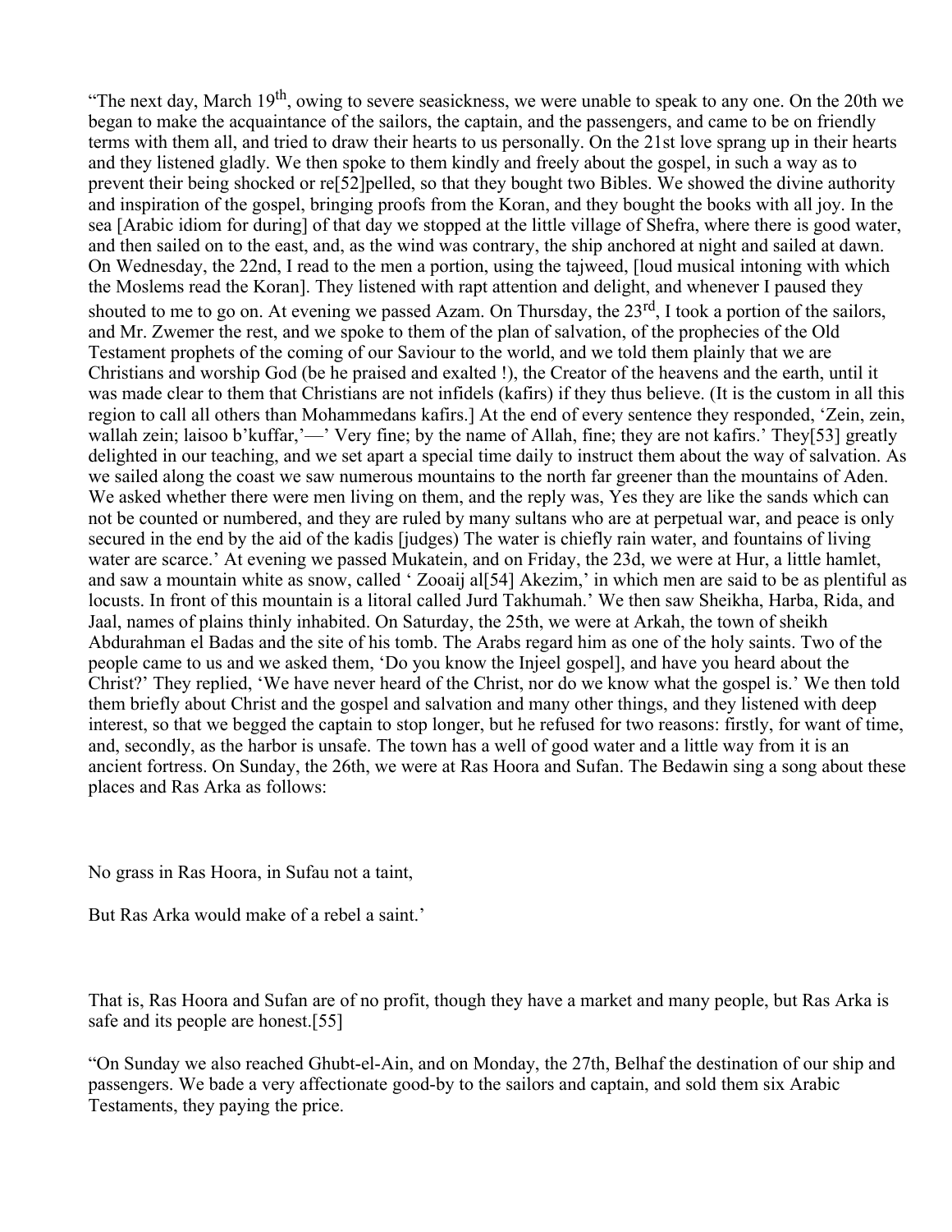"The next day, March 19th, owing to severe seasickness, we were unable to speak to any one. On the 20th we began to make the acquaintance of the sailors, the captain, and the passengers, and came to be on friendly terms with them all, and tried to draw their hearts to us personally. On the 21st love sprang up in their hearts and they listened gladly. We then spoke to them kindly and freely about the gospel, in such a way as to prevent their being shocked or re[52]pelled, so that they bought two Bibles. We showed the divine authority and inspiration of the gospel, bringing proofs from the Koran, and they bought the books with all joy. In the sea [Arabic idiom for during] of that day we stopped at the little village of Shefra, where there is good water, and then sailed on to the east, and, as the wind was contrary, the ship anchored at night and sailed at dawn. On Wednesday, the 22nd, I read to the men a portion, using the tajweed, [loud musical intoning with which the Moslems read the Koran]. They listened with rapt attention and delight, and whenever I paused they shouted to me to go on. At evening we passed Azam. On Thursday, the 23rd, I took a portion of the sailors, and Mr. Zwemer the rest, and we spoke to them of the plan of salvation, of the prophecies of the Old Testament prophets of the coming of our Saviour to the world, and we told them plainly that we are Christians and worship God (be he praised and exalted !), the Creator of the heavens and the earth, until it was made clear to them that Christians are not infidels (kafirs) if they thus believe. (It is the custom in all this region to call all others than Mohammedans kafirs.] At the end of every sentence they responded, 'Zein, zein, wallah zein; laisoo b'kuffar,'—' Very fine; by the name of Allah, fine; they are not kafirs.' They[53] greatly delighted in our teaching, and we set apart a special time daily to instruct them about the way of salvation. As we sailed along the coast we saw numerous mountains to the north far greener than the mountains of Aden. We asked whether there were men living on them, and the reply was, Yes they are like the sands which can not be counted or numbered, and they are ruled by many sultans who are at perpetual war, and peace is only secured in the end by the aid of the kadis [judges) The water is chiefly rain water, and fountains of living water are scarce.' At evening we passed Mukatein, and on Friday, the 23d, we were at Hur, a little hamlet, and saw a mountain white as snow, called ' Zooaij al[54] Akezim,' in which men are said to be as plentiful as locusts. In front of this mountain is a litoral called Jurd Takhumah.' We then saw Sheikha, Harba, Rida, and Jaal, names of plains thinly inhabited. On Saturday, the 25th, we were at Arkah, the town of sheikh Abdurahman el Badas and the site of his tomb. The Arabs regard him as one of the holy saints. Two of the people came to us and we asked them, 'Do you know the Injeel gospel], and have you heard about the Christ?' They replied, 'We have never heard of the Christ, nor do we know what the gospel is.' We then told them briefly about Christ and the gospel and salvation and many other things, and they listened with deep interest, so that we begged the captain to stop longer, but he refused for two reasons: firstly, for want of time, and, secondly, as the harbor is unsafe. The town has a well of good water and a little way from it is an ancient fortress. On Sunday, the 26th, we were at Ras Hoora and Sufan. The Bedawin sing a song about these places and Ras Arka as follows:

No grass in Ras Hoora, in Sufau not a taint,

But Ras Arka would make of a rebel a saint.'

That is, Ras Hoora and Sufan are of no profit, though they have a market and many people, but Ras Arka is safe and its people are honest.[55]

"On Sunday we also reached Ghubt-el-Ain, and on Monday, the 27th, Belhaf the destination of our ship and passengers. We bade a very affectionate good-by to the sailors and captain, and sold them six Arabic Testaments, they paying the price.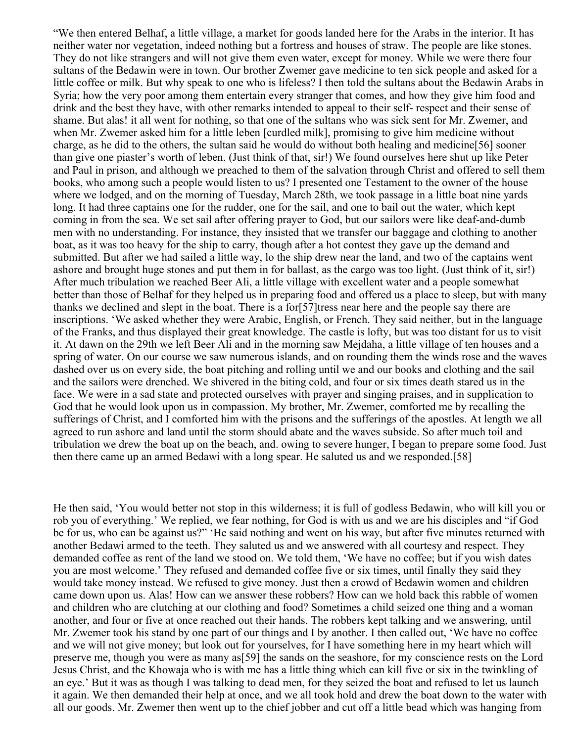“We then entered Belhaf, a little village, a market for goods landed here for the Arabs in the interior. It has neither water nor vegetation, indeed nothing but a fortress and houses of straw. The people are like stones. They do not like strangers and will not give them even water, except for money. While we were there four sultans of the Bedawin were in town. Our brother Zwemer gave medicine to ten sick people and asked for a little coffee or milk. But why speak to one who is lifeless? I then told the sultans about the Bedawin Arabs in Syria; how the very poor among them entertain every stranger that comes, and how they give him food and drink and the best they have, with other remarks intended to appeal to their self- respect and their sense of shame. But alas! it all went for nothing, so that one of the sultans who was sick sent for Mr. Zwemer, and when Mr. Zwemer asked him for a little leben [curdled milk], promising to give him medicine without charge, as he did to the others, the sultan said he would do without both healing and medicine[56] sooner than give one piaster’s worth of leben. (Just think of that, sir!) We found ourselves here shut up like Peter and Paul in prison, and although we preached to them of the salvation through Christ and offered to sell them books, who among such a people would listen to us? I presented one Testament to the owner of the house where we lodged, and on the morning of Tuesday, March 28th, we took passage in a little boat nine yards long. It had three captains one for the rudder, one for the sail, and one to bail out the water, which kept coming in from the sea. We set sail after offering prayer to God, but our sailors were like deaf-and-dumb men with no understanding. For instance, they insisted that we transfer our baggage and clothing to another boat, as it was too heavy for the ship to carry, though after a hot contest they gave up the demand and submitted. But after we had sailed a little way, lo the ship drew near the land, and two of the captains went ashore and brought huge stones and put them in for ballast, as the cargo was too light. (Just think of it, sir!) After much tribulation we reached Beer Ali, a little village with excellent water and a people somewhat better than those of Belhaf for they helped us in preparing food and offered us a place to sleep, but with many thanks we declined and slept in the boat. There is a for[57]tress near here and the people say there are inscriptions. ‘We asked whether they were Arabic, English, or French. They said neither, but in the language of the Franks, and thus displayed their great knowledge. The castle is lofty, but was too distant for us to visit it. At dawn on the 29th we left Beer Ali and in the morning saw Mejdaha, a little village of ten houses and a spring of water. On our course we saw numerous islands, and on rounding them the winds rose and the waves dashed over us on every side, the boat pitching and rolling until we and our books and clothing and the sail and the sailors were drenched. We shivered in the biting cold, and four or six times death stared us in the face. We were in a sad state and protected ourselves with prayer and singing praises, and in supplication to God that he would look upon us in compassion. My brother, Mr. Zwemer, comforted me by recalling the sufferings of Christ, and I comforted him with the prisons and the sufferings of the apostles. At length we all agreed to run ashore and land until the storm should abate and the waves subside. So after much toil and tribulation we drew the boat up on the beach, and. owing to severe hunger, I began to prepare some food. Just then there came up an armed Bedawi with a long spear. He saluted us and we responded.[58]

He then said, ‘You would better not stop in this wilderness; it is full of godless Bedawin, who will kill you or rob you of everything.’ We replied, we fear nothing, for God is with us and we are his disciples and “if God be for us, who can be against us?” ‘He said nothing and went on his way, but after five minutes returned with another Bedawi armed to the teeth. They saluted us and we answered with all courtesy and respect. They demanded coffee as rent of the land we stood on. We told them, ‘We have no coffee; but if you wish dates you are most welcome.’ They refused and demanded coffee five or six times, until finally they said they would take money instead. We refused to give money. Just then a crowd of Bedawin women and children came down upon us. Alas! How can we answer these robbers? How can we hold back this rabble of women and children who are clutching at our clothing and food? Sometimes a child seized one thing and a woman another, and four or five at once reached out their hands. The robbers kept talking and we answering, until Mr. Zwemer took his stand by one part of our things and I by another. I then called out, ‘We have no coffee and we will not give money; but look out for yourselves, for I have something here in my heart which will preserve me, though you were as many as[59] the sands on the seashore, for my conscience rests on the Lord Jesus Christ, and the Khowaja who is with me has a little thing which can kill five or six in the twinkling of an eye.’ But it was as though I was talking to dead men, for they seized the boat and refused to let us launch it again. We then demanded their help at once, and we all took hold and drew the boat down to the water with all our goods. Mr. Zwemer then went up to the chief jobber and cut off a little bead which was hanging from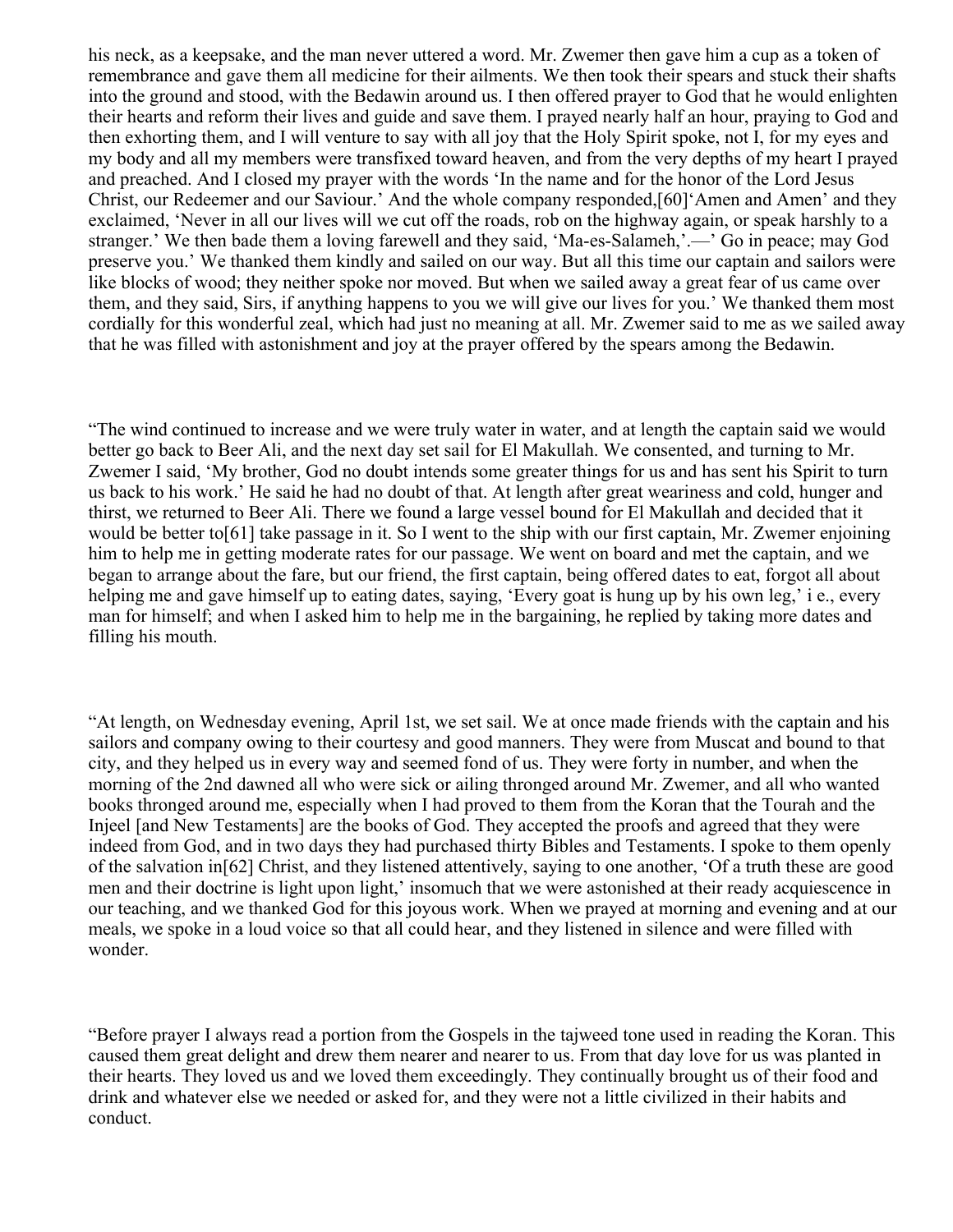his neck, as a keepsake, and the man never uttered a word. Mr. Zwemer then gave him a cup as a token of remembrance and gave them all medicine for their ailments. We then took their spears and stuck their shafts into the ground and stood, with the Bedawin around us. I then offered prayer to God that he would enlighten their hearts and reform their lives and guide and save them. I prayed nearly half an hour, praying to God and then exhorting them, and I will venture to say with all joy that the Holy Spirit spoke, not I, for my eyes and my body and all my members were transfixed toward heaven, and from the very depths of my heart I prayed and preached. And I closed my prayer with the words 'In the name and for the honor of the Lord Jesus Christ, our Redeemer and our Saviour.' And the whole company responded,[60]'Amen and Amen' and they exclaimed, 'Never in all our lives will we cut off the roads, rob on the highway again, or speak harshly to a stranger.' We then bade them a loving farewell and they said, 'Ma-es-Salameh,'.—' Go in peace; may God preserve you.' We thanked them kindly and sailed on our way. But all this time our captain and sailors were like blocks of wood; they neither spoke nor moved. But when we sailed away a great fear of us came over them, and they said, Sirs, if anything happens to you we will give our lives for you.' We thanked them most cordially for this wonderful zeal, which had just no meaning at all. Mr. Zwemer said to me as we sailed away that he was filled with astonishment and joy at the prayer offered by the spears among the Bedawin.

"The wind continued to increase and we were truly water in water, and at length the captain said we would better go back to Beer Ali, and the next day set sail for El Makullah. We consented, and turning to Mr. Zwemer I said, 'My brother, God no doubt intends some greater things for us and has sent his Spirit to turn us back to his work.' He said he had no doubt of that. At length after great weariness and cold, hunger and thirst, we returned to Beer Ali. There we found a large vessel bound for El Makullah and decided that it would be better to[61] take passage in it. So I went to the ship with our first captain, Mr. Zwemer enjoining him to help me in getting moderate rates for our passage. We went on board and met the captain, and we began to arrange about the fare, but our friend, the first captain, being offered dates to eat, forgot all about helping me and gave himself up to eating dates, saying, 'Every goat is hung up by his own leg,' i e., every man for himself; and when I asked him to help me in the bargaining, he replied by taking more dates and filling his mouth.

"At length, on Wednesday evening, April 1st, we set sail. We at once made friends with the captain and his sailors and company owing to their courtesy and good manners. They were from Muscat and bound to that city, and they helped us in every way and seemed fond of us. They were forty in number, and when the morning of the 2nd dawned all who were sick or ailing thronged around Mr. Zwemer, and all who wanted books thronged around me, especially when I had proved to them from the Koran that the Tourah and the Injeel [and New Testaments] are the books of God. They accepted the proofs and agreed that they were indeed from God, and in two days they had purchased thirty Bibles and Testaments. I spoke to them openly of the salvation in[62] Christ, and they listened attentively, saying to one another, 'Of a truth these are good men and their doctrine is light upon light,' insomuch that we were astonished at their ready acquiescence in our teaching, and we thanked God for this joyous work. When we prayed at morning and evening and at our meals, we spoke in a loud voice so that all could hear, and they listened in silence and were filled with wonder.

"Before prayer I always read a portion from the Gospels in the tajweed tone used in reading the Koran. This caused them great delight and drew them nearer and nearer to us. From that day love for us was planted in their hearts. They loved us and we loved them exceedingly. They continually brought us of their food and drink and whatever else we needed or asked for, and they were not a little civilized in their habits and conduct.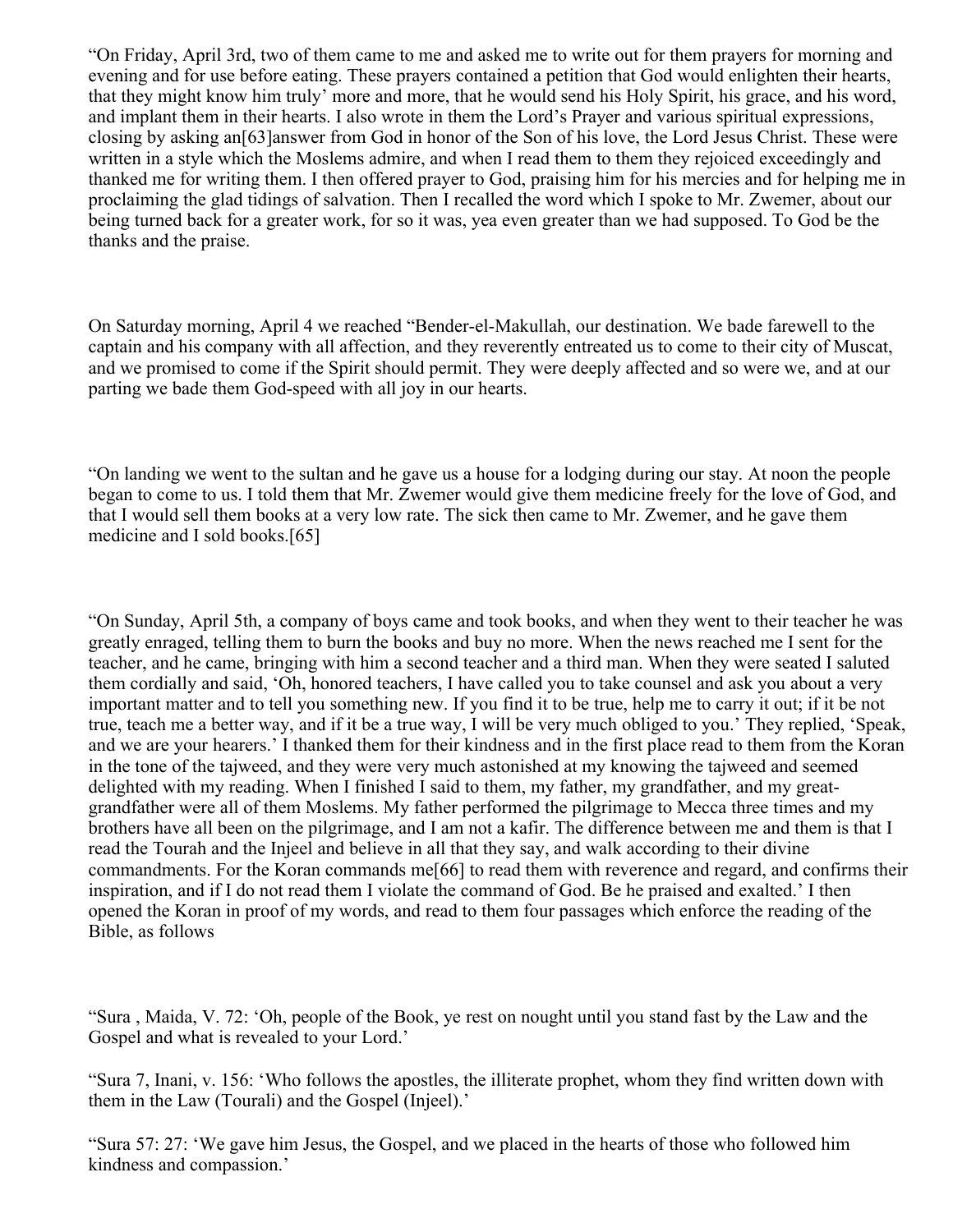“On Friday, April 3rd, two of them came to me and asked me to write out for them prayers for morning and evening and for use before eating. These prayers contained a petition that God would enlighten their hearts, that they might know him truly’ more and more, that he would send his Holy Spirit, his grace, and his word, and implant them in their hearts. I also wrote in them the Lord’s Prayer and various spiritual expressions, closing by asking an[63]answer from God in honor of the Son of his love, the Lord Jesus Christ. These were written in a style which the Moslems admire, and when I read them to them they rejoiced exceedingly and thanked me for writing them. I then offered prayer to God, praising him for his mercies and for helping me in proclaiming the glad tidings of salvation. Then I recalled the word which I spoke to Mr. Zwemer, about our being turned back for a greater work, for so it was, yea even greater than we had supposed. To God be the thanks and the praise.

On Saturday morning, April 4 we reached “Bender-el-Makullah, our destination. We bade farewell to the captain and his company with all affection, and they reverently entreated us to come to their city of Muscat, and we promised to come if the Spirit should permit. They were deeply affected and so were we, and at our parting we bade them God-speed with all joy in our hearts.

“On landing we went to the sultan and he gave us a house for a lodging during our stay. At noon the people began to come to us. I told them that Mr. Zwemer would give them medicine freely for the love of God, and that I would sell them books at a very low rate. The sick then came to Mr. Zwemer, and he gave them medicine and I sold books.[65]

“On Sunday, April 5th, a company of boys came and took books, and when they went to their teacher he was greatly enraged, telling them to burn the books and buy no more. When the news reached me I sent for the teacher, and he came, bringing with him a second teacher and a third man. When they were seated I saluted them cordially and said, ‘Oh, honored teachers, I have called you to take counsel and ask you about a very important matter and to tell you something new. If you find it to be true, help me to carry it out; if it be not true, teach me a better way, and if it be a true way, I will be very much obliged to you.’ They replied, ‘Speak, and we are your hearers.’ I thanked them for their kindness and in the first place read to them from the Koran in the tone of the tajweed, and they were very much astonished at my knowing the tajweed and seemed delighted with my reading. When I finished I said to them, my father, my grandfather, and my great-grandfather were all of them Moslems. My father performed the pilgrimage to Mecca three times and my brothers have all been on the pilgrimage, and I am not a kafir. The difference between me and them is that I read the Tourah and the Injeel and believe in all that they say, and walk according to their divine commandments. For the Koran commands me[66] to read them with reverence and regard, and confirms their inspiration, and if I do not read them I violate the command of God. Be he praised and exalted.’ I then opened the Koran in proof of my words, and read to them four passages which enforce the reading of the Bible, as follows

“Sura , Maida, V. 72: ‘Oh, people of the Book, ye rest on nought until you stand fast by the Law and the Gospel and what is revealed to your Lord.’

“Sura 7, Inani, v. 156: ‘Who follows the apostles, the illiterate prophet, whom they find written down with them in the Law (Tourali) and the Gospel (Injeel).’

“Sura 57: 27: ‘We gave him Jesus, the Gospel, and we placed in the hearts of those who followed him kindness and compassion.’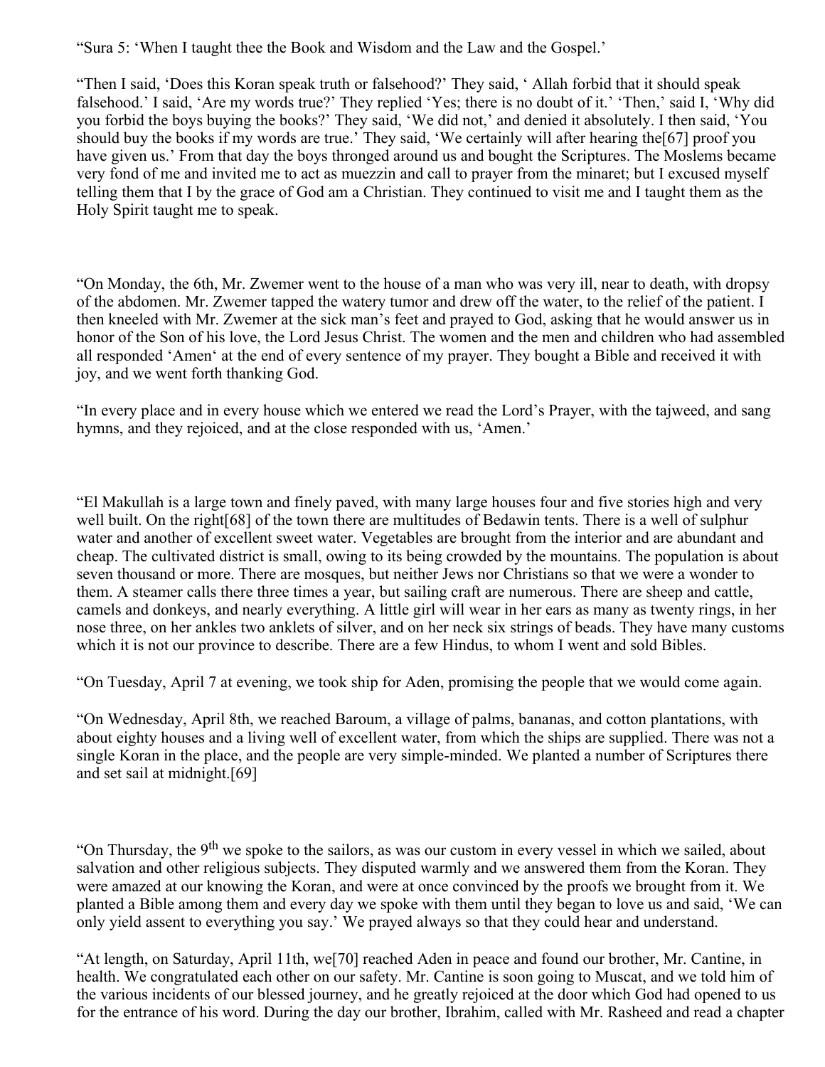"Sura 5: 'When I taught thee the Book and Wisdom and the Law and the Gospel.'

"Then I said, 'Does this Koran speak truth or falsehood?' They said, ' Allah forbid that it should speak falsehood.' I said, 'Are my words true?' They replied 'Yes; there is no doubt of it.' 'Then,' said I, 'Why did you forbid the boys buying the books?' They said, 'We did not,' and denied it absolutely. I then said, 'You should buy the books if my words are true.' They said, 'We certainly will after hearing the[67] proof you have given us.' From that day the boys thronged around us and bought the Scriptures. The Moslems became very fond of me and invited me to act as muezzin and call to prayer from the minaret; but I excused myself telling them that I by the grace of God am a Christian. They continued to visit me and I taught them as the Holy Spirit taught me to speak.

"On Monday, the 6th, Mr. Zwemer went to the house of a man who was very ill, near to death, with dropsy of the abdomen. Mr. Zwemer tapped the watery tumor and drew off the water, to the relief of the patient. I then kneeled with Mr. Zwemer at the sick man's feet and prayed to God, asking that he would answer us in honor of the Son of his love, the Lord Jesus Christ. The women and the men and children who had assembled all responded 'Amen' at the end of every sentence of my prayer. They bought a Bible and received it with joy, and we went forth thanking God.

"In every place and in every house which we entered we read the Lord's Prayer, with the tajweed, and sang hymns, and they rejoiced, and at the close responded with us, 'Amen.'

"El Makullah is a large town and finely paved, with many large houses four and five stories high and very well built. On the right[68] of the town there are multitudes of Bedawin tents. There is a well of sulphur water and another of excellent sweet water. Vegetables are brought from the interior and are abundant and cheap. The cultivated district is small, owing to its being crowded by the mountains. The population is about seven thousand or more. There are mosques, but neither Jews nor Christians so that we were a wonder to them. A steamer calls there three times a year, but sailing craft are numerous. There are sheep and cattle, camels and donkeys, and nearly everything. A little girl will wear in her ears as many as twenty rings, in her nose three, on her ankles two anklets of silver, and on her neck six strings of beads. They have many customs which it is not our province to describe. There are a few Hindus, to whom I went and sold Bibles.

"On Tuesday, April 7 at evening, we took ship for Aden, promising the people that we would come again.

"On Wednesday, April 8th, we reached Baroum, a village of palms, bananas, and cotton plantations, with about eighty houses and a living well of excellent water, from which the ships are supplied. There was not a single Koran in the place, and the people are very simple-minded. We planted a number of Scriptures there and set sail at midnight.[69]

"On Thursday, the 9th we spoke to the sailors, as was our custom in every vessel in which we sailed, about salvation and other religious subjects. They disputed warmly and we answered them from the Koran. They were amazed at our knowing the Koran, and were at once convinced by the proofs we brought from it. We planted a Bible among them and every day we spoke with them until they began to love us and said, 'We can only yield assent to everything you say.' We prayed always so that they could hear and understand.

"At length, on Saturday, April 11th, we[70] reached Aden in peace and found our brother, Mr. Cantine, in health. We congratulated each other on our safety. Mr. Cantine is soon going to Muscat, and we told him of the various incidents of our blessed journey, and he greatly rejoiced at the door which God had opened to us for the entrance of his word. During the day our brother, Ibrahim, called with Mr. Rasheed and read a chapter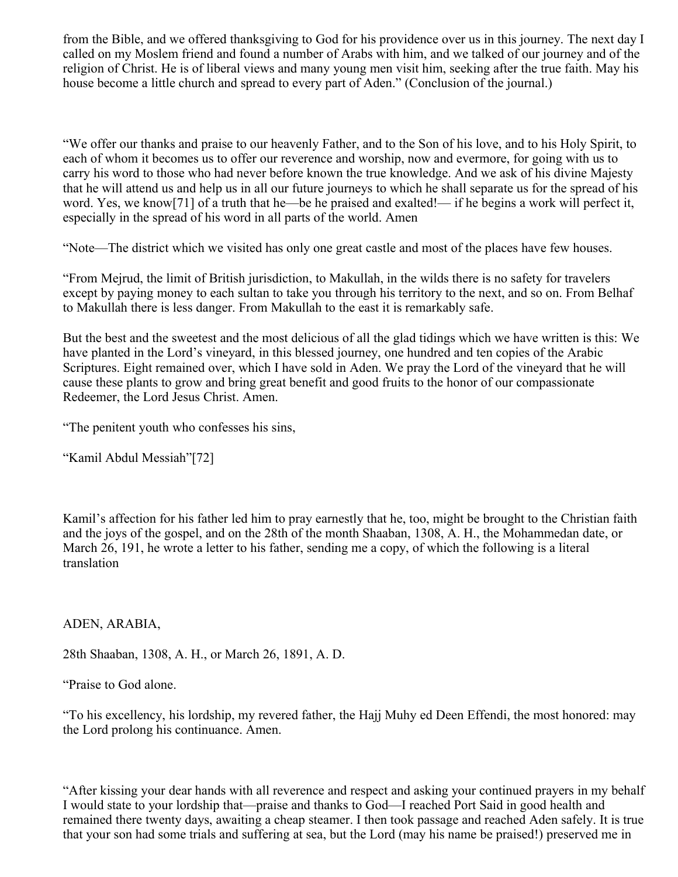from the Bible, and we offered thanksgiving to God for his providence over us in this journey. The next day I called on my Moslem friend and found a number of Arabs with him, and we talked of our journey and of the religion of Christ. He is of liberal views and many young men visit him, seeking after the true faith. May his house become a little church and spread to every part of Aden." (Conclusion of the journal.)

"We offer our thanks and praise to our heavenly Father, and to the Son of his love, and to his Holy Spirit, to each of whom it becomes us to offer our reverence and worship, now and evermore, for going with us to carry his word to those who had never before known the true knowledge. And we ask of his divine Majesty that he will attend us and help us in all our future journeys to which he shall separate us for the spread of his word. Yes, we know[71] of a truth that he—be he praised and exalted!— if he begins a work will perfect it, especially in the spread of his word in all parts of the world. Amen

"Note—The district which we visited has only one great castle and most of the places have few houses.

"From Mejrud, the limit of British jurisdiction, to Makullah, in the wilds there is no safety for travelers except by paying money to each sultan to take you through his territory to the next, and so on. From Belhaf to Makullah there is less danger. From Makullah to the east it is remarkably safe.

But the best and the sweetest and the most delicious of all the glad tidings which we have written is this: We have planted in the Lord's vineyard, in this blessed journey, one hundred and ten copies of the Arabic Scriptures. Eight remained over, which I have sold in Aden. We pray the Lord of the vineyard that he will cause these plants to grow and bring great benefit and good fruits to the honor of our compassionate Redeemer, the Lord Jesus Christ. Amen.

"The penitent youth who confesses his sins,

"Kamil Abdul Messiah"[72]

Kamil's affection for his father led him to pray earnestly that he, too, might be brought to the Christian faith and the joys of the gospel, and on the 28th of the month Shaaban, 1308, A. H., the Mohammedan date, or March 26, 191, he wrote a letter to his father, sending me a copy, of which the following is a literal translation

ADEN, ARABIA,

28th Shaaban, 1308, A. H., or March 26, 1891, A. D.

"Praise to God alone.

"To his excellency, his lordship, my revered father, the Hajj Muhy ed Deen Effendi, the most honored: may the Lord prolong his continuance. Amen.

"After kissing your dear hands with all reverence and respect and asking your continued prayers in my behalf I would state to your lordship that—praise and thanks to God—I reached Port Said in good health and remained there twenty days, awaiting a cheap steamer. I then took passage and reached Aden safely. It is true that your son had some trials and suffering at sea, but the Lord (may his name be praised!) preserved me in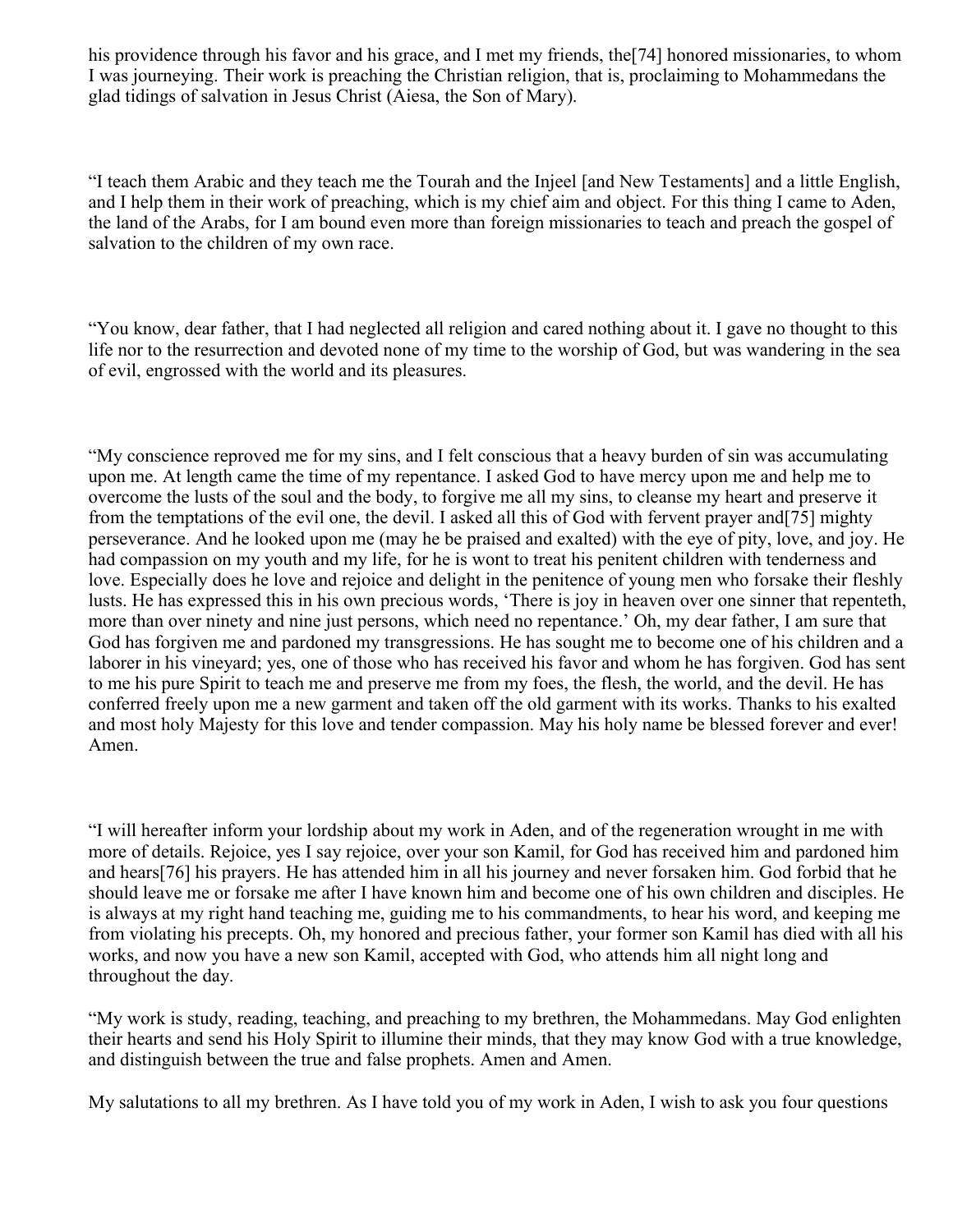his providence through his favor and his grace, and I met my friends, the[74] honored missionaries, to whom I was journeying. Their work is preaching the Christian religion, that is, proclaiming to Mohammedans the glad tidings of salvation in Jesus Christ (Aiesa, the Son of Mary).

“I teach them Arabic and they teach me the Tourah and the Injeel [and New Testaments] and a little English, and I help them in their work of preaching, which is my chief aim and object. For this thing I came to Aden, the land of the Arabs, for I am bound even more than foreign missionaries to teach and preach the gospel of salvation to the children of my own race.

“You know, dear father, that I had neglected all religion and cared nothing about it. I gave no thought to this life nor to the resurrection and devoted none of my time to the worship of God, but was wandering in the sea of evil, engrossed with the world and its pleasures.

“My conscience reproved me for my sins, and I felt conscious that a heavy burden of sin was accumulating upon me. At length came the time of my repentance. I asked God to have mercy upon me and help me to overcome the lusts of the soul and the body, to forgive me all my sins, to cleanse my heart and preserve it from the temptations of the evil one, the devil. I asked all this of God with fervent prayer and[75] mighty perseverance. And he looked upon me (may he be praised and exalted) with the eye of pity, love, and joy. He had compassion on my youth and my life, for he is wont to treat his penitent children with tenderness and love. Especially does he love and rejoice and delight in the penitence of young men who forsake their fleshly lusts. He has expressed this in his own precious words, ‘There is joy in heaven over one sinner that repenteth, more than over ninety and nine just persons, which need no repentance.’ Oh, my dear father, I am sure that God has forgiven me and pardoned my transgressions. He has sought me to become one of his children and a laborer in his vineyard; yes, one of those who has received his favor and whom he has forgiven. God has sent to me his pure Spirit to teach me and preserve me from my foes, the flesh, the world, and the devil. He has conferred freely upon me a new garment and taken off the old garment with its works. Thanks to his exalted and most holy Majesty for this love and tender compassion. May his holy name be blessed forever and ever! Amen.

“I will hereafter inform your lordship about my work in Aden, and of the regeneration wrought in me with more of details. Rejoice, yes I say rejoice, over your son Kamil, for God has received him and pardoned him and hears[76] his prayers. He has attended him in all his journey and never forsaken him. God forbid that he should leave me or forsake me after I have known him and become one of his own children and disciples. He is always at my right hand teaching me, guiding me to his commandments, to hear his word, and keeping me from violating his precepts. Oh, my honored and precious father, your former son Kamil has died with all his works, and now you have a new son Kamil, accepted with God, who attends him all night long and throughout the day.

“My work is study, reading, teaching, and preaching to my brethren, the Mohammedans. May God enlighten their hearts and send his Holy Spirit to illumine their minds, that they may know God with a true knowledge, and distinguish between the true and false prophets. Amen and Amen.

My salutations to all my brethren. As I have told you of my work in Aden, I wish to ask you four questions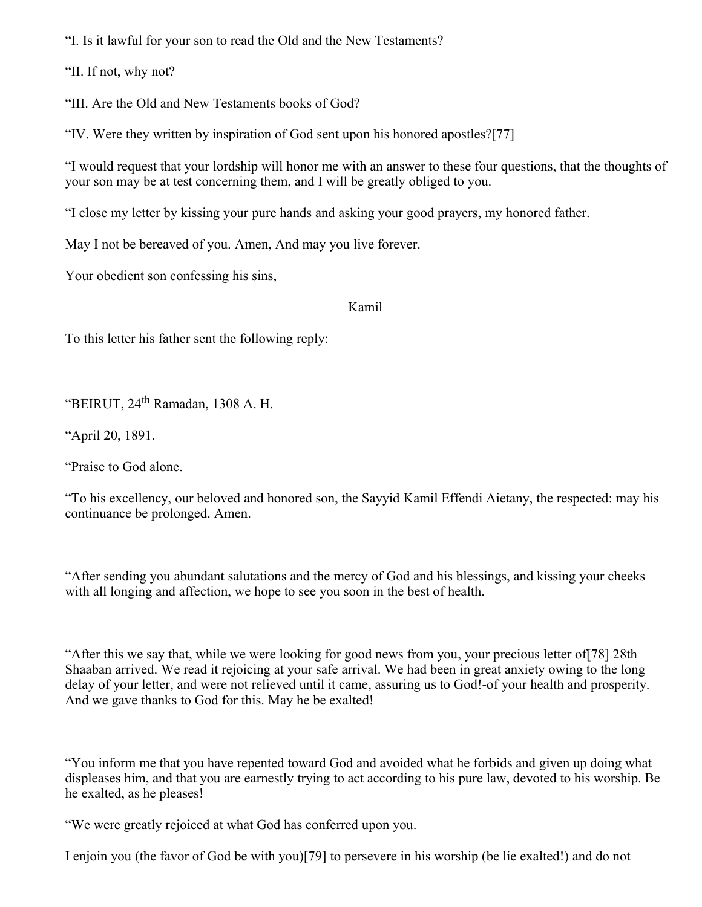“I. Is it lawful for your son to read the Old and the New Testaments?

“II. If not, why not?

“III. Are the Old and New Testaments books of God?

“IV. Were they written by inspiration of God sent upon his honored apostles?[77]

“I would request that your lordship will honor me with an answer to these four questions, that the thoughts of your son may be at test concerning them, and I will be greatly obliged to you.

“I close my letter by kissing your pure hands and asking your good prayers, my honored father.

May I not be bereaved of you. Amen, And may you live forever.

Your obedient son confessing his sins,

Kamil

To this letter his father sent the following reply:

“BEIRUT, 24th Ramadan, 1308 A. H.

“April 20, 1891.

“Praise to God alone.

“To his excellency, our beloved and honored son, the Sayyid Kamil Effendi Aietany, the respected: may his continuance be prolonged. Amen.

“After sending you abundant salutations and the mercy of God and his blessings, and kissing your cheeks with all longing and affection, we hope to see you soon in the best of health.

“After this we say that, while we were looking for good news from you, your precious letter of[78] 28th Shaaban arrived. We read it rejoicing at your safe arrival. We had been in great anxiety owing to the long delay of your letter, and were not relieved until it came, assuring us to God!-of your health and prosperity. And we gave thanks to God for this. May he be exalted!

“You inform me that you have repented toward God and avoided what he forbids and given up doing what displeases him, and that you are earnestly trying to act according to his pure law, devoted to his worship. Be he exalted, as he pleases!

“We were greatly rejoiced at what God has conferred upon you.

I enjoin you (the favor of God be with you)[79] to persevere in his worship (be lie exalted!) and do not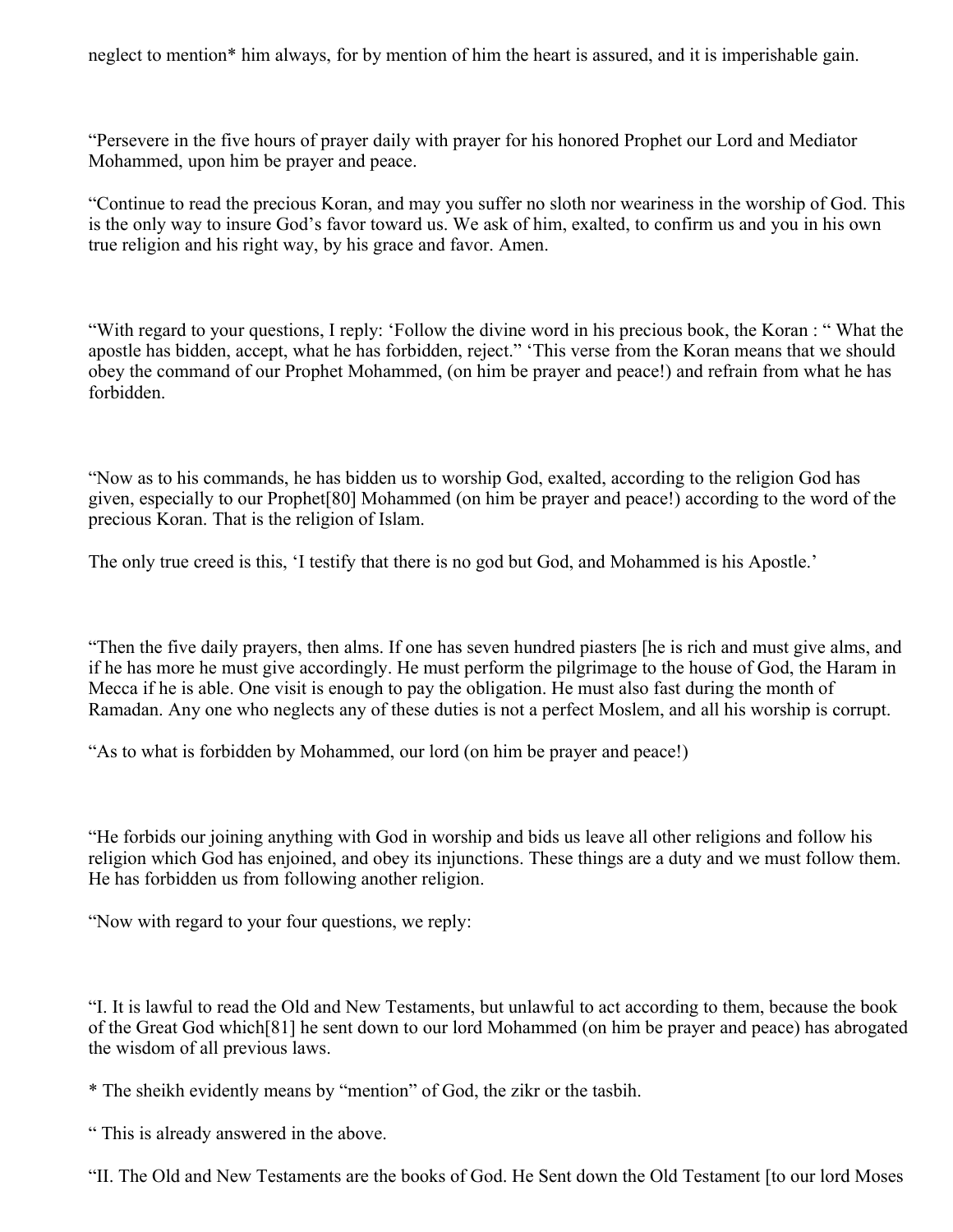neglect to mention* him always, for by mention of him the heart is assured, and it is imperishable gain.

“Persevere in the five hours of prayer daily with prayer for his honored Prophet our Lord and Mediator Mohammed, upon him be prayer and peace.

“Continue to read the precious Koran, and may you suffer no sloth nor weariness in the worship of God. This is the only way to insure God’s favor toward us. We ask of him, exalted, to confirm us and you in his own true religion and his right way, by his grace and favor. Amen.

“With regard to your questions, I reply: ‘Follow the divine word in his precious book, the Koran : “ What the apostle has bidden, accept, what he has forbidden, reject.” ‘This verse from the Koran means that we should obey the command of our Prophet Mohammed, (on him be prayer and peace!) and refrain from what he has forbidden.

“Now as to his commands, he has bidden us to worship God, exalted, according to the religion God has given, especially to our Prophet[80] Mohammed (on him be prayer and peace!) according to the word of the precious Koran. That is the religion of Islam.

The only true creed is this, ‘I testify that there is no god but God, and Mohammed is his Apostle.’

“Then the five daily prayers, then alms. If one has seven hundred piasters [he is rich and must give alms, and if he has more he must give accordingly. He must perform the pilgrimage to the house of God, the Haram in Mecca if he is able. One visit is enough to pay the obligation. He must also fast during the month of Ramadan. Any one who neglects any of these duties is not a perfect Moslem, and all his worship is corrupt.

“As to what is forbidden by Mohammed, our lord (on him be prayer and peace!)

“He forbids our joining anything with God in worship and bids us leave all other religions and follow his religion which God has enjoined, and obey its injunctions. These things are a duty and we must follow them. He has forbidden us from following another religion.

“Now with regard to your four questions, we reply:

“I. It is lawful to read the Old and New Testaments, but unlawful to act according to them, because the book of the Great God which[81] he sent down to our lord Mohammed (on him be prayer and peace) has abrogated the wisdom of all previous laws.

* The sheikh evidently means by “mention” of God, the zikr or the tasbih.

“ This is already answered in the above.

“II. The Old and New Testaments are the books of God. He Sent down the Old Testament [to our lord Moses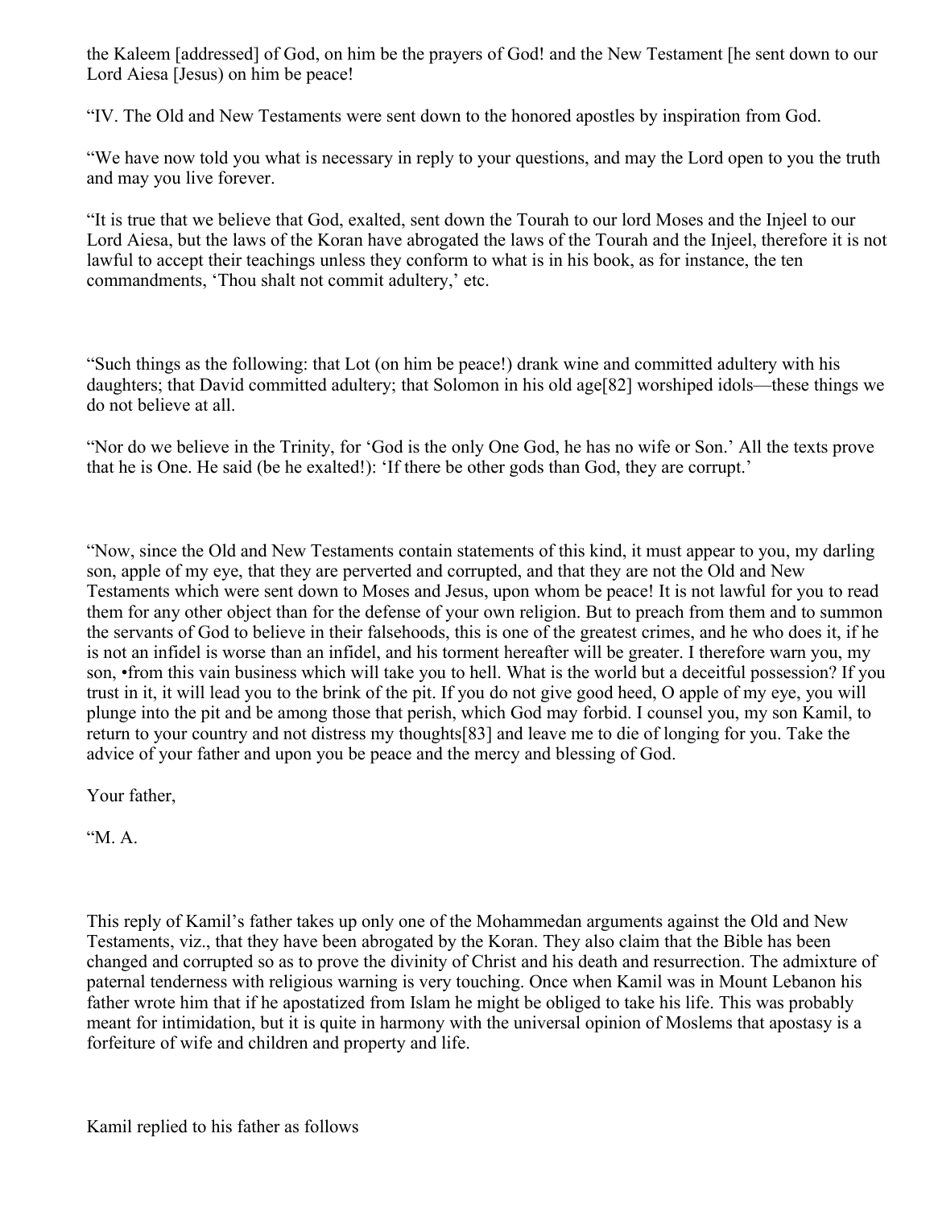the Kaleem [addressed] of God, on him be the prayers of God! and the New Testament [he sent down to our Lord Aiesa [Jesus) on him be peace!

"IV. The Old and New Testaments were sent down to the honored apostles by inspiration from God.

"We have now told you what is necessary in reply to your questions, and may the Lord open to you the truth and may you live forever.

"It is true that we believe that God, exalted, sent down the Tourah to our lord Moses and the Injeel to our Lord Aiesa, but the laws of the Koran have abrogated the laws of the Tourah and the Injeel, therefore it is not lawful to accept their teachings unless they conform to what is in his book, as for instance, the ten commandments, 'Thou shalt not commit adultery,' etc.

"Such things as the following: that Lot (on him be peace!) drank wine and committed adultery with his daughters; that David committed adultery; that Solomon in his old age[82] worshiped idols—these things we do not believe at all.

"Nor do we believe in the Trinity, for 'God is the only One God, he has no wife or Son.' All the texts prove that he is One. He said (be he exalted!): 'If there be other gods than God, they are corrupt.'

"Now, since the Old and New Testaments contain statements of this kind, it must appear to you, my darling son, apple of my eye, that they are perverted and corrupted, and that they are not the Old and New Testaments which were sent down to Moses and Jesus, upon whom be peace! It is not lawful for you to read them for any other object than for the defense of your own religion. But to preach from them and to summon the servants of God to believe in their falsehoods, this is one of the greatest crimes, and he who does it, if he is not an infidel is worse than an infidel, and his torment hereafter will be greater. I therefore warn you, my son, •from this vain business which will take you to hell. What is the world but a deceitful possession? If you trust in it, it will lead you to the brink of the pit. If you do not give good heed, O apple of my eye, you will plunge into the pit and be among those that perish, which God may forbid. I counsel you, my son Kamil, to return to your country and not distress my thoughts[83] and leave me to die of longing for you. Take the advice of your father and upon you be peace and the mercy and blessing of God.

Your father,

"M. A.

This reply of Kamil's father takes up only one of the Mohammedan arguments against the Old and New Testaments, viz., that they have been abrogated by the Koran. They also claim that the Bible has been changed and corrupted so as to prove the divinity of Christ and his death and resurrection. The admixture of paternal tenderness with religious warning is very touching. Once when Kamil was in Mount Lebanon his father wrote him that if he apostatized from Islam he might be obliged to take his life. This was probably meant for intimidation, but it is quite in harmony with the universal opinion of Moslems that apostasy is a forfeiture of wife and children and property and life.

Kamil replied to his father as follows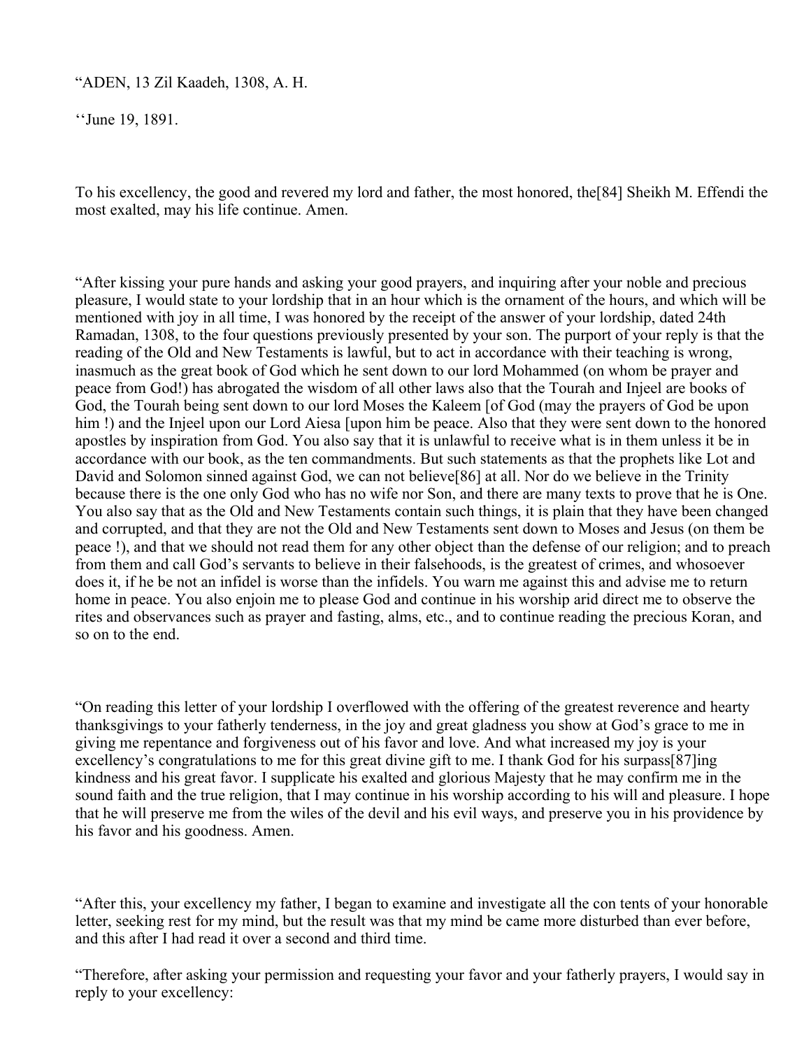“ADEN, 13 Zil Kaadeh, 1308, A. H.

‘‘June 19, 1891.

To his excellency, the good and revered my lord and father, the most honored, the[84] Sheikh M. Effendi the most exalted, may his life continue. Amen.

“After kissing your pure hands and asking your good prayers, and inquiring after your noble and precious pleasure, I would state to your lordship that in an hour which is the ornament of the hours, and which will be mentioned with joy in all time, I was honored by the receipt of the answer of your lordship, dated 24th Ramadan, 1308, to the four questions previously presented by your son. The purport of your reply is that the reading of the Old and New Testaments is lawful, but to act in accordance with their teaching is wrong, inasmuch as the great book of God which he sent down to our lord Mohammed (on whom be prayer and peace from God!) has abrogated the wisdom of all other laws also that the Tourah and Injeel are books of God, the Tourah being sent down to our lord Moses the Kaleem [of God (may the prayers of God be upon him !) and the Injeel upon our Lord Aiesa [upon him be peace. Also that they were sent down to the honored apostles by inspiration from God. You also say that it is unlawful to receive what is in them unless it be in accordance with our book, as the ten commandments. But such statements as that the prophets like Lot and David and Solomon sinned against God, we can not believe[86] at all. Nor do we believe in the Trinity because there is the one only God who has no wife nor Son, and there are many texts to prove that he is One. You also say that as the Old and New Testaments contain such things, it is plain that they have been changed and corrupted, and that they are not the Old and New Testaments sent down to Moses and Jesus (on them be peace !), and that we should not read them for any other object than the defense of our religion; and to preach from them and call God’s servants to believe in their falsehoods, is the greatest of crimes, and whosoever does it, if he be not an infidel is worse than the infidels. You warn me against this and advise me to return home in peace. You also enjoin me to please God and continue in his worship arid direct me to observe the rites and observances such as prayer and fasting, alms, etc., and to continue reading the precious Koran, and so on to the end.

“On reading this letter of your lordship I overflowed with the offering of the greatest reverence and hearty thanksgivings to your fatherly tenderness, in the joy and great gladness you show at God’s grace to me in giving me repentance and forgiveness out of his favor and love. And what increased my joy is your excellency’s congratulations to me for this great divine gift to me. I thank God for his surpass[87]ing kindness and his great favor. I supplicate his exalted and glorious Majesty that he may confirm me in the sound faith and the true religion, that I may continue in his worship according to his will and pleasure. I hope that he will preserve me from the wiles of the devil and his evil ways, and preserve you in his providence by his favor and his goodness. Amen.

“After this, your excellency my father, I began to examine and investigate all the con tents of your honorable letter, seeking rest for my mind, but the result was that my mind be came more disturbed than ever before, and this after I had read it over a second and third time.

“Therefore, after asking your permission and requesting your favor and your fatherly prayers, I would say in reply to your excellency: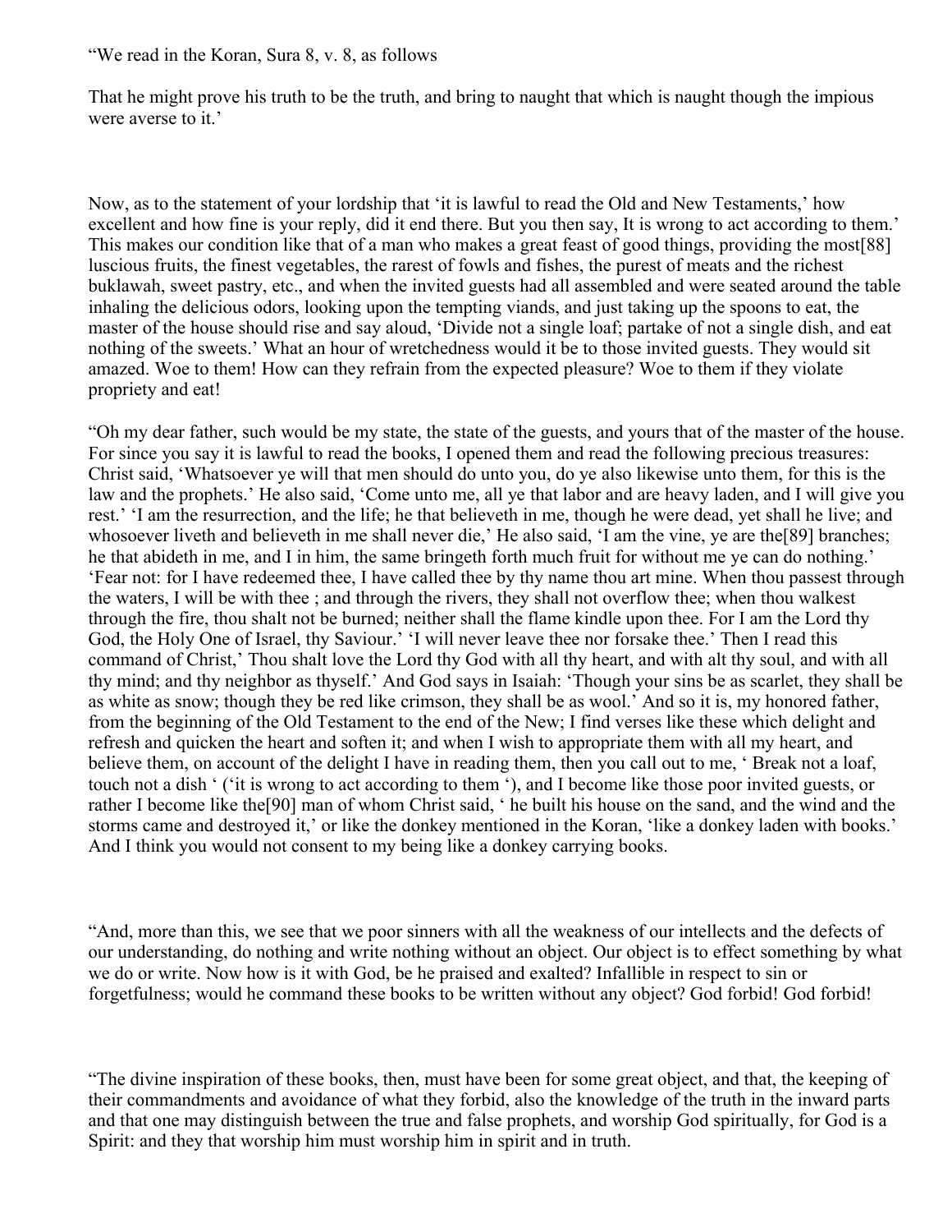“We read in the Koran, Sura 8, v. 8, as follows

That he might prove his truth to be the truth, and bring to naught that which is naught though the impious were averse to it.’

Now, as to the statement of your lordship that ‘it is lawful to read the Old and New Testaments,’ how excellent and how fine is your reply, did it end there. But you then say, It is wrong to act according to them.’ This makes our condition like that of a man who makes a great feast of good things, providing the most[88] luscious fruits, the finest vegetables, the rarest of fowls and fishes, the purest of meats and the richest buklawah, sweet pastry, etc., and when the invited guests had all assembled and were seated around the table inhaling the delicious odors, looking upon the tempting viands, and just taking up the spoons to eat, the master of the house should rise and say aloud, ‘Divide not a single loaf; partake of not a single dish, and eat nothing of the sweets.’ What an hour of wretchedness would it be to those invited guests. They would sit amazed. Woe to them! How can they refrain from the expected pleasure? Woe to them if they violate propriety and eat!

“Oh my dear father, such would be my state, the state of the guests, and yours that of the master of the house. For since you say it is lawful to read the books, I opened them and read the following precious treasures: Christ said, ‘Whatsoever ye will that men should do unto you, do ye also likewise unto them, for this is the law and the prophets.’ He also said, ‘Come unto me, all ye that labor and are heavy laden, and I will give you rest.’ ‘I am the resurrection, and the life; he that believeth in me, though he were dead, yet shall he live; and whosoever liveth and believeth in me shall never die,’ He also said, ‘I am the vine, ye are the[89] branches; he that abideth in me, and I in him, the same bringeth forth much fruit for without me ye can do nothing.’ ‘Fear not: for I have redeemed thee, I have called thee by thy name thou art mine. When thou passest through the waters, I will be with thee ; and through the rivers, they shall not overflow thee; when thou walkest through the fire, thou shalt not be burned; neither shall the flame kindle upon thee. For I am the Lord thy God, the Holy One of Israel, thy Saviour.’ ‘I will never leave thee nor forsake thee.’ Then I read this command of Christ,’ Thou shalt love the Lord thy God with all thy heart, and with alt thy soul, and with all thy mind; and thy neighbor as thyself.’ And God says in Isaiah: ‘Though your sins be as scarlet, they shall be as white as snow; though they be red like crimson, they shall be as wool.’ And so it is, my honored father, from the beginning of the Old Testament to the end of the New; I find verses like these which delight and refresh and quicken the heart and soften it; and when I wish to appropriate them with all my heart, and believe them, on account of the delight I have in reading them, then you call out to me, ‘ Break not a loaf, touch not a dish ‘ (‘it is wrong to act according to them ‘), and I become like those poor invited guests, or rather I become like the[90] man of whom Christ said, ‘ he built his house on the sand, and the wind and the storms came and destroyed it,’ or like the donkey mentioned in the Koran, ‘like a donkey laden with books.’ And I think you would not consent to my being like a donkey carrying books.

“And, more than this, we see that we poor sinners with all the weakness of our intellects and the defects of our understanding, do nothing and write nothing without an object. Our object is to effect something by what we do or write. Now how is it with God, be he praised and exalted? Infallible in respect to sin or forgetfulness; would he command these books to be written without any object? God forbid! God forbid!

“The divine inspiration of these books, then, must have been for some great object, and that, the keeping of their commandments and avoidance of what they forbid, also the knowledge of the truth in the inward parts and that one may distinguish between the true and false prophets, and worship God spiritually, for God is a Spirit: and they that worship him must worship him in spirit and in truth.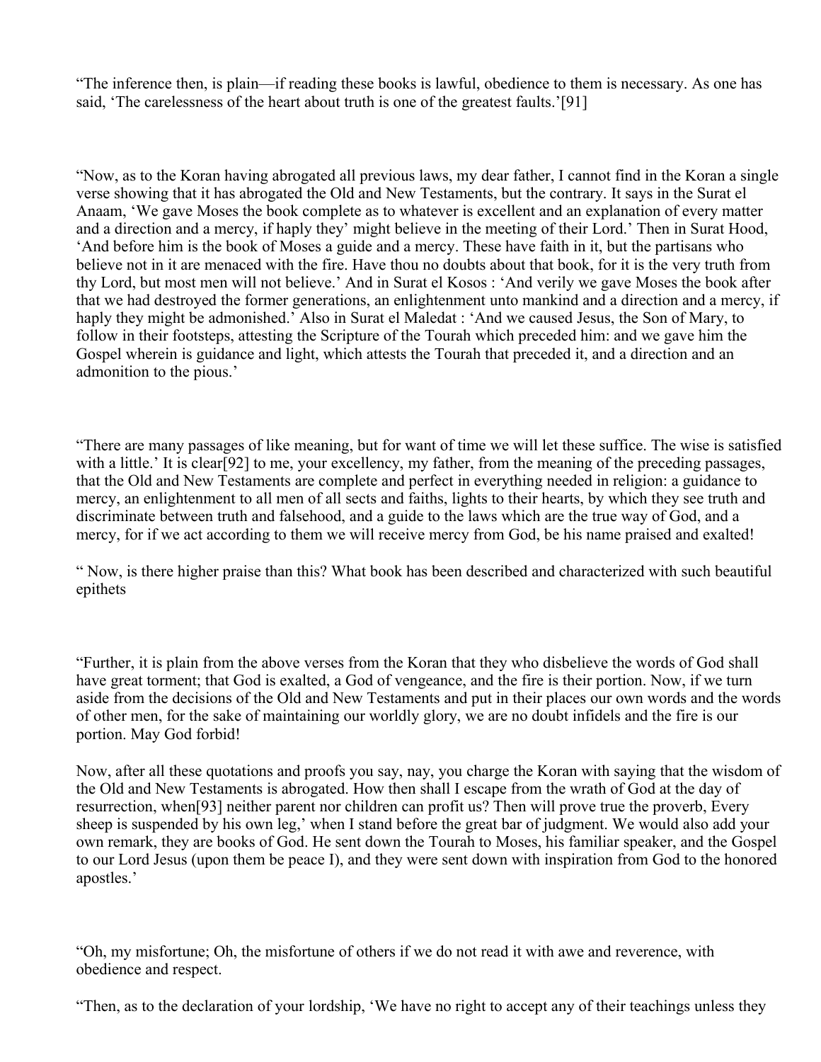“The inference then, is plain—if reading these books is lawful, obedience to them is necessary. As one has said, ‘The carelessness of the heart about truth is one of the greatest faults.’[91]

“Now, as to the Koran having abrogated all previous laws, my dear father, I cannot find in the Koran a single verse showing that it has abrogated the Old and New Testaments, but the contrary. It says in the Surat el Anaam, ‘We gave Moses the book complete as to whatever is excellent and an explanation of every matter and a direction and a mercy, if haply they’ might believe in the meeting of their Lord.’ Then in Surat Hood, ‘And before him is the book of Moses a guide and a mercy. These have faith in it, but the partisans who believe not in it are menaced with the fire. Have thou no doubts about that book, for it is the very truth from thy Lord, but most men will not believe.’ And in Surat el Kosos : ‘And verily we gave Moses the book after that we had destroyed the former generations, an enlightenment unto mankind and a direction and a mercy, if haply they might be admonished.’ Also in Surat el Maledat : ‘And we caused Jesus, the Son of Mary, to follow in their footsteps, attesting the Scripture of the Tourah which preceded him: and we gave him the Gospel wherein is guidance and light, which attests the Tourah that preceded it, and a direction and an admonition to the pious.’

“There are many passages of like meaning, but for want of time we will let these suffice. The wise is satisfied with a little.’ It is clear[92] to me, your excellency, my father, from the meaning of the preceding passages, that the Old and New Testaments are complete and perfect in everything needed in religion: a guidance to mercy, an enlightenment to all men of all sects and faiths, lights to their hearts, by which they see truth and discriminate between truth and falsehood, and a guide to the laws which are the true way of God, and a mercy, for if we act according to them we will receive mercy from God, be his name praised and exalted!

“ Now, is there higher praise than this? What book has been described and characterized with such beautiful epithets

“Further, it is plain from the above verses from the Koran that they who disbelieve the words of God shall have great torment; that God is exalted, a God of vengeance, and the fire is their portion. Now, if we turn aside from the decisions of the Old and New Testaments and put in their places our own words and the words of other men, for the sake of maintaining our worldly glory, we are no doubt infidels and the fire is our portion. May God forbid!

Now, after all these quotations and proofs you say, nay, you charge the Koran with saying that the wisdom of the Old and New Testaments is abrogated. How then shall I escape from the wrath of God at the day of resurrection, when[93] neither parent nor children can profit us? Then will prove true the proverb, Every sheep is suspended by his own leg,’ when I stand before the great bar of judgment. We would also add your own remark, they are books of God. He sent down the Tourah to Moses, his familiar speaker, and the Gospel to our Lord Jesus (upon them be peace I), and they were sent down with inspiration from God to the honored apostles.’

“Oh, my misfortune; Oh, the misfortune of others if we do not read it with awe and reverence, with obedience and respect.

“Then, as to the declaration of your lordship, ‘We have no right to accept any of their teachings unless they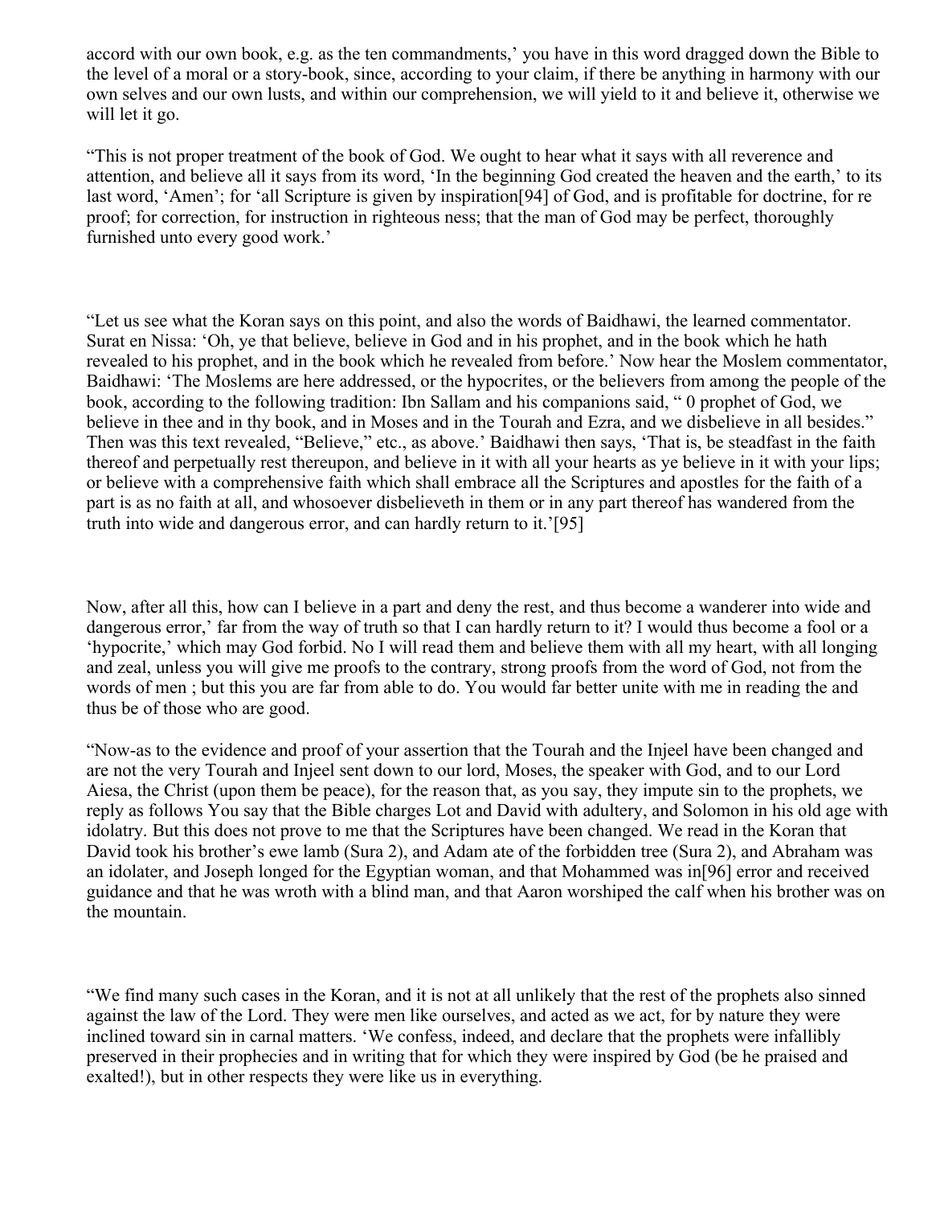accord with our own book, e.g. as the ten commandments,' you have in this word dragged down the Bible to the level of a moral or a story-book, since, according to your claim, if there be anything in harmony with our own selves and our own lusts, and within our comprehension, we will yield to it and believe it, otherwise we will let it go.

"This is not proper treatment of the book of God. We ought to hear what it says with all reverence and attention, and believe all it says from its word, 'In the beginning God created the heaven and the earth,' to its last word, 'Amen'; for 'all Scripture is given by inspiration[94] of God, and is profitable for doctrine, for re proof; for correction, for instruction in righteous ness; that the man of God may be perfect, thoroughly furnished unto every good work.'

"Let us see what the Koran says on this point, and also the words of Baidhawi, the learned commentator. Surat en Nissa: 'Oh, ye that believe, believe in God and in his prophet, and in the book which he hath revealed to his prophet, and in the book which he revealed from before.' Now hear the Moslem commentator, Baidhawi: 'The Moslems are here addressed, or the hypocrites, or the believers from among the people of the book, according to the following tradition: Ibn Sallam and his companions said, " 0 prophet of God, we believe in thee and in thy book, and in Moses and in the Tourah and Ezra, and we disbelieve in all besides." Then was this text revealed, "Believe," etc., as above.' Baidhawi then says, 'That is, be steadfast in the faith thereof and perpetually rest thereupon, and believe in it with all your hearts as ye believe in it with your lips; or believe with a comprehensive faith which shall embrace all the Scriptures and apostles for the faith of a part is as no faith at all, and whosoever disbelieveth in them or in any part thereof has wandered from the truth into wide and dangerous error, and can hardly return to it.'[95]

Now, after all this, how can I believe in a part and deny the rest, and thus become a wanderer into wide and dangerous error,' far from the way of truth so that I can hardly return to it? I would thus become a fool or a 'hypocrite,' which may God forbid. No I will read them and believe them with all my heart, with all longing and zeal, unless you will give me proofs to the contrary, strong proofs from the word of God, not from the words of men ; but this you are far from able to do. You would far better unite with me in reading the and thus be of those who are good.

"Now-as to the evidence and proof of your assertion that the Tourah and the Injeel have been changed and are not the very Tourah and Injeel sent down to our lord, Moses, the speaker with God, and to our Lord Aiesa, the Christ (upon them be peace), for the reason that, as you say, they impute sin to the prophets, we reply as follows You say that the Bible charges Lot and David with adultery, and Solomon in his old age with idolatry. But this does not prove to me that the Scriptures have been changed. We read in the Koran that David took his brother's ewe lamb (Sura 2), and Adam ate of the forbidden tree (Sura 2), and Abraham was an idolater, and Joseph longed for the Egyptian woman, and that Mohammed was in[96] error and received guidance and that he was wroth with a blind man, and that Aaron worshiped the calf when his brother was on the mountain.

"We find many such cases in the Koran, and it is not at all unlikely that the rest of the prophets also sinned against the law of the Lord. They were men like ourselves, and acted as we act, for by nature they were inclined toward sin in carnal matters. 'We confess, indeed, and declare that the prophets were infallibly preserved in their prophecies and in writing that for which they were inspired by God (be he praised and exalted!), but in other respects they were like us in everything.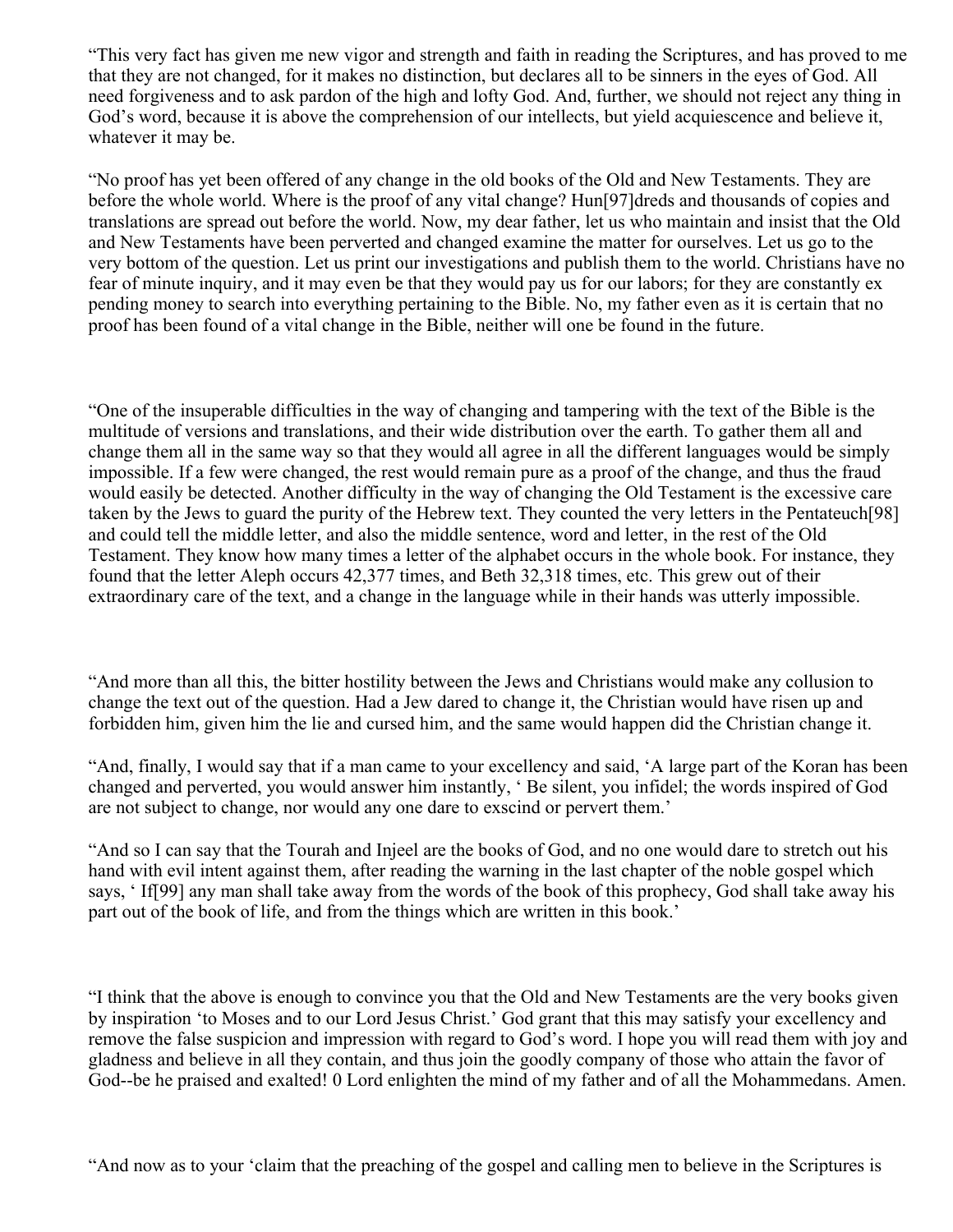"This very fact has given me new vigor and strength and faith in reading the Scriptures, and has proved to me that they are not changed, for it makes no distinction, but declares all to be sinners in the eyes of God. All need forgiveness and to ask pardon of the high and lofty God. And, further, we should not reject any thing in God's word, because it is above the comprehension of our intellects, but yield acquiescence and believe it, whatever it may be.

"No proof has yet been offered of any change in the old books of the Old and New Testaments. They are before the whole world. Where is the proof of any vital change? Hun[97]dreds and thousands of copies and translations are spread out before the world. Now, my dear father, let us who maintain and insist that the Old and New Testaments have been perverted and changed examine the matter for ourselves. Let us go to the very bottom of the question. Let us print our investigations and publish them to the world. Christians have no fear of minute inquiry, and it may even be that they would pay us for our labors; for they are constantly ex pending money to search into everything pertaining to the Bible. No, my father even as it is certain that no proof has been found of a vital change in the Bible, neither will one be found in the future.

"One of the insuperable difficulties in the way of changing and tampering with the text of the Bible is the multitude of versions and translations, and their wide distribution over the earth. To gather them all and change them all in the same way so that they would all agree in all the different languages would be simply impossible. If a few were changed, the rest would remain pure as a proof of the change, and thus the fraud would easily be detected. Another difficulty in the way of changing the Old Testament is the excessive care taken by the Jews to guard the purity of the Hebrew text. They counted the very letters in the Pentateuch[98] and could tell the middle letter, and also the middle sentence, word and letter, in the rest of the Old Testament. They know how many times a letter of the alphabet occurs in the whole book. For instance, they found that the letter Aleph occurs 42,377 times, and Beth 32,318 times, etc. This grew out of their extraordinary care of the text, and a change in the language while in their hands was utterly impossible.

"And more than all this, the bitter hostility between the Jews and Christians would make any collusion to change the text out of the question. Had a Jew dared to change it, the Christian would have risen up and forbidden him, given him the lie and cursed him, and the same would happen did the Christian change it.

"And, finally, I would say that if a man came to your excellency and said, 'A large part of the Koran has been changed and perverted, you would answer him instantly, ' Be silent, you infidel; the words inspired of God are not subject to change, nor would any one dare to exscind or pervert them.'

"And so I can say that the Tourah and Injeel are the books of God, and no one would dare to stretch out his hand with evil intent against them, after reading the warning in the last chapter of the noble gospel which says, ' If[99] any man shall take away from the words of the book of this prophecy, God shall take away his part out of the book of life, and from the things which are written in this book.'

"I think that the above is enough to convince you that the Old and New Testaments are the very books given by inspiration 'to Moses and to our Lord Jesus Christ.' God grant that this may satisfy your excellency and remove the false suspicion and impression with regard to God's word. I hope you will read them with joy and gladness and believe in all they contain, and thus join the goodly company of those who attain the favor of God--be he praised and exalted! 0 Lord enlighten the mind of my father and of all the Mohammedans. Amen.

"And now as to your 'claim that the preaching of the gospel and calling men to believe in the Scriptures is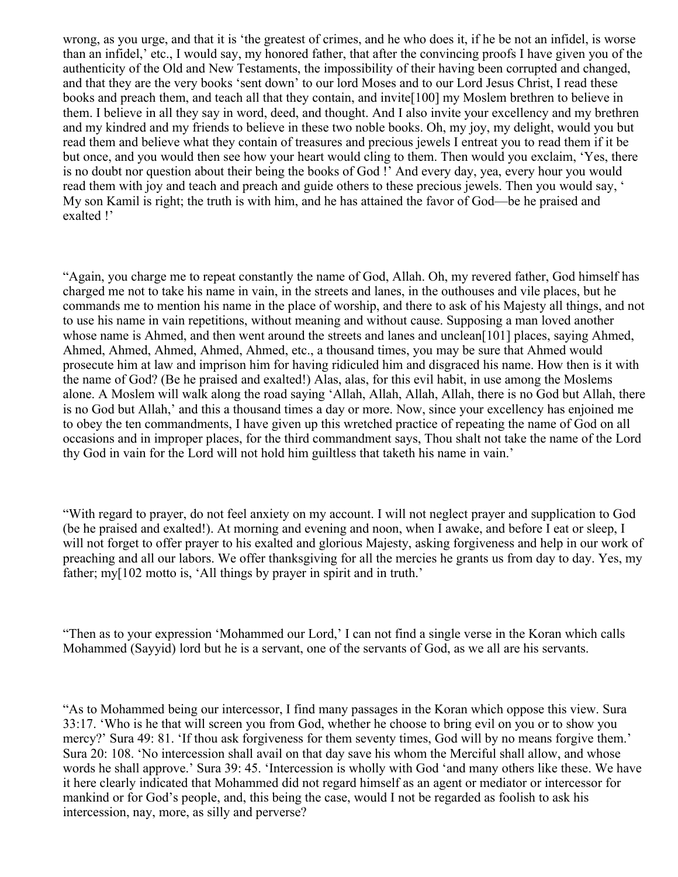wrong, as you urge, and that it is 'the greatest of crimes, and he who does it, if he be not an infidel, is worse than an infidel,' etc., I would say, my honored father, that after the convincing proofs I have given you of the authenticity of the Old and New Testaments, the impossibility of their having been corrupted and changed, and that they are the very books 'sent down' to our lord Moses and to our Lord Jesus Christ, I read these books and preach them, and teach all that they contain, and invite[100] my Moslem brethren to believe in them. I believe in all they say in word, deed, and thought. And I also invite your excellency and my brethren and my kindred and my friends to believe in these two noble books. Oh, my joy, my delight, would you but read them and believe what they contain of treasures and precious jewels I entreat you to read them if it be but once, and you would then see how your heart would cling to them. Then would you exclaim, 'Yes, there is no doubt nor question about their being the books of God !' And every day, yea, every hour you would read them with joy and teach and preach and guide others to these precious jewels. Then you would say, ' My son Kamil is right; the truth is with him, and he has attained the favor of God—be he praised and exalted !'

"Again, you charge me to repeat constantly the name of God, Allah. Oh, my revered father, God himself has charged me not to take his name in vain, in the streets and lanes, in the outhouses and vile places, but he commands me to mention his name in the place of worship, and there to ask of his Majesty all things, and not to use his name in vain repetitions, without meaning and without cause. Supposing a man loved another whose name is Ahmed, and then went around the streets and lanes and unclean[101] places, saying Ahmed, Ahmed, Ahmed, Ahmed, Ahmed, Ahmed, etc., a thousand times, you may be sure that Ahmed would prosecute him at law and imprison him for having ridiculed him and disgraced his name. How then is it with the name of God? (Be he praised and exalted!) Alas, alas, for this evil habit, in use among the Moslems alone. A Moslem will walk along the road saying 'Allah, Allah, Allah, Allah, there is no God but Allah, there is no God but Allah,' and this a thousand times a day or more. Now, since your excellency has enjoined me to obey the ten commandments, I have given up this wretched practice of repeating the name of God on all occasions and in improper places, for the third commandment says, Thou shalt not take the name of the Lord thy God in vain for the Lord will not hold him guiltless that taketh his name in vain.'

"With regard to prayer, do not feel anxiety on my account. I will not neglect prayer and supplication to God (be he praised and exalted!). At morning and evening and noon, when I awake, and before I eat or sleep, I will not forget to offer prayer to his exalted and glorious Majesty, asking forgiveness and help in our work of preaching and all our labors. We offer thanksgiving for all the mercies he grants us from day to day. Yes, my father; my[102 motto is, 'All things by prayer in spirit and in truth.'

"Then as to your expression 'Mohammed our Lord,' I can not find a single verse in the Koran which calls Mohammed (Sayyid) lord but he is a servant, one of the servants of God, as we all are his servants.

"As to Mohammed being our intercessor, I find many passages in the Koran which oppose this view. Sura 33:17. 'Who is he that will screen you from God, whether he choose to bring evil on you or to show you mercy?' Sura 49: 81. 'If thou ask forgiveness for them seventy times, God will by no means forgive them.' Sura 20: 108. 'No intercession shall avail on that day save his whom the Merciful shall allow, and whose words he shall approve.' Sura 39: 45. 'Intercession is wholly with God 'and many others like these. We have it here clearly indicated that Mohammed did not regard himself as an agent or mediator or intercessor for mankind or for God's people, and, this being the case, would I not be regarded as foolish to ask his intercession, nay, more, as silly and perverse?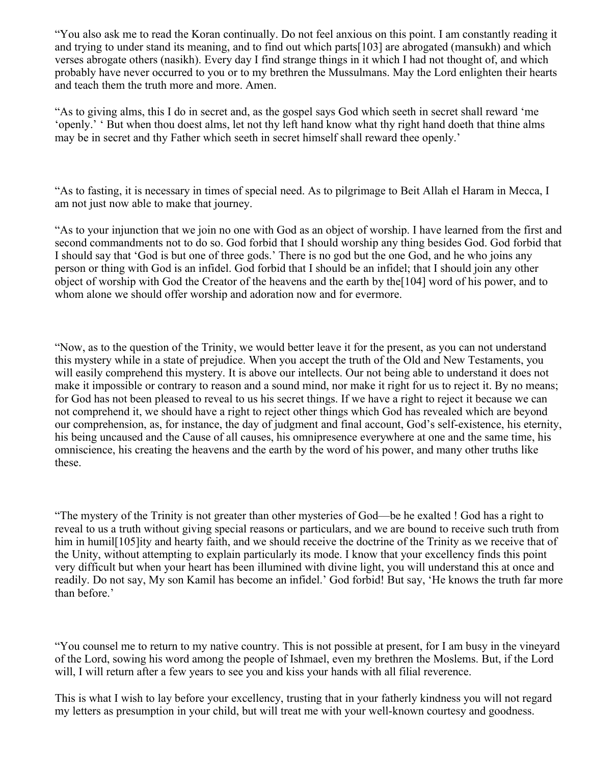“You also ask me to read the Koran continually. Do not feel anxious on this point. I am constantly reading it and trying to under stand its meaning, and to find out which parts[103] are abrogated (mansukh) and which verses abrogate others (nasikh). Every day I find strange things in it which I had not thought of, and which probably have never occurred to you or to my brethren the Mussulmans. May the Lord enlighten their hearts and teach them the truth more and more. Amen.

“As to giving alms, this I do in secret and, as the gospel says God which seeth in secret shall reward ‘me ‘openly.’ ‘ But when thou doest alms, let not thy left hand know what thy right hand doeth that thine alms may be in secret and thy Father which seeth in secret himself shall reward thee openly.’

“As to fasting, it is necessary in times of special need. As to pilgrimage to Beit Allah el Haram in Mecca, I am not just now able to make that journey.

“As to your injunction that we join no one with God as an object of worship. I have learned from the first and second commandments not to do so. God forbid that I should worship any thing besides God. God forbid that I should say that ‘God is but one of three gods.’ There is no god but the one God, and he who joins any person or thing with God is an infidel. God forbid that I should be an infidel; that I should join any other object of worship with God the Creator of the heavens and the earth by the[104] word of his power, and to whom alone we should offer worship and adoration now and for evermore.

“Now, as to the question of the Trinity, we would better leave it for the present, as you can not understand this mystery while in a state of prejudice. When you accept the truth of the Old and New Testaments, you will easily comprehend this mystery. It is above our intellects. Our not being able to understand it does not make it impossible or contrary to reason and a sound mind, nor make it right for us to reject it. By no means; for God has not been pleased to reveal to us his secret things. If we have a right to reject it because we can not comprehend it, we should have a right to reject other things which God has revealed which are beyond our comprehension, as, for instance, the day of judgment and final account, God’s self-existence, his eternity, his being uncaused and the Cause of all causes, his omnipresence everywhere at one and the same time, his omniscience, his creating the heavens and the earth by the word of his power, and many other truths like these.

“The mystery of the Trinity is not greater than other mysteries of God—be he exalted ! God has a right to reveal to us a truth without giving special reasons or particulars, and we are bound to receive such truth from him in humil[105]ity and hearty faith, and we should receive the doctrine of the Trinity as we receive that of the Unity, without attempting to explain particularly its mode. I know that your excellency finds this point very difficult but when your heart has been illumined with divine light, you will understand this at once and readily. Do not say, My son Kamil has become an infidel.’ God forbid! But say, ‘He knows the truth far more than before.’

“You counsel me to return to my native country. This is not possible at present, for I am busy in the vineyard of the Lord, sowing his word among the people of Ishmael, even my brethren the Moslems. But, if the Lord will, I will return after a few years to see you and kiss your hands with all filial reverence.

This is what I wish to lay before your excellency, trusting that in your fatherly kindness you will not regard my letters as presumption in your child, but will treat me with your well-known courtesy and goodness.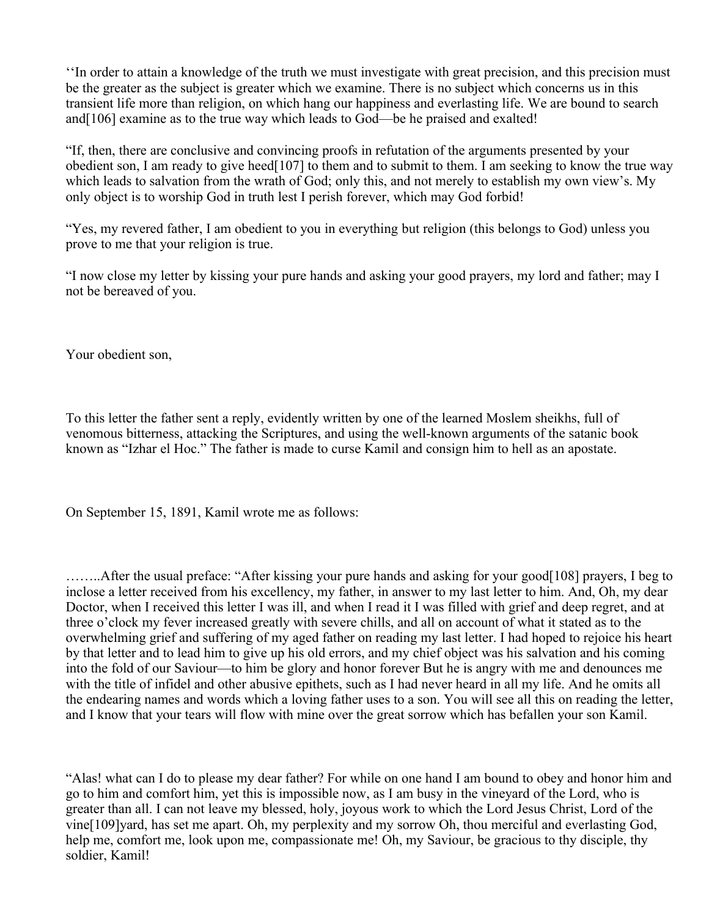‘‘In order to attain a knowledge of the truth we must investigate with great precision, and this precision must be the greater as the subject is greater which we examine. There is no subject which concerns us in this transient life more than religion, on which hang our happiness and everlasting life. We are bound to search and[106] examine as to the true way which leads to God—be he praised and exalted!

“If, then, there are conclusive and convincing proofs in refutation of the arguments presented by your obedient son, I am ready to give heed[107] to them and to submit to them. I am seeking to know the true way which leads to salvation from the wrath of God; only this, and not merely to establish my own view’s. My only object is to worship God in truth lest I perish forever, which may God forbid!

“Yes, my revered father, I am obedient to you in everything but religion (this belongs to God) unless you prove to me that your religion is true.

“I now close my letter by kissing your pure hands and asking your good prayers, my lord and father; may I not be bereaved of you.

Your obedient son,

To this letter the father sent a reply, evidently written by one of the learned Moslem sheikhs, full of venomous bitterness, attacking the Scriptures, and using the well-known arguments of the satanic book known as “Izhar el Hoc.” The father is made to curse Kamil and consign him to hell as an apostate.

On September 15, 1891, Kamil wrote me as follows:

……..After the usual preface: “After kissing your pure hands and asking for your good[108] prayers, I beg to inclose a letter received from his excellency, my father, in answer to my last letter to him. And, Oh, my dear Doctor, when I received this letter I was ill, and when I read it I was filled with grief and deep regret, and at three o’clock my fever increased greatly with severe chills, and all on account of what it stated as to the overwhelming grief and suffering of my aged father on reading my last letter. I had hoped to rejoice his heart by that letter and to lead him to give up his old errors, and my chief object was his salvation and his coming into the fold of our Saviour—to him be glory and honor forever But he is angry with me and denounces me with the title of infidel and other abusive epithets, such as I had never heard in all my life. And he omits all the endearing names and words which a loving father uses to a son. You will see all this on reading the letter, and I know that your tears will flow with mine over the great sorrow which has befallen your son Kamil.

“Alas! what can I do to please my dear father? For while on one hand I am bound to obey and honor him and go to him and comfort him, yet this is impossible now, as I am busy in the vineyard of the Lord, who is greater than all. I can not leave my blessed, holy, joyous work to which the Lord Jesus Christ, Lord of the vine[109]yard, has set me apart. Oh, my perplexity and my sorrow Oh, thou merciful and everlasting God, help me, comfort me, look upon me, compassionate me! Oh, my Saviour, be gracious to thy disciple, thy soldier, Kamil!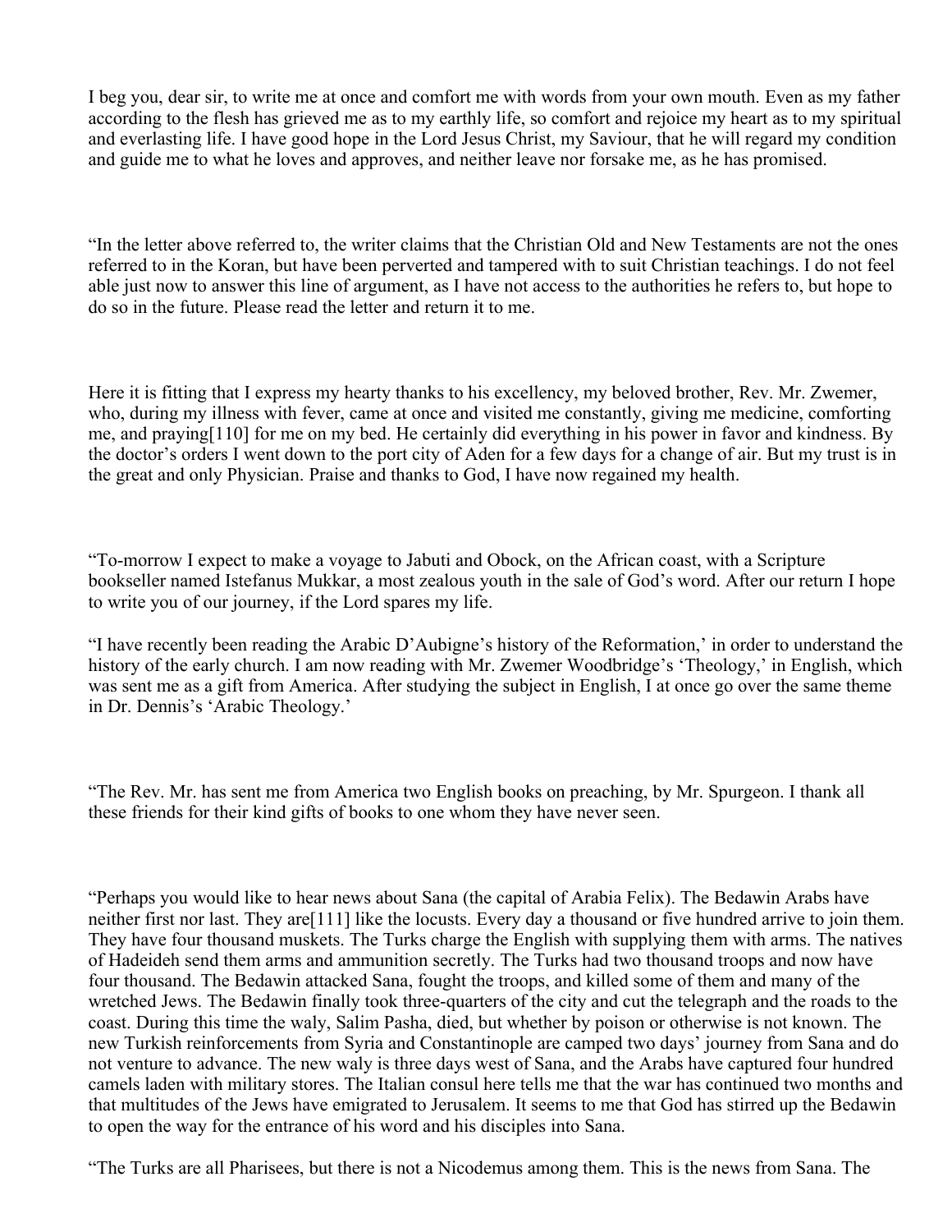I beg you, dear sir, to write me at once and comfort me with words from your own mouth. Even as my father according to the flesh has grieved me as to my earthly life, so comfort and rejoice my heart as to my spiritual and everlasting life. I have good hope in the Lord Jesus Christ, my Saviour, that he will regard my condition and guide me to what he loves and approves, and neither leave nor forsake me, as he has promised.

“In the letter above referred to, the writer claims that the Christian Old and New Testaments are not the ones referred to in the Koran, but have been perverted and tampered with to suit Christian teachings. I do not feel able just now to answer this line of argument, as I have not access to the authorities he refers to, but hope to do so in the future. Please read the letter and return it to me.

Here it is fitting that I express my hearty thanks to his excellency, my beloved brother, Rev. Mr. Zwemer, who, during my illness with fever, came at once and visited me constantly, giving me medicine, comforting me, and praying[110] for me on my bed. He certainly did everything in his power in favor and kindness. By the doctor’s orders I went down to the port city of Aden for a few days for a change of air. But my trust is in the great and only Physician. Praise and thanks to God, I have now regained my health.

“To-morrow I expect to make a voyage to Jabuti and Obock, on the African coast, with a Scripture bookseller named Istefanus Mukkar, a most zealous youth in the sale of God’s word. After our return I hope to write you of our journey, if the Lord spares my life.

“I have recently been reading the Arabic D’Aubigne’s history of the Reformation,’ in order to understand the history of the early church. I am now reading with Mr. Zwemer Woodbridge’s ‘Theology,’ in English, which was sent me as a gift from America. After studying the subject in English, I at once go over the same theme in Dr. Dennis’s ‘Arabic Theology.’

“The Rev. Mr. has sent me from America two English books on preaching, by Mr. Spurgeon. I thank all these friends for their kind gifts of books to one whom they have never seen.

“Perhaps you would like to hear news about Sana (the capital of Arabia Felix). The Bedawin Arabs have neither first nor last. They are[111] like the locusts. Every day a thousand or five hundred arrive to join them. They have four thousand muskets. The Turks charge the English with supplying them with arms. The natives of Hadeideh send them arms and ammunition secretly. The Turks had two thousand troops and now have four thousand. The Bedawin attacked Sana, fought the troops, and killed some of them and many of the wretched Jews. The Bedawin finally took three-quarters of the city and cut the telegraph and the roads to the coast. During this time the waly, Salim Pasha, died, but whether by poison or otherwise is not known. The new Turkish reinforcements from Syria and Constantinople are camped two days’ journey from Sana and do not venture to advance. The new waly is three days west of Sana, and the Arabs have captured four hundred camels laden with military stores. The Italian consul here tells me that the war has continued two months and that multitudes of the Jews have emigrated to Jerusalem. It seems to me that God has stirred up the Bedawin to open the way for the entrance of his word and his disciples into Sana.

“The Turks are all Pharisees, but there is not a Nicodemus among them. This is the news from Sana. The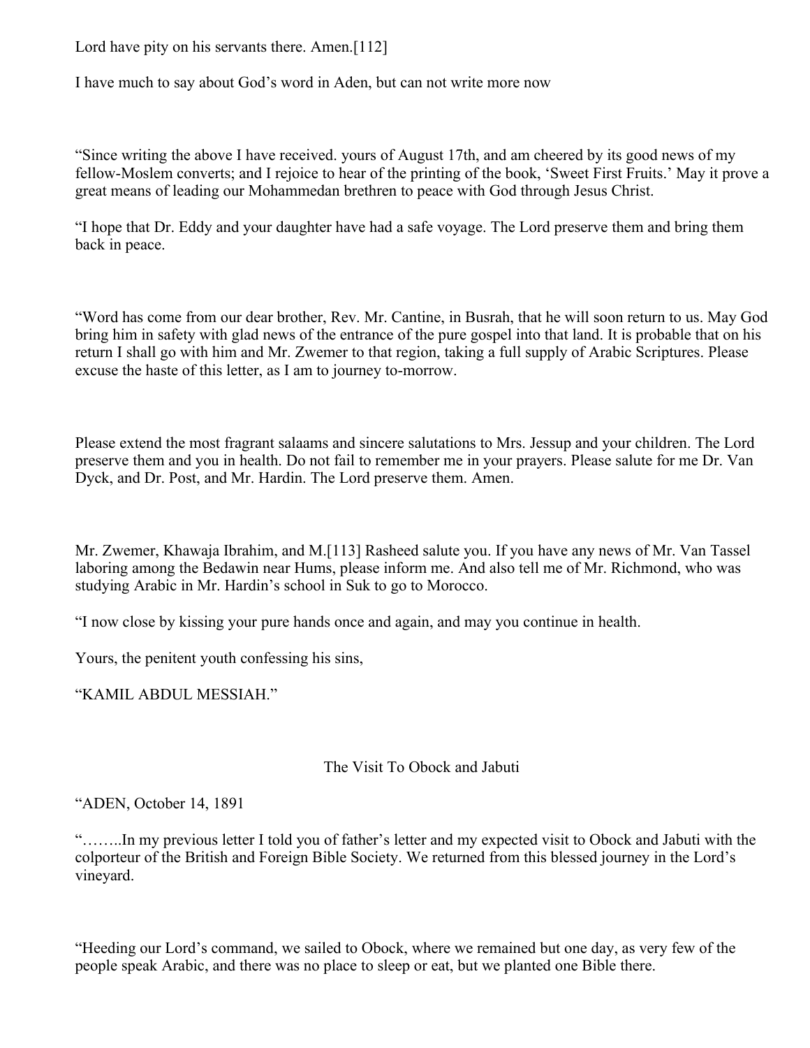Lord have pity on his servants there. Amen.[112]

I have much to say about God's word in Aden, but can not write more now

"Since writing the above I have received. yours of August 17th, and am cheered by its good news of my fellow-Moslem converts; and I rejoice to hear of the printing of the book, 'Sweet First Fruits.' May it prove a great means of leading our Mohammedan brethren to peace with God through Jesus Christ.

"I hope that Dr. Eddy and your daughter have had a safe voyage. The Lord preserve them and bring them back in peace.

"Word has come from our dear brother, Rev. Mr. Cantine, in Busrah, that he will soon return to us. May God bring him in safety with glad news of the entrance of the pure gospel into that land. It is probable that on his return I shall go with him and Mr. Zwemer to that region, taking a full supply of Arabic Scriptures. Please excuse the haste of this letter, as I am to journey to-morrow.

Please extend the most fragrant salaams and sincere salutations to Mrs. Jessup and your children. The Lord preserve them and you in health. Do not fail to remember me in your prayers. Please salute for me Dr. Van Dyck, and Dr. Post, and Mr. Hardin. The Lord preserve them. Amen.

Mr. Zwemer, Khawaja Ibrahim, and M.[113] Rasheed salute you. If you have any news of Mr. Van Tassel laboring among the Bedawin near Hums, please inform me. And also tell me of Mr. Richmond, who was studying Arabic in Mr. Hardin's school in Suk to go to Morocco.

"I now close by kissing your pure hands once and again, and may you continue in health.

Yours, the penitent youth confessing his sins,

"KAMIL ABDUL MESSIAH."

## The Visit To Obock and Jabuti

"ADEN, October 14, 1891

"……..In my previous letter I told you of father's letter and my expected visit to Obock and Jabuti with the colporteur of the British and Foreign Bible Society. We returned from this blessed journey in the Lord's vineyard.

"Heeding our Lord's command, we sailed to Obock, where we remained but one day, as very few of the people speak Arabic, and there was no place to sleep or eat, but we planted one Bible there.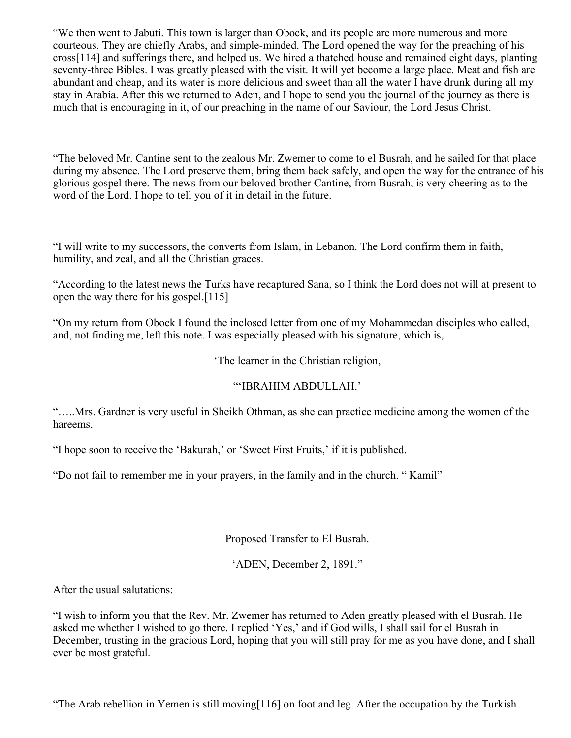"We then went to Jabuti. This town is larger than Obock, and its people are more numerous and more courteous. They are chiefly Arabs, and simple-minded. The Lord opened the way for the preaching of his cross[114] and sufferings there, and helped us. We hired a thatched house and remained eight days, planting seventy-three Bibles. I was greatly pleased with the visit. It will yet become a large place. Meat and fish are abundant and cheap, and its water is more delicious and sweet than all the water I have drunk during all my stay in Arabia. After this we returned to Aden, and I hope to send you the journal of the journey as there is much that is encouraging in it, of our preaching in the name of our Saviour, the Lord Jesus Christ.

"The beloved Mr. Cantine sent to the zealous Mr. Zwemer to come to el Busrah, and he sailed for that place during my absence. The Lord preserve them, bring them back safely, and open the way for the entrance of his glorious gospel there. The news from our beloved brother Cantine, from Busrah, is very cheering as to the word of the Lord. I hope to tell you of it in detail in the future.

"I will write to my successors, the converts from Islam, in Lebanon. The Lord confirm them in faith, humility, and zeal, and all the Christian graces.

"According to the latest news the Turks have recaptured Sana, so I think the Lord does not will at present to open the way there for his gospel.[115]

"On my return from Obock I found the inclosed letter from one of my Mohammedan disciples who called, and, not finding me, left this note. I was especially pleased with his signature, which is,

'The learner in the Christian religion,

"'IBRAHIM ABDULLAH.'

"…..Mrs. Gardner is very useful in Sheikh Othman, as she can practice medicine among the women of the hareems.

"I hope soon to receive the 'Bakurah,' or 'Sweet First Fruits,' if it is published.

"Do not fail to remember me in your prayers, in the family and in the church. " Kamil"

Proposed Transfer to El Busrah.

'ADEN, December 2, 1891."

After the usual salutations:

"I wish to inform you that the Rev. Mr. Zwemer has returned to Aden greatly pleased with el Busrah. He asked me whether I wished to go there. I replied 'Yes,' and if God wills, I shall sail for el Busrah in December, trusting in the gracious Lord, hoping that you will still pray for me as you have done, and I shall ever be most grateful.

"The Arab rebellion in Yemen is still moving[116] on foot and leg. After the occupation by the Turkish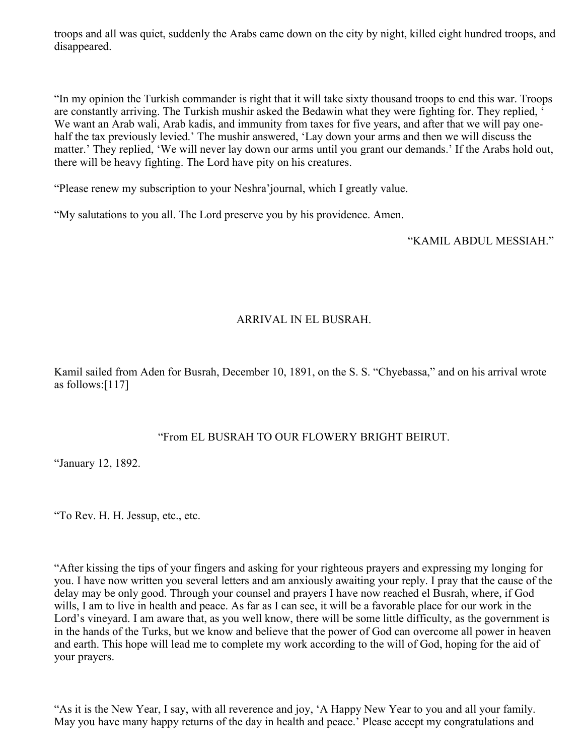troops and all was quiet, suddenly the Arabs came down on the city by night, killed eight hundred troops, and disappeared.

"In my opinion the Turkish commander is right that it will take sixty thousand troops to end this war. Troops are constantly arriving. The Turkish mushir asked the Bedawin what they were fighting for. They replied, ' We want an Arab wali, Arab kadis, and immunity from taxes for five years, and after that we will pay one-half the tax previously levied.' The mushir answered, 'Lay down your arms and then we will discuss the matter.' They replied, 'We will never lay down our arms until you grant our demands.' If the Arabs hold out, there will be heavy fighting. The Lord have pity on his creatures.

"Please renew my subscription to your Neshra'journal, which I greatly value.

"My salutations to you all. The Lord preserve you by his providence. Amen.

"KAMIL ABDUL MESSIAH."

## ARRIVAL IN EL BUSRAH.

Kamil sailed from Aden for Busrah, December 10, 1891, on the S. S. "Chyebassa," and on his arrival wrote as follows:[117]

"From EL BUSRAH TO OUR FLOWERY BRIGHT BEIRUT.

"January 12, 1892.

"To Rev. H. H. Jessup, etc., etc.

"After kissing the tips of your fingers and asking for your righteous prayers and expressing my longing for you. I have now written you several letters and am anxiously awaiting your reply. I pray that the cause of the delay may be only good. Through your counsel and prayers I have now reached el Busrah, where, if God wills, I am to live in health and peace. As far as I can see, it will be a favorable place for our work in the Lord's vineyard. I am aware that, as you well know, there will be some little difficulty, as the government is in the hands of the Turks, but we know and believe that the power of God can overcome all power in heaven and earth. This hope will lead me to complete my work according to the will of God, hoping for the aid of your prayers.

"As it is the New Year, I say, with all reverence and joy, 'A Happy New Year to you and all your family. May you have many happy returns of the day in health and peace.' Please accept my congratulations and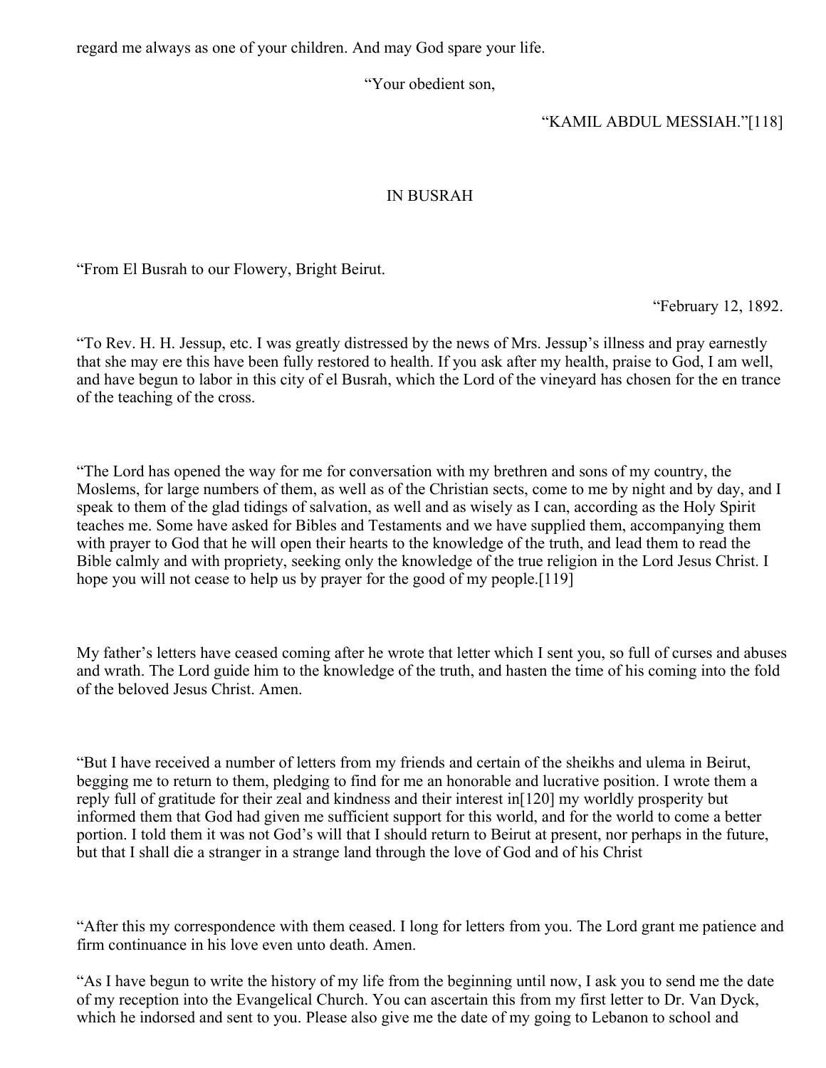regard me always as one of your children. And may God spare your life.

“Your obedient son,

“KAMIL ABDUL MESSIAH.”[118]

## IN BUSRAH

“From El Busrah to our Flowery, Bright Beirut.

“February 12, 1892.

“To Rev. H. H. Jessup, etc. I was greatly distressed by the news of Mrs. Jessup’s illness and pray earnestly that she may ere this have been fully restored to health. If you ask after my health, praise to God, I am well, and have begun to labor in this city of el Busrah, which the Lord of the vineyard has chosen for the en trance of the teaching of the cross.

“The Lord has opened the way for me for conversation with my brethren and sons of my country, the Moslems, for large numbers of them, as well as of the Christian sects, come to me by night and by day, and I speak to them of the glad tidings of salvation, as well and as wisely as I can, according as the Holy Spirit teaches me. Some have asked for Bibles and Testaments and we have supplied them, accompanying them with prayer to God that he will open their hearts to the knowledge of the truth, and lead them to read the Bible calmly and with propriety, seeking only the knowledge of the true religion in the Lord Jesus Christ. I hope you will not cease to help us by prayer for the good of my people.[119]

My father’s letters have ceased coming after he wrote that letter which I sent you, so full of curses and abuses and wrath. The Lord guide him to the knowledge of the truth, and hasten the time of his coming into the fold of the beloved Jesus Christ. Amen.

“But I have received a number of letters from my friends and certain of the sheikhs and ulema in Beirut, begging me to return to them, pledging to find for me an honorable and lucrative position. I wrote them a reply full of gratitude for their zeal and kindness and their interest in[120] my worldly prosperity but informed them that God had given me sufficient support for this world, and for the world to come a better portion. I told them it was not God’s will that I should return to Beirut at present, nor perhaps in the future, but that I shall die a stranger in a strange land through the love of God and of his Christ

“After this my correspondence with them ceased. I long for letters from you. The Lord grant me patience and firm continuance in his love even unto death. Amen.

“As I have begun to write the history of my life from the beginning until now, I ask you to send me the date of my reception into the Evangelical Church. You can ascertain this from my first letter to Dr. Van Dyck, which he indorsed and sent to you. Please also give me the date of my going to Lebanon to school and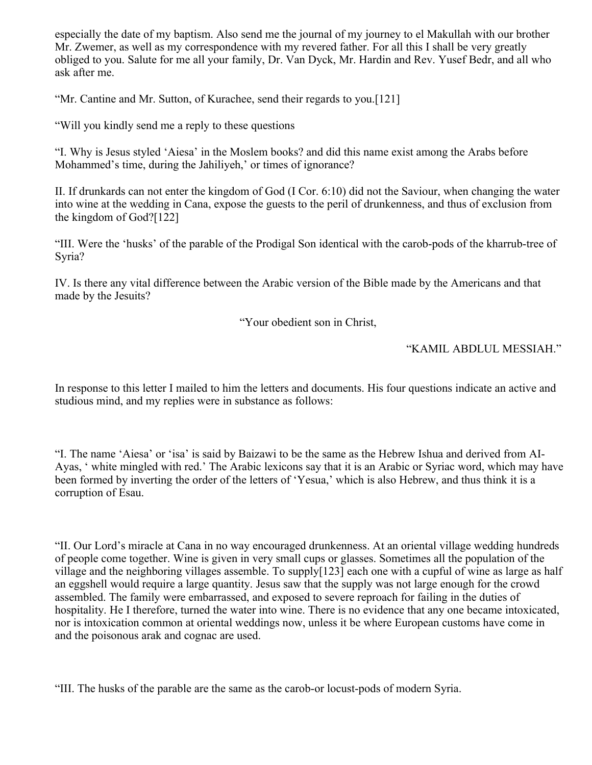especially the date of my baptism. Also send me the journal of my journey to el Makullah with our brother Mr. Zwemer, as well as my correspondence with my revered father. For all this I shall be very greatly obliged to you. Salute for me all your family, Dr. Van Dyck, Mr. Hardin and Rev. Yusef Bedr, and all who ask after me.

“Mr. Cantine and Mr. Sutton, of Kurachee, send their regards to you.[121]

“Will you kindly send me a reply to these questions

“I. Why is Jesus styled ‘Aiesa’ in the Moslem books? and did this name exist among the Arabs before Mohammed’s time, during the Jahiliyeh,’ or times of ignorance?

II. If drunkards can not enter the kingdom of God (I Cor. 6:10) did not the Saviour, when changing the water into wine at the wedding in Cana, expose the guests to the peril of drunkenness, and thus of exclusion from the kingdom of God?[122]

“III. Were the ‘husks’ of the parable of the Prodigal Son identical with the carob-pods of the kharrub-tree of Syria?

IV. Is there any vital difference between the Arabic version of the Bible made by the Americans and that made by the Jesuits?

“Your obedient son in Christ,

“KAMIL ABDLUL MESSIAH.”

In response to this letter I mailed to him the letters and documents. His four questions indicate an active and studious mind, and my replies were in substance as follows:

“I. The name ‘Aiesa’ or ‘isa’ is said by Baizawi to be the same as the Hebrew Ishua and derived from AI-Ayas, ‘ white mingled with red.’ The Arabic lexicons say that it is an Arabic or Syriac word, which may have been formed by inverting the order of the letters of ‘Yesua,’ which is also Hebrew, and thus think it is a corruption of Esau.

“II. Our Lord’s miracle at Cana in no way encouraged drunkenness. At an oriental village wedding hundreds of people come together. Wine is given in very small cups or glasses. Sometimes all the population of the village and the neighboring villages assemble. To supply[123] each one with a cupful of wine as large as half an eggshell would require a large quantity. Jesus saw that the supply was not large enough for the crowd assembled. The family were embarrassed, and exposed to severe reproach for failing in the duties of hospitality. He I therefore, turned the water into wine. There is no evidence that any one became intoxicated, nor is intoxication common at oriental weddings now, unless it be where European customs have come in and the poisonous arak and cognac are used.

“III. The husks of the parable are the same as the carob-or locust-pods of modern Syria.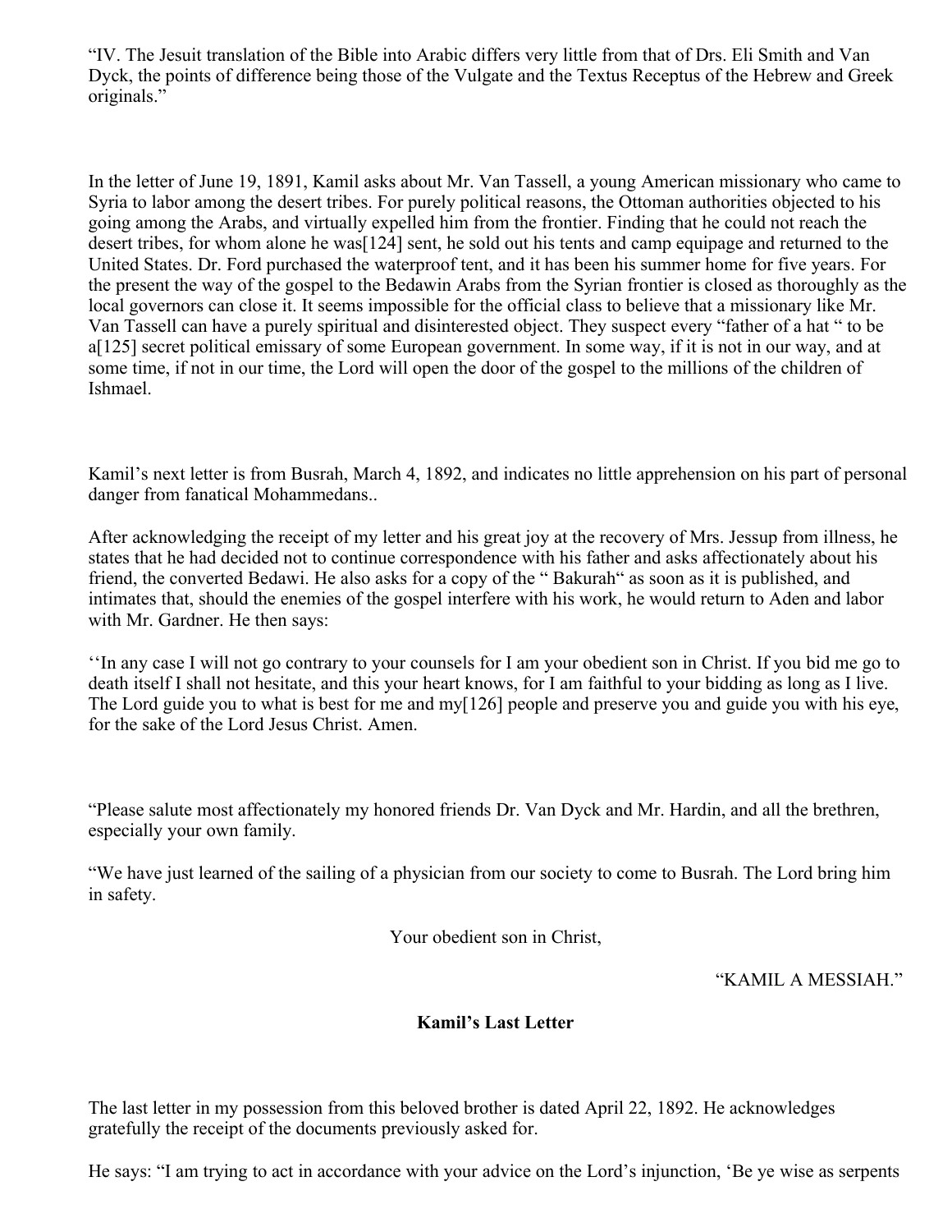"IV. The Jesuit translation of the Bible into Arabic differs very little from that of Drs. Eli Smith and Van Dyck, the points of difference being those of the Vulgate and the Textus Receptus of the Hebrew and Greek originals."

In the letter of June 19, 1891, Kamil asks about Mr. Van Tassell, a young American missionary who came to Syria to labor among the desert tribes. For purely political reasons, the Ottoman authorities objected to his going among the Arabs, and virtually expelled him from the frontier. Finding that he could not reach the desert tribes, for whom alone he was[124] sent, he sold out his tents and camp equipage and returned to the United States. Dr. Ford purchased the waterproof tent, and it has been his summer home for five years. For the present the way of the gospel to the Bedawin Arabs from the Syrian frontier is closed as thoroughly as the local governors can close it. It seems impossible for the official class to believe that a missionary like Mr. Van Tassell can have a purely spiritual and disinterested object. They suspect every "father of a hat " to be a[125] secret political emissary of some European government. In some way, if it is not in our way, and at some time, if not in our time, the Lord will open the door of the gospel to the millions of the children of Ishmael.

Kamil's next letter is from Busrah, March 4, 1892, and indicates no little apprehension on his part of personal danger from fanatical Mohammedans..

After acknowledging the receipt of my letter and his great joy at the recovery of Mrs. Jessup from illness, he states that he had decided not to continue correspondence with his father and asks affectionately about his friend, the converted Bedawi. He also asks for a copy of the " Bakurah" as soon as it is published, and intimates that, should the enemies of the gospel interfere with his work, he would return to Aden and labor with Mr. Gardner. He then says:

''In any case I will not go contrary to your counsels for I am your obedient son in Christ. If you bid me go to death itself I shall not hesitate, and this your heart knows, for I am faithful to your bidding as long as I live. The Lord guide you to what is best for me and my[126] people and preserve you and guide you with his eye, for the sake of the Lord Jesus Christ. Amen.

"Please salute most affectionately my honored friends Dr. Van Dyck and Mr. Hardin, and all the brethren, especially your own family.

"We have just learned of the sailing of a physician from our society to come to Busrah. The Lord bring him in safety.

Your obedient son in Christ,

"KAMIL A MESSIAH."

**Kamil's Last Letter**

The last letter in my possession from this beloved brother is dated April 22, 1892. He acknowledges gratefully the receipt of the documents previously asked for.

He says: "I am trying to act in accordance with your advice on the Lord's injunction, 'Be ye wise as serpents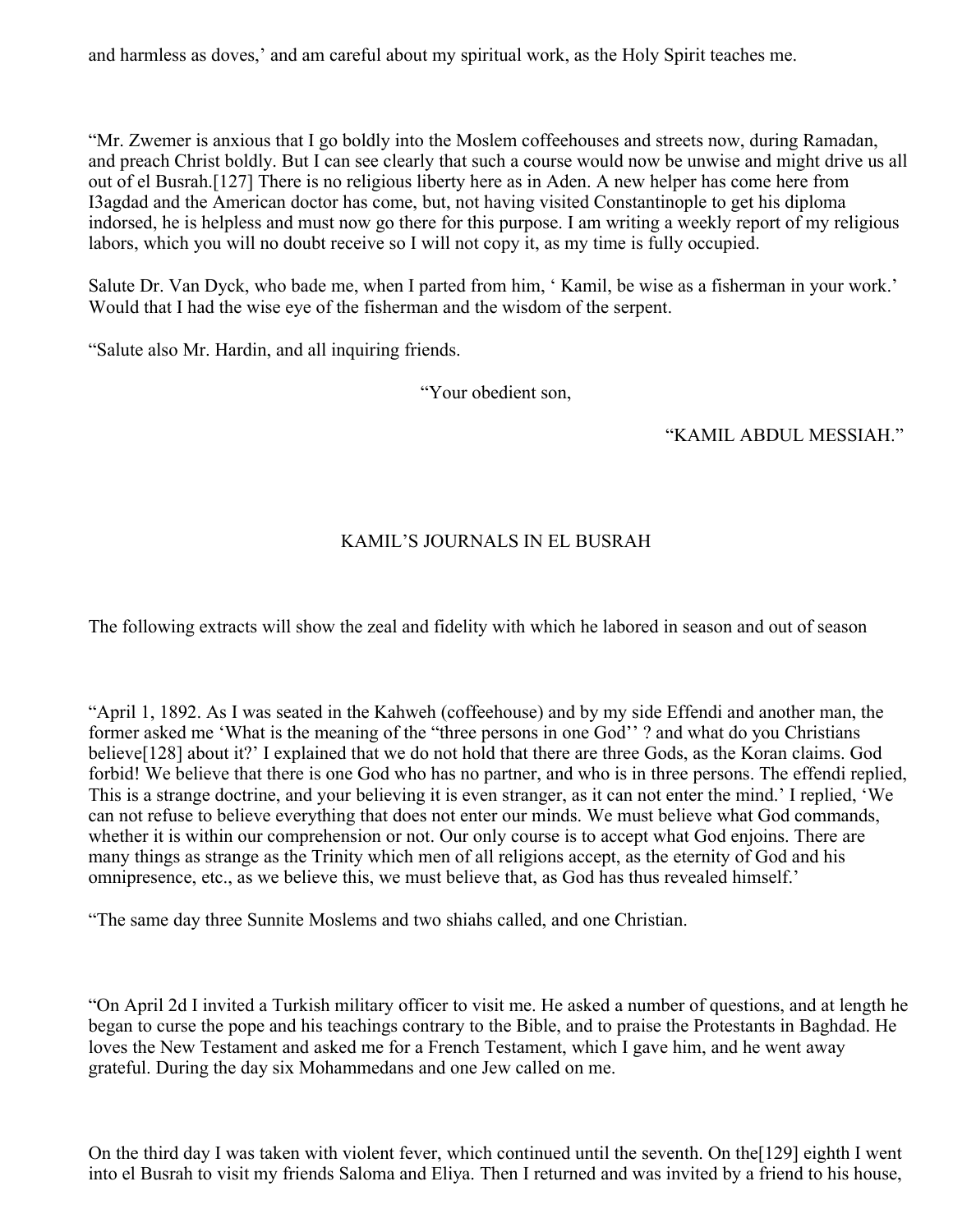and harmless as doves,' and am careful about my spiritual work, as the Holy Spirit teaches me.

"Mr. Zwemer is anxious that I go boldly into the Moslem coffeehouses and streets now, during Ramadan, and preach Christ boldly. But I can see clearly that such a course would now be unwise and might drive us all out of el Busrah.[127] There is no religious liberty here as in Aden. A new helper has come here from I3agdad and the American doctor has come, but, not having visited Constantinople to get his diploma indorsed, he is helpless and must now go there for this purpose. I am writing a weekly report of my religious labors, which you will no doubt receive so I will not copy it, as my time is fully occupied.

Salute Dr. Van Dyck, who bade me, when I parted from him, ' Kamil, be wise as a fisherman in your work.' Would that I had the wise eye of the fisherman and the wisdom of the serpent.

"Salute also Mr. Hardin, and all inquiring friends.

"Your obedient son,

"KAMIL ABDUL MESSIAH."

## KAMIL'S JOURNALS IN EL BUSRAH

The following extracts will show the zeal and fidelity with which he labored in season and out of season

"April 1, 1892. As I was seated in the Kahweh (coffeehouse) and by my side Effendi and another man, the former asked me 'What is the meaning of the "three persons in one God'' ? and what do you Christians believe[128] about it?' I explained that we do not hold that there are three Gods, as the Koran claims. God forbid! We believe that there is one God who has no partner, and who is in three persons. The effendi replied, This is a strange doctrine, and your believing it is even stranger, as it can not enter the mind.' I replied, 'We can not refuse to believe everything that does not enter our minds. We must believe what God commands, whether it is within our comprehension or not. Our only course is to accept what God enjoins. There are many things as strange as the Trinity which men of all religions accept, as the eternity of God and his omnipresence, etc., as we believe this, we must believe that, as God has thus revealed himself.'

"The same day three Sunnite Moslems and two shiahs called, and one Christian.

"On April 2d I invited a Turkish military officer to visit me. He asked a number of questions, and at length he began to curse the pope and his teachings contrary to the Bible, and to praise the Protestants in Baghdad. He loves the New Testament and asked me for a French Testament, which I gave him, and he went away grateful. During the day six Mohammedans and one Jew called on me.

On the third day I was taken with violent fever, which continued until the seventh. On the[129] eighth I went into el Busrah to visit my friends Saloma and Eliya. Then I returned and was invited by a friend to his house,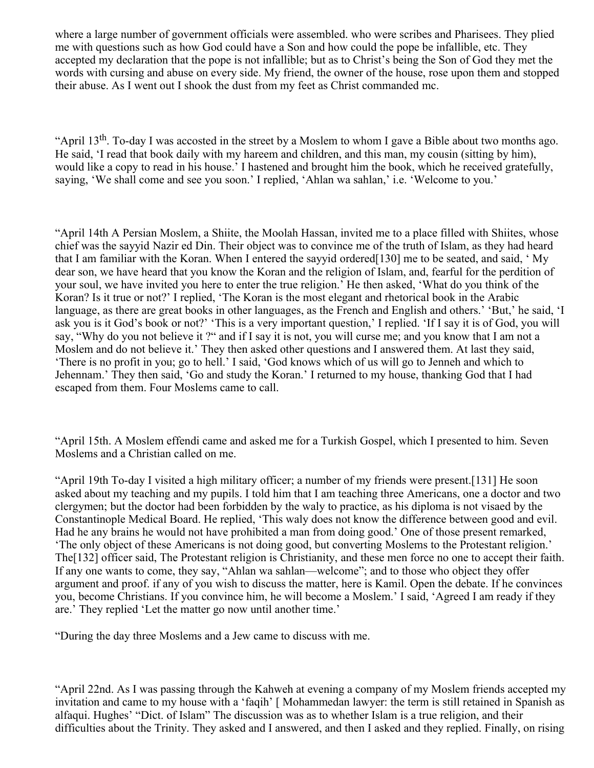where a large number of government officials were assembled. who were scribes and Pharisees. They plied me with questions such as how God could have a Son and how could the pope be infallible, etc. They accepted my declaration that the pope is not infallible; but as to Christ's being the Son of God they met the words with cursing and abuse on every side. My friend, the owner of the house, rose upon them and stopped their abuse. As I went out I shook the dust from my feet as Christ commanded mc.

"April 13th. To-day I was accosted in the street by a Moslem to whom I gave a Bible about two months ago. He said, 'I read that book daily with my hareem and children, and this man, my cousin (sitting by him), would like a copy to read in his house.' I hastened and brought him the book, which he received gratefully, saying, 'We shall come and see you soon.' I replied, 'Ahlan wa sahlan,' i.e. 'Welcome to you.'

"April 14th A Persian Moslem, a Shiite, the Moolah Hassan, invited me to a place filled with Shiites, whose chief was the sayyid Nazir ed Din. Their object was to convince me of the truth of Islam, as they had heard that I am familiar with the Koran. When I entered the sayyid ordered[130] me to be seated, and said, ' My dear son, we have heard that you know the Koran and the religion of Islam, and, fearful for the perdition of your soul, we have invited you here to enter the true religion.' He then asked, 'What do you think of the Koran? Is it true or not?' I replied, 'The Koran is the most elegant and rhetorical book in the Arabic language, as there are great books in other languages, as the French and English and others.' 'But,' he said, 'I ask you is it God's book or not?' 'This is a very important question,' I replied. 'If I say it is of God, you will say, "Why do you not believe it ?" and if I say it is not, you will curse me; and you know that I am not a Moslem and do not believe it.' They then asked other questions and I answered them. At last they said, 'There is no profit in you; go to hell.' I said, 'God knows which of us will go to Jenneh and which to Jehennam.' They then said, 'Go and study the Koran.' I returned to my house, thanking God that I had escaped from them. Four Moslems came to call.

"April 15th. A Moslem effendi came and asked me for a Turkish Gospel, which I presented to him. Seven Moslems and a Christian called on me.

"April 19th To-day I visited a high military officer; a number of my friends were present.[131] He soon asked about my teaching and my pupils. I told him that I am teaching three Americans, one a doctor and two clergymen; but the doctor had been forbidden by the waly to practice, as his diploma is not visaed by the Constantinople Medical Board. He replied, 'This waly does not know the difference between good and evil. Had he any brains he would not have prohibited a man from doing good.' One of those present remarked, 'The only object of these Americans is not doing good, but converting Moslems to the Protestant religion.' The[132] officer said, The Protestant religion is Christianity, and these men force no one to accept their faith. If any one wants to come, they say, "Ahlan wa sahlan—welcome"; and to those who object they offer argument and proof. if any of you wish to discuss the matter, here is Kamil. Open the debate. If he convinces you, become Christians. If you convince him, he will become a Moslem.' I said, 'Agreed I am ready if they are.' They replied 'Let the matter go now until another time.'

"During the day three Moslems and a Jew came to discuss with me.

"April 22nd. As I was passing through the Kahweh at evening a company of my Moslem friends accepted my invitation and came to my house with a 'faqih' [ Mohammedan lawyer: the term is still retained in Spanish as alfaqui. Hughes' "Dict. of Islam" The discussion was as to whether Islam is a true religion, and their difficulties about the Trinity. They asked and I answered, and then I asked and they replied. Finally, on rising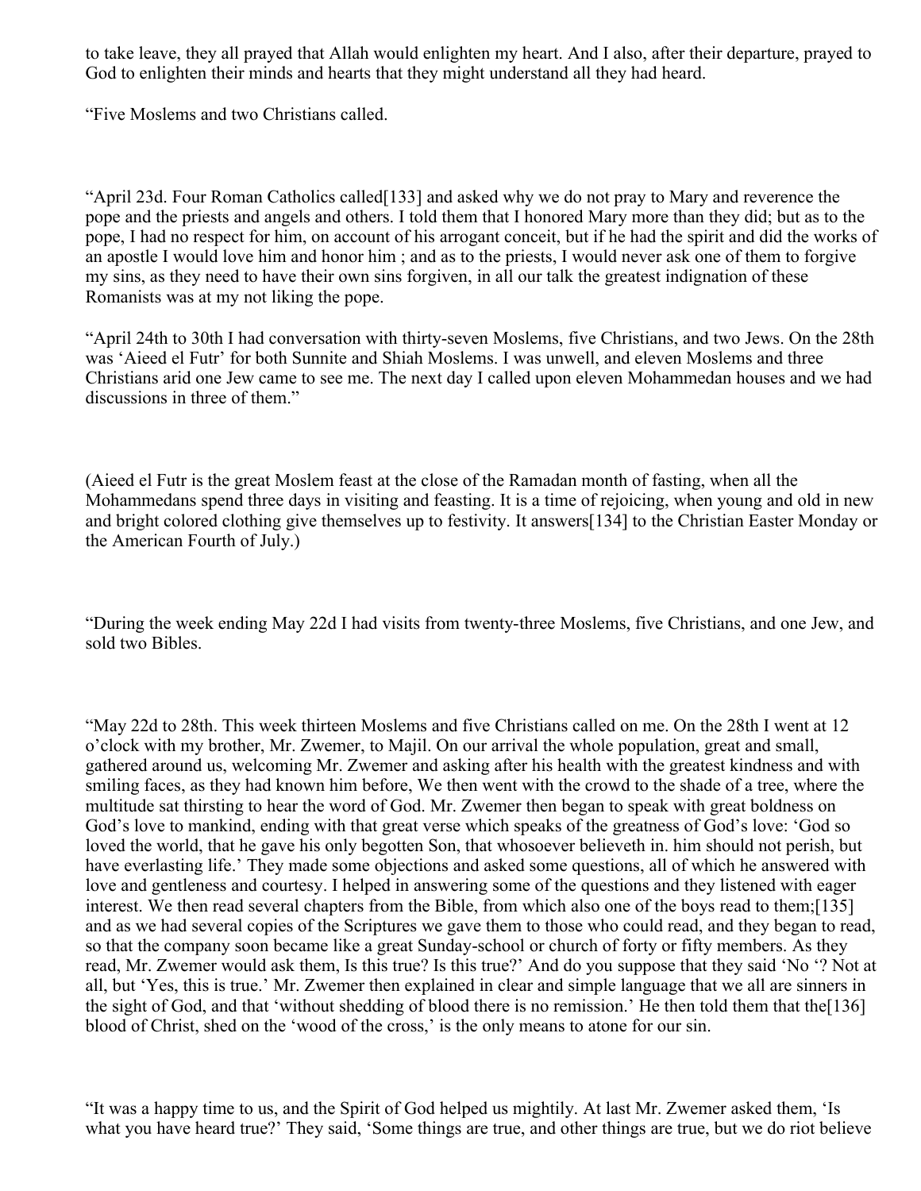to take leave, they all prayed that Allah would enlighten my heart. And I also, after their departure, prayed to God to enlighten their minds and hearts that they might understand all they had heard.

"Five Moslems and two Christians called.

"April 23d. Four Roman Catholics called[133] and asked why we do not pray to Mary and reverence the pope and the priests and angels and others. I told them that I honored Mary more than they did; but as to the pope, I had no respect for him, on account of his arrogant conceit, but if he had the spirit and did the works of an apostle I would love him and honor him ; and as to the priests, I would never ask one of them to forgive my sins, as they need to have their own sins forgiven, in all our talk the greatest indignation of these Romanists was at my not liking the pope.

"April 24th to 30th I had conversation with thirty-seven Moslems, five Christians, and two Jews. On the 28th was 'Aieed el Futr' for both Sunnite and Shiah Moslems. I was unwell, and eleven Moslems and three Christians arid one Jew came to see me. The next day I called upon eleven Mohammedan houses and we had discussions in three of them."

(Aieed el Futr is the great Moslem feast at the close of the Ramadan month of fasting, when all the Mohammedans spend three days in visiting and feasting. It is a time of rejoicing, when young and old in new and bright colored clothing give themselves up to festivity. It answers[134] to the Christian Easter Monday or the American Fourth of July.)

"During the week ending May 22d I had visits from twenty-three Moslems, five Christians, and one Jew, and sold two Bibles.

"May 22d to 28th. This week thirteen Moslems and five Christians called on me. On the 28th I went at 12 o'clock with my brother, Mr. Zwemer, to Majil. On our arrival the whole population, great and small, gathered around us, welcoming Mr. Zwemer and asking after his health with the greatest kindness and with smiling faces, as they had known him before, We then went with the crowd to the shade of a tree, where the multitude sat thirsting to hear the word of God. Mr. Zwemer then began to speak with great boldness on God's love to mankind, ending with that great verse which speaks of the greatness of God's love: 'God so loved the world, that he gave his only begotten Son, that whosoever believeth in. him should not perish, but have everlasting life.' They made some objections and asked some questions, all of which he answered with love and gentleness and courtesy. I helped in answering some of the questions and they listened with eager interest. We then read several chapters from the Bible, from which also one of the boys read to them;[135] and as we had several copies of the Scriptures we gave them to those who could read, and they began to read, so that the company soon became like a great Sunday-school or church of forty or fifty members. As they read, Mr. Zwemer would ask them, Is this true? Is this true?' And do you suppose that they said 'No '? Not at all, but 'Yes, this is true.' Mr. Zwemer then explained in clear and simple language that we all are sinners in the sight of God, and that 'without shedding of blood there is no remission.' He then told them that the[136] blood of Christ, shed on the 'wood of the cross,' is the only means to atone for our sin.

"It was a happy time to us, and the Spirit of God helped us mightily. At last Mr. Zwemer asked them, 'Is what you have heard true?' They said, 'Some things are true, and other things are true, but we do riot believe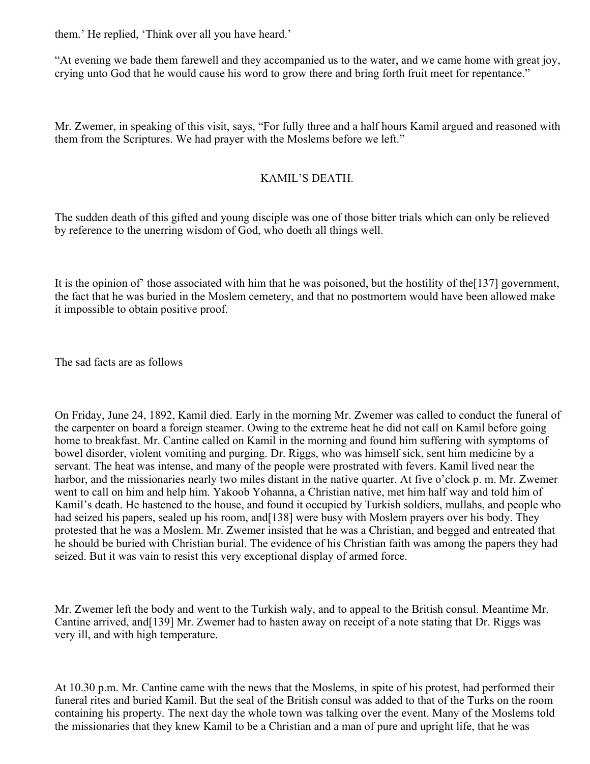them.' He replied, 'Think over all you have heard.'

"At evening we bade them farewell and they accompanied us to the water, and we came home with great joy, crying unto God that he would cause his word to grow there and bring forth fruit meet for repentance."

Mr. Zwemer, in speaking of this visit, says, "For fully three and a half hours Kamil argued and reasoned with them from the Scriptures. We had prayer with the Moslems before we left."

## KAMIL'S DEATH.

The sudden death of this gifted and young disciple was one of those bitter trials which can only be relieved by reference to the unerring wisdom of God, who doeth all things well.

It is the opinion of' those associated with him that he was poisoned, but the hostility of the[137] government, the fact that he was buried in the Moslem cemetery, and that no postmortem would have been allowed make it impossible to obtain positive proof.

The sad facts are as follows

On Friday, June 24, 1892, Kamil died. Early in the morning Mr. Zwemer was called to conduct the funeral of the carpenter on board a foreign steamer. Owing to the extreme heat he did not call on Kamil before going home to breakfast. Mr. Cantine called on Kamil in the morning and found him suffering with symptoms of bowel disorder, violent vomiting and purging. Dr. Riggs, who was himself sick, sent him medicine by a servant. The heat was intense, and many of the people were prostrated with fevers. Kamil lived near the harbor, and the missionaries nearly two miles distant in the native quarter. At five o'clock p. m. Mr. Zwemer went to call on him and help him. Yakoob Yohanna, a Christian native, met him half way and told him of Kamil's death. He hastened to the house, and found it occupied by Turkish soldiers, mullahs, and people who had seized his papers, sealed up his room, and[138] were busy with Moslem prayers over his body. They protested that he was a Moslem. Mr. Zwemer insisted that he was a Christian, and begged and entreated that he should be buried with Christian burial. The evidence of his Christian faith was among the papers they had seized. But it was vain to resist this very exceptional display of armed force.

Mr. Zwemer left the body and went to the Turkish waly, and to appeal to the British consul. Meantime Mr. Cantine arrived, and[139] Mr. Zwemer had to hasten away on receipt of a note stating that Dr. Riggs was very ill, and with high temperature.

At 10.30 p.m. Mr. Cantine came with the news that the Moslems, in spite of his protest, had performed their funeral rites and buried Kamil. But the seal of the British consul was added to that of the Turks on the room containing his property. The next day the whole town was talking over the event. Many of the Moslems told the missionaries that they knew Kamil to be a Christian and a man of pure and upright life, that he was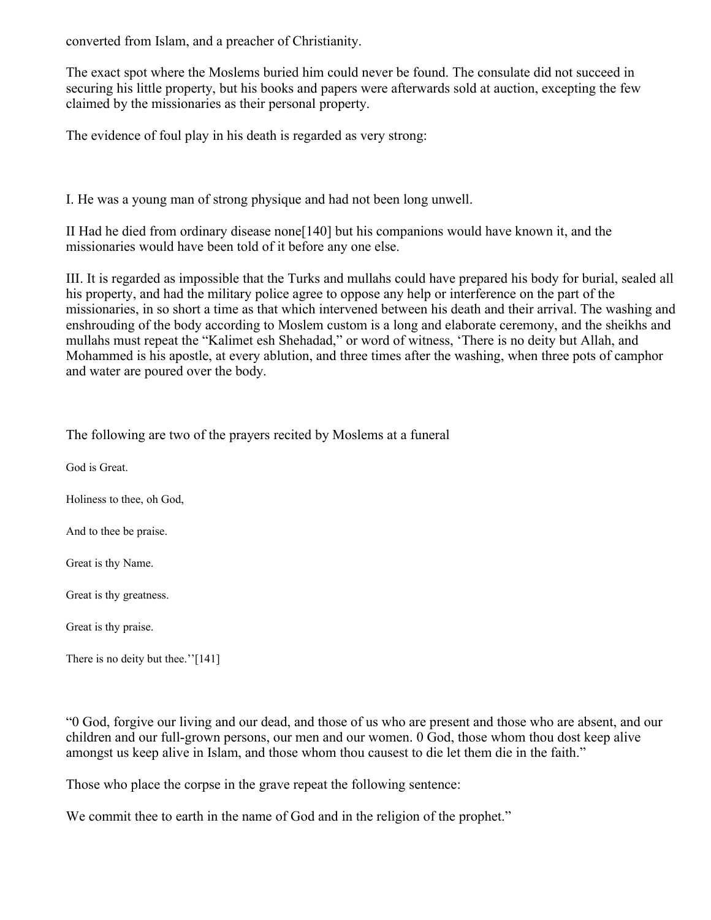converted from Islam, and a preacher of Christianity.

The exact spot where the Moslems buried him could never be found. The consulate did not succeed in securing his little property, but his books and papers were afterwards sold at auction, excepting the few claimed by the missionaries as their personal property.

The evidence of foul play in his death is regarded as very strong:

I. He was a young man of strong physique and had not been long unwell.

II Had he died from ordinary disease none[140] but his companions would have known it, and the missionaries would have been told of it before any one else.

III. It is regarded as impossible that the Turks and mullahs could have prepared his body for burial, sealed all his property, and had the military police agree to oppose any help or interference on the part of the missionaries, in so short a time as that which intervened between his death and their arrival. The washing and enshrouding of the body according to Moslem custom is a long and elaborate ceremony, and the sheikhs and mullahs must repeat the "Kalimet esh Shehadad," or word of witness, 'There is no deity but Allah, and Mohammed is his apostle, at every ablution, and three times after the washing, when three pots of camphor and water are poured over the body.

The following are two of the prayers recited by Moslems at a funeral

God is Great.

Holiness to thee, oh God,

And to thee be praise.

Great is thy Name.

Great is thy greatness.

Great is thy praise.

There is no deity but thee.''[141]

"0 God, forgive our living and our dead, and those of us who are present and those who are absent, and our children and our full-grown persons, our men and our women. 0 God, those whom thou dost keep alive amongst us keep alive in Islam, and those whom thou causest to die let them die in the faith."

Those who place the corpse in the grave repeat the following sentence:

We commit thee to earth in the name of God and in the religion of the prophet."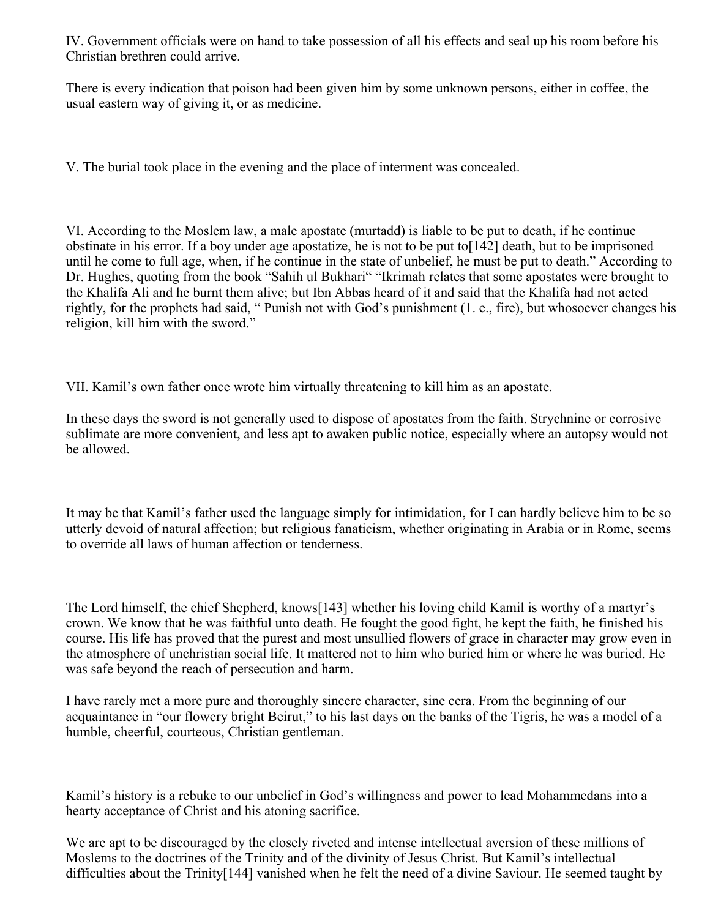IV. Government officials were on hand to take possession of all his effects and seal up his room before his Christian brethren could arrive.

There is every indication that poison had been given him by some unknown persons, either in coffee, the usual eastern way of giving it, or as medicine.

V. The burial took place in the evening and the place of interment was concealed.

VI. According to the Moslem law, a male apostate (murtadd) is liable to be put to death, if he continue obstinate in his error. If a boy under age apostatize, he is not to be put to[142] death, but to be imprisoned until he come to full age, when, if he continue in the state of unbelief, he must be put to death." According to Dr. Hughes, quoting from the book "Sahih ul Bukhari" "Ikrimah relates that some apostates were brought to the Khalifa Ali and he burnt them alive; but Ibn Abbas heard of it and said that the Khalifa had not acted rightly, for the prophets had said, " Punish not with God's punishment (1. e., fire), but whosoever changes his religion, kill him with the sword."

VII. Kamil's own father once wrote him virtually threatening to kill him as an apostate.

In these days the sword is not generally used to dispose of apostates from the faith. Strychnine or corrosive sublimate are more convenient, and less apt to awaken public notice, especially where an autopsy would not be allowed.

It may be that Kamil's father used the language simply for intimidation, for I can hardly believe him to be so utterly devoid of natural affection; but religious fanaticism, whether originating in Arabia or in Rome, seems to override all laws of human affection or tenderness.

The Lord himself, the chief Shepherd, knows[143] whether his loving child Kamil is worthy of a martyr's crown. We know that he was faithful unto death. He fought the good fight, he kept the faith, he finished his course. His life has proved that the purest and most unsullied flowers of grace in character may grow even in the atmosphere of unchristian social life. It mattered not to him who buried him or where he was buried. He was safe beyond the reach of persecution and harm.

I have rarely met a more pure and thoroughly sincere character, sine cera. From the beginning of our acquaintance in "our flowery bright Beirut," to his last days on the banks of the Tigris, he was a model of a humble, cheerful, courteous, Christian gentleman.

Kamil's history is a rebuke to our unbelief in God's willingness and power to lead Mohammedans into a hearty acceptance of Christ and his atoning sacrifice.

We are apt to be discouraged by the closely riveted and intense intellectual aversion of these millions of Moslems to the doctrines of the Trinity and of the divinity of Jesus Christ. But Kamil's intellectual difficulties about the Trinity[144] vanished when he felt the need of a divine Saviour. He seemed taught by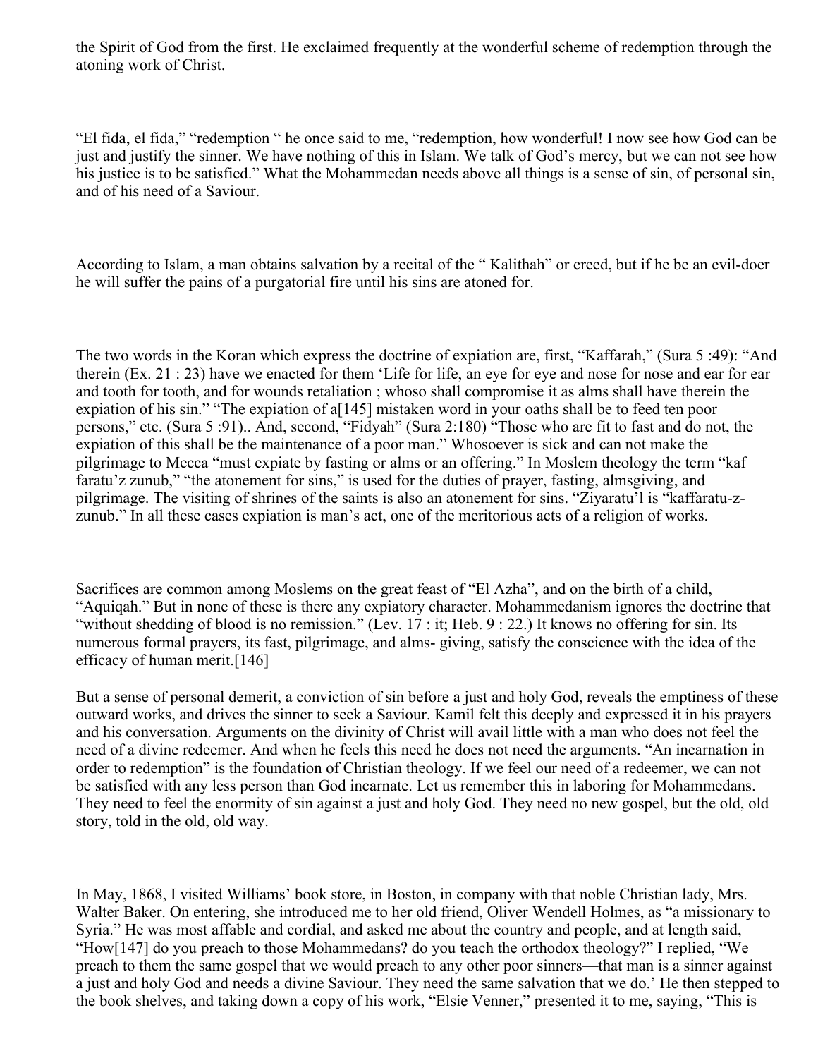the Spirit of God from the first. He exclaimed frequently at the wonderful scheme of redemption through the atoning work of Christ.

"El fida, el fida," "redemption " he once said to me, "redemption, how wonderful! I now see how God can be just and justify the sinner. We have nothing of this in Islam. We talk of God's mercy, but we can not see how his justice is to be satisfied." What the Mohammedan needs above all things is a sense of sin, of personal sin, and of his need of a Saviour.

According to Islam, a man obtains salvation by a recital of the " Kalithah" or creed, but if he be an evil-doer he will suffer the pains of a purgatorial fire until his sins are atoned for.

The two words in the Koran which express the doctrine of expiation are, first, "Kaffarah," (Sura 5 :49): "And therein (Ex. 21 : 23) have we enacted for them 'Life for life, an eye for eye and nose for nose and ear for ear and tooth for tooth, and for wounds retaliation ; whoso shall compromise it as alms shall have therein the expiation of his sin." "The expiation of a[145] mistaken word in your oaths shall be to feed ten poor persons," etc. (Sura 5 :91).. And, second, "Fidyah" (Sura 2:180) "Those who are fit to fast and do not, the expiation of this shall be the maintenance of a poor man." Whosoever is sick and can not make the pilgrimage to Mecca "must expiate by fasting or alms or an offering." In Moslem theology the term "kaf faratu'z zunub," "the atonement for sins," is used for the duties of prayer, fasting, almsgiving, and pilgrimage. The visiting of shrines of the saints is also an atonement for sins. "Ziyaratu'l is "kaffaratu-z-zunub." In all these cases expiation is man's act, one of the meritorious acts of a religion of works.

Sacrifices are common among Moslems on the great feast of "El Azha", and on the birth of a child, "Aquiqah." But in none of these is there any expiatory character. Mohammedanism ignores the doctrine that "without shedding of blood is no remission." (Lev. 17 : it; Heb. 9 : 22.) It knows no offering for sin. Its numerous formal prayers, its fast, pilgrimage, and alms- giving, satisfy the conscience with the idea of the efficacy of human merit.[146]

But a sense of personal demerit, a conviction of sin before a just and holy God, reveals the emptiness of these outward works, and drives the sinner to seek a Saviour. Kamil felt this deeply and expressed it in his prayers and his conversation. Arguments on the divinity of Christ will avail little with a man who does not feel the need of a divine redeemer. And when he feels this need he does not need the arguments. "An incarnation in order to redemption" is the foundation of Christian theology. If we feel our need of a redeemer, we can not be satisfied with any less person than God incarnate. Let us remember this in laboring for Mohammedans. They need to feel the enormity of sin against a just and holy God. They need no new gospel, but the old, old story, told in the old, old way.

In May, 1868, I visited Williams' book store, in Boston, in company with that noble Christian lady, Mrs. Walter Baker. On entering, she introduced me to her old friend, Oliver Wendell Holmes, as "a missionary to Syria." He was most affable and cordial, and asked me about the country and people, and at length said, "How[147] do you preach to those Mohammedans? do you teach the orthodox theology?" I replied, "We preach to them the same gospel that we would preach to any other poor sinners—that man is a sinner against a just and holy God and needs a divine Saviour. They need the same salvation that we do.' He then stepped to the book shelves, and taking down a copy of his work, "Elsie Venner," presented it to me, saying, "This is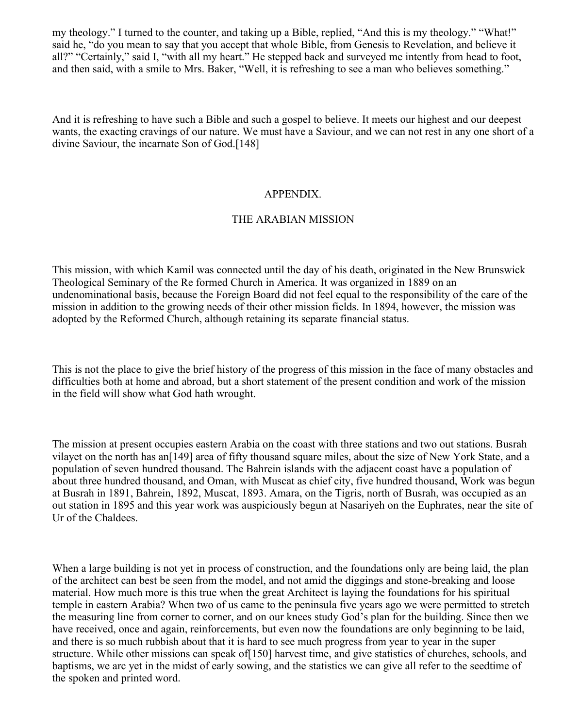my theology." I turned to the counter, and taking up a Bible, replied, "And this is my theology." "What!" said he, "do you mean to say that you accept that whole Bible, from Genesis to Revelation, and believe it all?" "Certainly," said I, "with all my heart." He stepped back and surveyed me intently from head to foot, and then said, with a smile to Mrs. Baker, "Well, it is refreshing to see a man who believes something."

And it is refreshing to have such a Bible and such a gospel to believe. It meets our highest and our deepest wants, the exacting cravings of our nature. We must have a Saviour, and we can not rest in any one short of a divine Saviour, the incarnate Son of God.[148]

## APPENDIX.

## THE ARABIAN MISSION

This mission, with which Kamil was connected until the day of his death, originated in the New Brunswick Theological Seminary of the Re formed Church in America. It was organized in 1889 on an undenominational basis, because the Foreign Board did not feel equal to the responsibility of the care of the mission in addition to the growing needs of their other mission fields. In 1894, however, the mission was adopted by the Reformed Church, although retaining its separate financial status.

This is not the place to give the brief history of the progress of this mission in the face of many obstacles and difficulties both at home and abroad, but a short statement of the present condition and work of the mission in the field will show what God hath wrought.

The mission at present occupies eastern Arabia on the coast with three stations and two out stations. Busrah vilayet on the north has an[149] area of fifty thousand square miles, about the size of New York State, and a population of seven hundred thousand. The Bahrein islands with the adjacent coast have a population of about three hundred thousand, and Oman, with Muscat as chief city, five hundred thousand, Work was begun at Busrah in 1891, Bahrein, 1892, Muscat, 1893. Amara, on the Tigris, north of Busrah, was occupied as an out station in 1895 and this year work was auspiciously begun at Nasariyeh on the Euphrates, near the site of Ur of the Chaldees.

When a large building is not yet in process of construction, and the foundations only are being laid, the plan of the architect can best be seen from the model, and not amid the diggings and stone-breaking and loose material. How much more is this true when the great Architect is laying the foundations for his spiritual temple in eastern Arabia? When two of us came to the peninsula five years ago we were permitted to stretch the measuring line from corner to corner, and on our knees study God's plan for the building. Since then we have received, once and again, reinforcements, but even now the foundations are only beginning to be laid, and there is so much rubbish about that it is hard to see much progress from year to year in the super structure. While other missions can speak of[150] harvest time, and give statistics of churches, schools, and baptisms, we arc yet in the midst of early sowing, and the statistics we can give all refer to the seedtime of the spoken and printed word.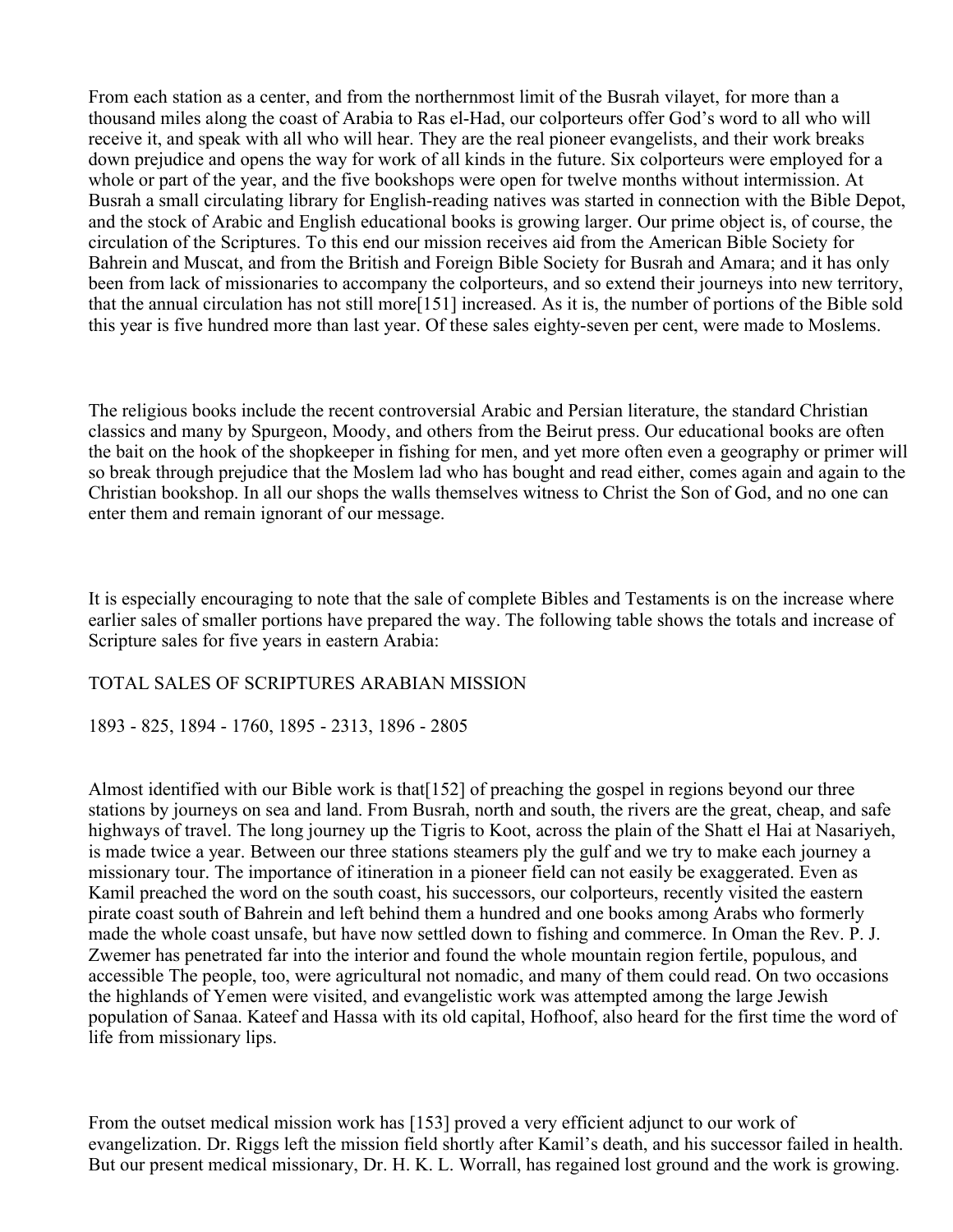From each station as a center, and from the northernmost limit of the Busrah vilayet, for more than a thousand miles along the coast of Arabia to Ras el-Had, our colporteurs offer God's word to all who will receive it, and speak with all who will hear. They are the real pioneer evangelists, and their work breaks down prejudice and opens the way for work of all kinds in the future. Six colporteurs were employed for a whole or part of the year, and the five bookshops were open for twelve months without intermission. At Busrah a small circulating library for English-reading natives was started in connection with the Bible Depot, and the stock of Arabic and English educational books is growing larger. Our prime object is, of course, the circulation of the Scriptures. To this end our mission receives aid from the American Bible Society for Bahrein and Muscat, and from the British and Foreign Bible Society for Busrah and Amara; and it has only been from lack of missionaries to accompany the colporteurs, and so extend their journeys into new territory, that the annual circulation has not still more[151] increased. As it is, the number of portions of the Bible sold this year is five hundred more than last year. Of these sales eighty-seven per cent, were made to Moslems.

The religious books include the recent controversial Arabic and Persian literature, the standard Christian classics and many by Spurgeon, Moody, and others from the Beirut press. Our educational books are often the bait on the hook of the shopkeeper in fishing for men, and yet more often even a geography or primer will so break through prejudice that the Moslem lad who has bought and read either, comes again and again to the Christian bookshop. In all our shops the walls themselves witness to Christ the Son of God, and no one can enter them and remain ignorant of our message.

It is especially encouraging to note that the sale of complete Bibles and Testaments is on the increase where earlier sales of smaller portions have prepared the way. The following table shows the totals and increase of Scripture sales for five years in eastern Arabia:

TOTAL SALES OF SCRIPTURES ARABIAN MISSION

1893 - 825, 1894 - 1760, 1895 - 2313, 1896 - 2805

Almost identified with our Bible work is that[152] of preaching the gospel in regions beyond our three stations by journeys on sea and land. From Busrah, north and south, the rivers are the great, cheap, and safe highways of travel. The long journey up the Tigris to Koot, across the plain of the Shatt el Hai at Nasariyeh, is made twice a year. Between our three stations steamers ply the gulf and we try to make each journey a missionary tour. The importance of itineration in a pioneer field can not easily be exaggerated. Even as Kamil preached the word on the south coast, his successors, our colporteurs, recently visited the eastern pirate coast south of Bahrein and left behind them a hundred and one books among Arabs who formerly made the whole coast unsafe, but have now settled down to fishing and commerce. In Oman the Rev. P. J. Zwemer has penetrated far into the interior and found the whole mountain region fertile, populous, and accessible The people, too, were agricultural not nomadic, and many of them could read. On two occasions the highlands of Yemen were visited, and evangelistic work was attempted among the large Jewish population of Sanaa. Kateef and Hassa with its old capital, Hofhoof, also heard for the first time the word of life from missionary lips.

From the outset medical mission work has [153] proved a very efficient adjunct to our work of evangelization. Dr. Riggs left the mission field shortly after Kamil's death, and his successor failed in health. But our present medical missionary, Dr. H. K. L. Worrall, has regained lost ground and the work is growing.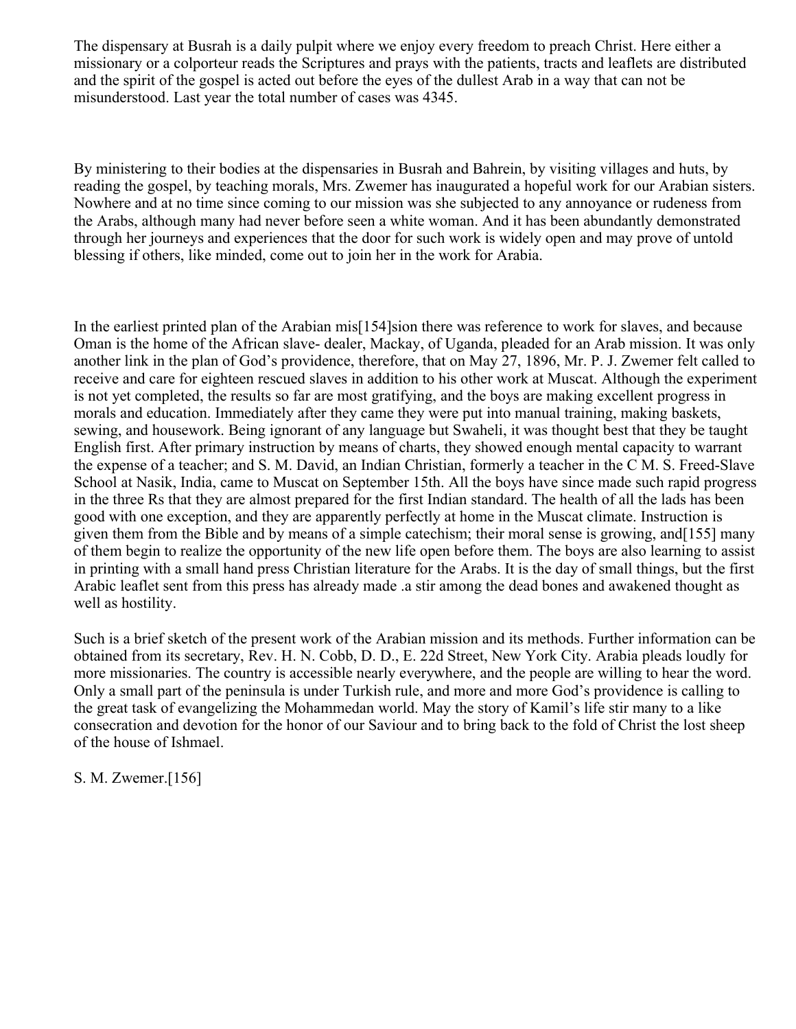The dispensary at Busrah is a daily pulpit where we enjoy every freedom to preach Christ. Here either a missionary or a colporteur reads the Scriptures and prays with the patients, tracts and leaflets are distributed and the spirit of the gospel is acted out before the eyes of the dullest Arab in a way that can not be misunderstood. Last year the total number of cases was 4345.

By ministering to their bodies at the dispensaries in Busrah and Bahrein, by visiting villages and huts, by reading the gospel, by teaching morals, Mrs. Zwemer has inaugurated a hopeful work for our Arabian sisters. Nowhere and at no time since coming to our mission was she subjected to any annoyance or rudeness from the Arabs, although many had never before seen a white woman. And it has been abundantly demonstrated through her journeys and experiences that the door for such work is widely open and may prove of untold blessing if others, like minded, come out to join her in the work for Arabia.

In the earliest printed plan of the Arabian mis[154]sion there was reference to work for slaves, and because Oman is the home of the African slave- dealer, Mackay, of Uganda, pleaded for an Arab mission. It was only another link in the plan of God's providence, therefore, that on May 27, 1896, Mr. P. J. Zwemer felt called to receive and care for eighteen rescued slaves in addition to his other work at Muscat. Although the experiment is not yet completed, the results so far are most gratifying, and the boys are making excellent progress in morals and education. Immediately after they came they were put into manual training, making baskets, sewing, and housework. Being ignorant of any language but Swaheli, it was thought best that they be taught English first. After primary instruction by means of charts, they showed enough mental capacity to warrant the expense of a teacher; and S. M. David, an Indian Christian, formerly a teacher in the C M. S. Freed-Slave School at Nasik, India, came to Muscat on September 15th. All the boys have since made such rapid progress in the three Rs that they are almost prepared for the first Indian standard. The health of all the lads has been good with one exception, and they are apparently perfectly at home in the Muscat climate. Instruction is given them from the Bible and by means of a simple catechism; their moral sense is growing, and[155] many of them begin to realize the opportunity of the new life open before them. The boys are also learning to assist in printing with a small hand press Christian literature for the Arabs. It is the day of small things, but the first Arabic leaflet sent from this press has already made .a stir among the dead bones and awakened thought as well as hostility.

Such is a brief sketch of the present work of the Arabian mission and its methods. Further information can be obtained from its secretary, Rev. H. N. Cobb, D. D., E. 22d Street, New York City. Arabia pleads loudly for more missionaries. The country is accessible nearly everywhere, and the people are willing to hear the word. Only a small part of the peninsula is under Turkish rule, and more and more God's providence is calling to the great task of evangelizing the Mohammedan world. May the story of Kamil's life stir many to a like consecration and devotion for the honor of our Saviour and to bring back to the fold of Christ the lost sheep of the house of Ishmael.

S. M. Zwemer.[156]